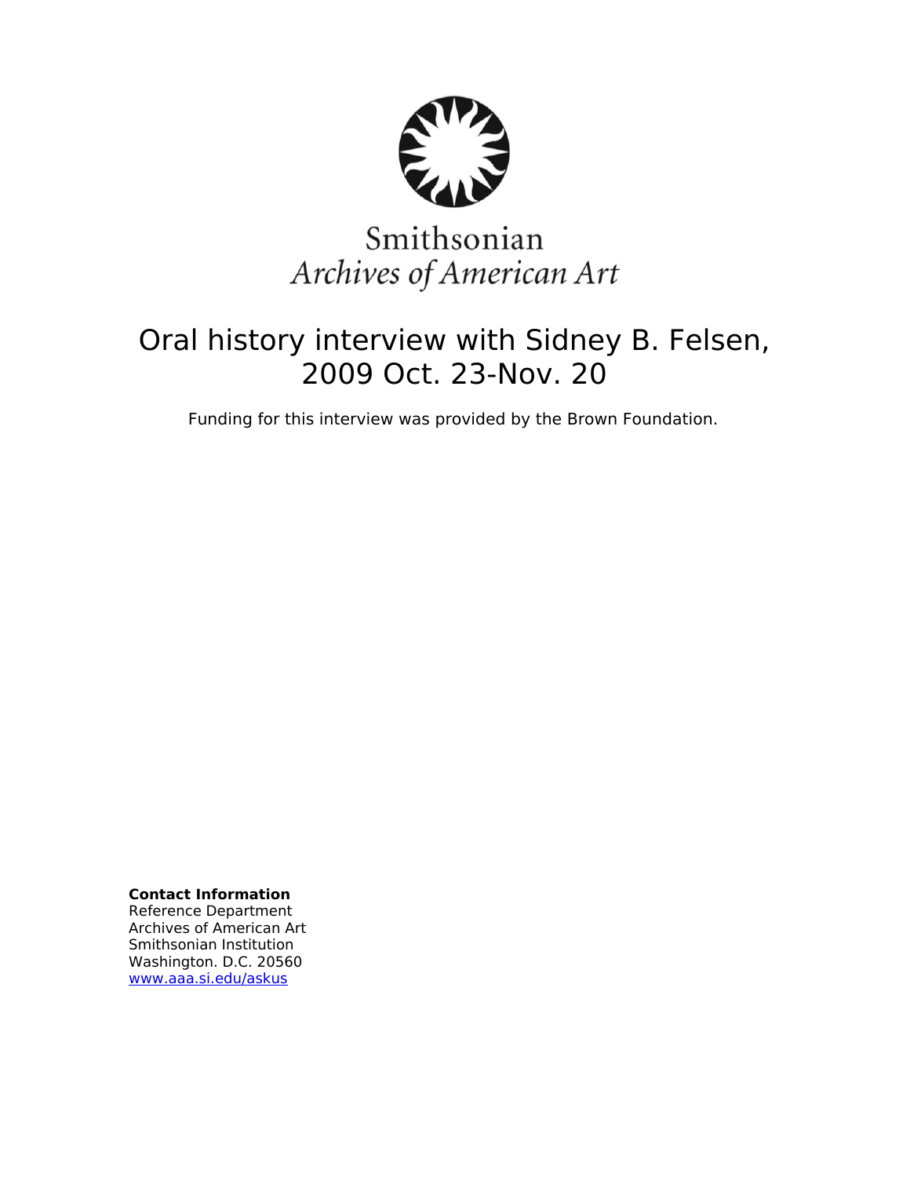Smithsonian
*Archives of American Art*

# Oral history interview with Sidney B. Felsen, 2009 Oct. 23-Nov. 20

Funding for this interview was provided by the Brown Foundation.

**Contact Information**
Reference Department
Archives of American Art
Smithsonian Institution
Washington. D.C. 20560
www.aaa.si.edu/askus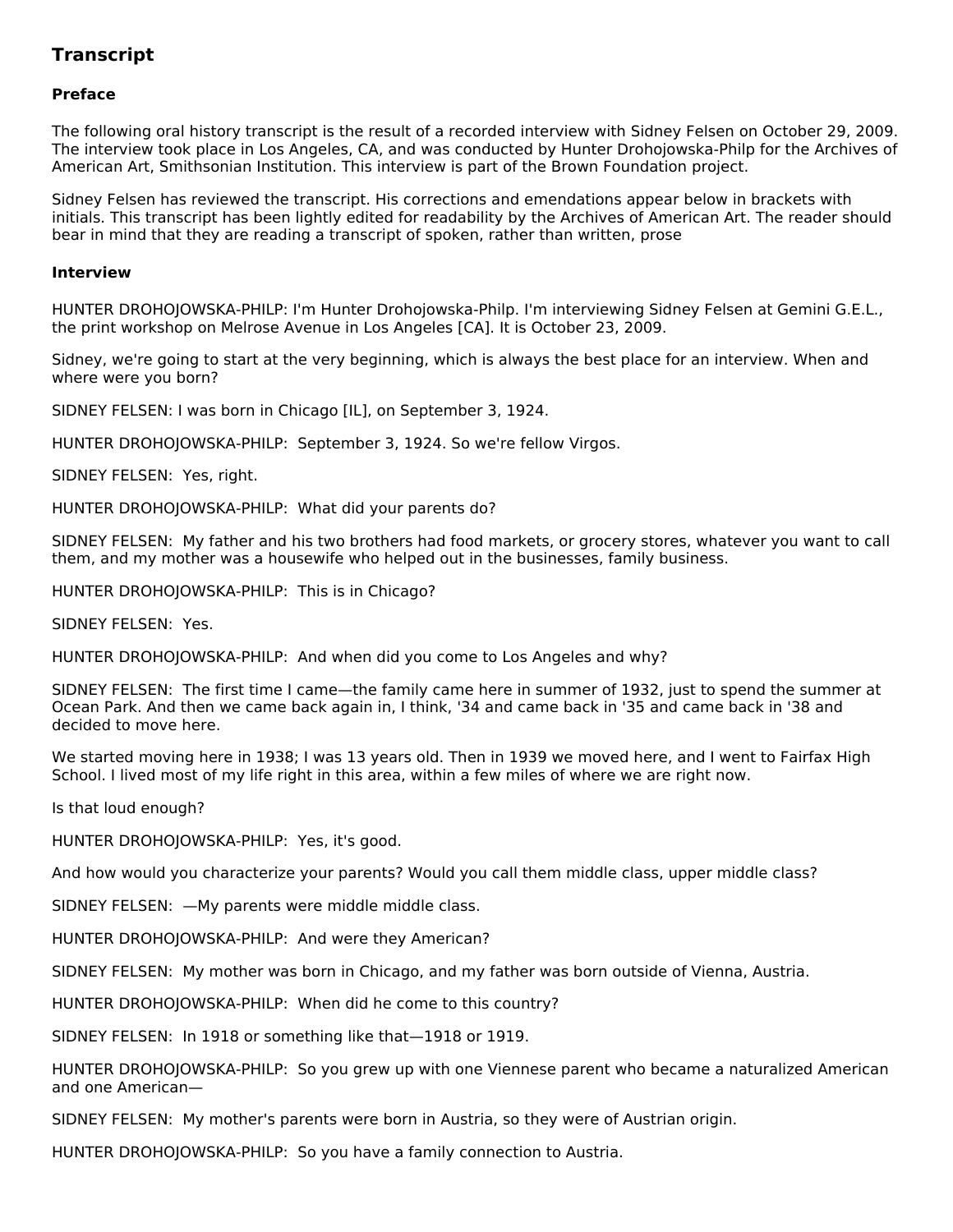## Transcript

### Preface

The following oral history transcript is the result of a recorded interview with Sidney Felsen on October 29, 2009. The interview took place in Los Angeles, CA, and was conducted by Hunter Drohojowska-Philp for the Archives of American Art, Smithsonian Institution. This interview is part of the Brown Foundation project.

Sidney Felsen has reviewed the transcript. His corrections and emendations appear below in brackets with initials. This transcript has been lightly edited for readability by the Archives of American Art. The reader should bear in mind that they are reading a transcript of spoken, rather than written, prose

### Interview

HUNTER DROHOJOWSKA-PHILP: I'm Hunter Drohojowska-Philp. I'm interviewing Sidney Felsen at Gemini G.E.L., the print workshop on Melrose Avenue in Los Angeles [CA]. It is October 23, 2009.

Sidney, we're going to start at the very beginning, which is always the best place for an interview. When and where were you born?

SIDNEY FELSEN: I was born in Chicago [IL], on September 3, 1924.

HUNTER DROHOJOWSKA-PHILP: September 3, 1924. So we're fellow Virgos.

SIDNEY FELSEN: Yes, right.

HUNTER DROHOJOWSKA-PHILP: What did your parents do?

SIDNEY FELSEN: My father and his two brothers had food markets, or grocery stores, whatever you want to call them, and my mother was a housewife who helped out in the businesses, family business.

HUNTER DROHOJOWSKA-PHILP: This is in Chicago?

SIDNEY FELSEN: Yes.

HUNTER DROHOJOWSKA-PHILP: And when did you come to Los Angeles and why?

SIDNEY FELSEN: The first time I came—the family came here in summer of 1932, just to spend the summer at Ocean Park. And then we came back again in, I think, '34 and came back in '35 and came back in '38 and decided to move here.

We started moving here in 1938; I was 13 years old. Then in 1939 we moved here, and I went to Fairfax High School. I lived most of my life right in this area, within a few miles of where we are right now.

Is that loud enough?

HUNTER DROHOJOWSKA-PHILP: Yes, it's good.

And how would you characterize your parents? Would you call them middle class, upper middle class?

SIDNEY FELSEN: —My parents were middle middle class.

HUNTER DROHOJOWSKA-PHILP: And were they American?

SIDNEY FELSEN: My mother was born in Chicago, and my father was born outside of Vienna, Austria.

HUNTER DROHOJOWSKA-PHILP: When did he come to this country?

SIDNEY FELSEN: In 1918 or something like that—1918 or 1919.

HUNTER DROHOJOWSKA-PHILP: So you grew up with one Viennese parent who became a naturalized American and one American—

SIDNEY FELSEN: My mother's parents were born in Austria, so they were of Austrian origin.

HUNTER DROHOJOWSKA-PHILP: So you have a family connection to Austria.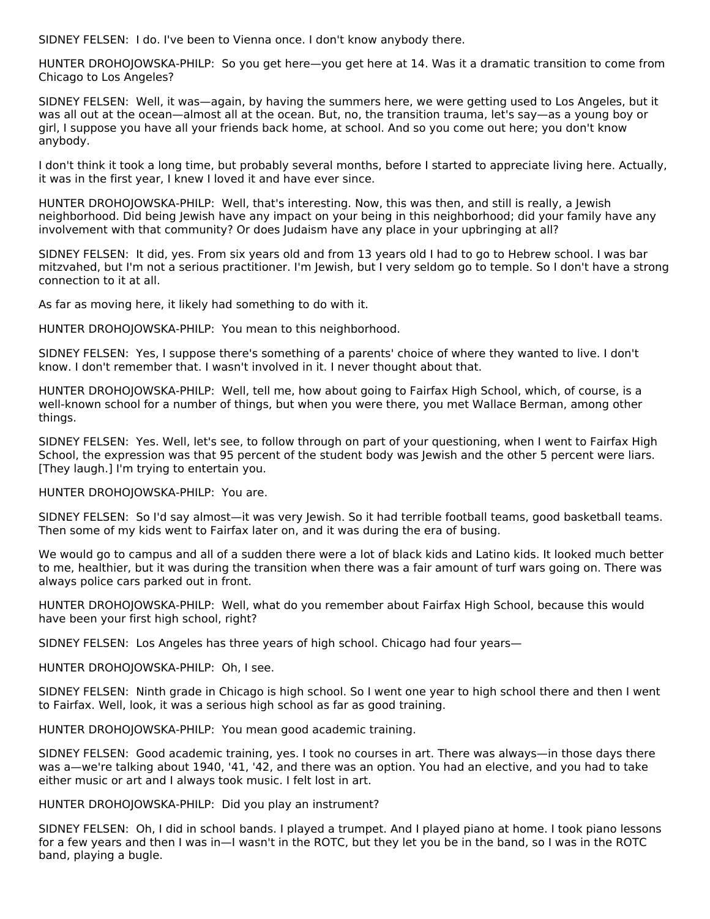SIDNEY FELSEN: I do. I've been to Vienna once. I don't know anybody there.

HUNTER DROHOJOWSKA-PHILP: So you get here—you get here at 14. Was it a dramatic transition to come from Chicago to Los Angeles?

SIDNEY FELSEN: Well, it was—again, by having the summers here, we were getting used to Los Angeles, but it was all out at the ocean—almost all at the ocean. But, no, the transition trauma, let's say—as a young boy or girl, I suppose you have all your friends back home, at school. And so you come out here; you don't know anybody.

I don't think it took a long time, but probably several months, before I started to appreciate living here. Actually, it was in the first year, I knew I loved it and have ever since.

HUNTER DROHOJOWSKA-PHILP: Well, that's interesting. Now, this was then, and still is really, a Jewish neighborhood. Did being Jewish have any impact on your being in this neighborhood; did your family have any involvement with that community? Or does Judaism have any place in your upbringing at all?

SIDNEY FELSEN: It did, yes. From six years old and from 13 years old I had to go to Hebrew school. I was bar mitzvahed, but I'm not a serious practitioner. I'm Jewish, but I very seldom go to temple. So I don't have a strong connection to it at all.

As far as moving here, it likely had something to do with it.

HUNTER DROHOJOWSKA-PHILP: You mean to this neighborhood.

SIDNEY FELSEN: Yes, I suppose there's something of a parents' choice of where they wanted to live. I don't know. I don't remember that. I wasn't involved in it. I never thought about that.

HUNTER DROHOJOWSKA-PHILP: Well, tell me, how about going to Fairfax High School, which, of course, is a well-known school for a number of things, but when you were there, you met Wallace Berman, among other things.

SIDNEY FELSEN: Yes. Well, let's see, to follow through on part of your questioning, when I went to Fairfax High School, the expression was that 95 percent of the student body was Jewish and the other 5 percent were liars. [They laugh.] I'm trying to entertain you.

HUNTER DROHOJOWSKA-PHILP: You are.

SIDNEY FELSEN: So I'd say almost—it was very Jewish. So it had terrible football teams, good basketball teams. Then some of my kids went to Fairfax later on, and it was during the era of busing.

We would go to campus and all of a sudden there were a lot of black kids and Latino kids. It looked much better to me, healthier, but it was during the transition when there was a fair amount of turf wars going on. There was always police cars parked out in front.

HUNTER DROHOJOWSKA-PHILP: Well, what do you remember about Fairfax High School, because this would have been your first high school, right?

SIDNEY FELSEN: Los Angeles has three years of high school. Chicago had four years—

HUNTER DROHOJOWSKA-PHILP: Oh, I see.

SIDNEY FELSEN: Ninth grade in Chicago is high school. So I went one year to high school there and then I went to Fairfax. Well, look, it was a serious high school as far as good training.

HUNTER DROHOJOWSKA-PHILP: You mean good academic training.

SIDNEY FELSEN: Good academic training, yes. I took no courses in art. There was always—in those days there was a—we're talking about 1940, '41, '42, and there was an option. You had an elective, and you had to take either music or art and I always took music. I felt lost in art.

HUNTER DROHOJOWSKA-PHILP: Did you play an instrument?

SIDNEY FELSEN: Oh, I did in school bands. I played a trumpet. And I played piano at home. I took piano lessons for a few years and then I was in—I wasn't in the ROTC, but they let you be in the band, so I was in the ROTC band, playing a bugle.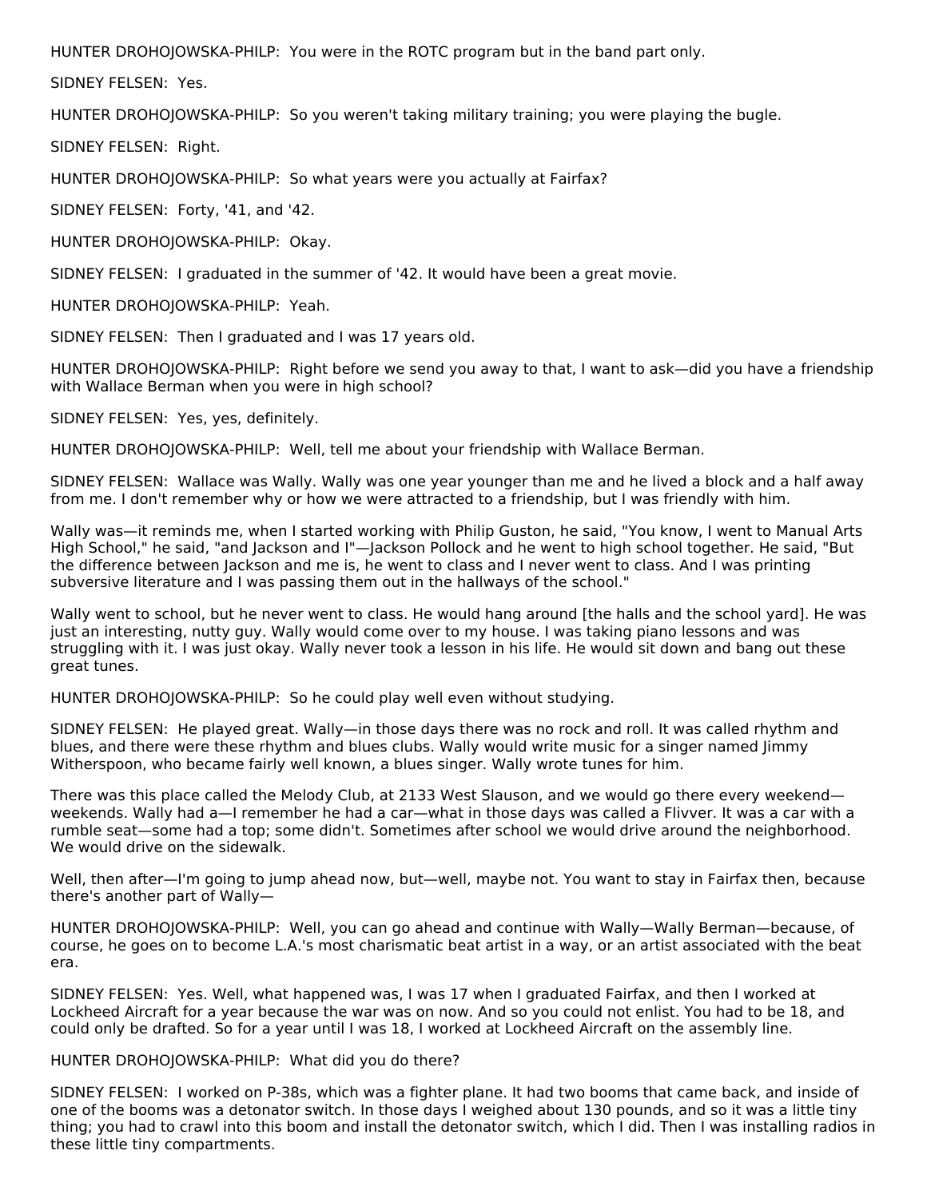HUNTER DROHOJOWSKA-PHILP: You were in the ROTC program but in the band part only.

SIDNEY FELSEN: Yes.

HUNTER DROHOJOWSKA-PHILP: So you weren't taking military training; you were playing the bugle.

SIDNEY FELSEN: Right.

HUNTER DROHOJOWSKA-PHILP: So what years were you actually at Fairfax?

SIDNEY FELSEN: Forty, '41, and '42.

HUNTER DROHOJOWSKA-PHILP: Okay.

SIDNEY FELSEN: I graduated in the summer of '42. It would have been a great movie.

HUNTER DROHOJOWSKA-PHILP: Yeah.

SIDNEY FELSEN: Then I graduated and I was 17 years old.

HUNTER DROHOJOWSKA-PHILP: Right before we send you away to that, I want to ask—did you have a friendship with Wallace Berman when you were in high school?

SIDNEY FELSEN: Yes, yes, definitely.

HUNTER DROHOJOWSKA-PHILP: Well, tell me about your friendship with Wallace Berman.

SIDNEY FELSEN: Wallace was Wally. Wally was one year younger than me and he lived a block and a half away from me. I don't remember why or how we were attracted to a friendship, but I was friendly with him.

Wally was—it reminds me, when I started working with Philip Guston, he said, "You know, I went to Manual Arts High School," he said, "and Jackson and I"—Jackson Pollock and he went to high school together. He said, "But the difference between Jackson and me is, he went to class and I never went to class. And I was printing subversive literature and I was passing them out in the hallways of the school."

Wally went to school, but he never went to class. He would hang around [the halls and the school yard]. He was just an interesting, nutty guy. Wally would come over to my house. I was taking piano lessons and was struggling with it. I was just okay. Wally never took a lesson in his life. He would sit down and bang out these great tunes.

HUNTER DROHOJOWSKA-PHILP: So he could play well even without studying.

SIDNEY FELSEN: He played great. Wally—in those days there was no rock and roll. It was called rhythm and blues, and there were these rhythm and blues clubs. Wally would write music for a singer named Jimmy Witherspoon, who became fairly well known, a blues singer. Wally wrote tunes for him.

There was this place called the Melody Club, at 2133 West Slauson, and we would go there every weekend—weekends. Wally had a—I remember he had a car—what in those days was called a Flivver. It was a car with a rumble seat—some had a top; some didn't. Sometimes after school we would drive around the neighborhood. We would drive on the sidewalk.

Well, then after—I'm going to jump ahead now, but—well, maybe not. You want to stay in Fairfax then, because there's another part of Wally—

HUNTER DROHOJOWSKA-PHILP: Well, you can go ahead and continue with Wally—Wally Berman—because, of course, he goes on to become L.A.'s most charismatic beat artist in a way, or an artist associated with the beat era.

SIDNEY FELSEN: Yes. Well, what happened was, I was 17 when I graduated Fairfax, and then I worked at Lockheed Aircraft for a year because the war was on now. And so you could not enlist. You had to be 18, and could only be drafted. So for a year until I was 18, I worked at Lockheed Aircraft on the assembly line.

HUNTER DROHOJOWSKA-PHILP: What did you do there?

SIDNEY FELSEN: I worked on P-38s, which was a fighter plane. It had two booms that came back, and inside of one of the booms was a detonator switch. In those days I weighed about 130 pounds, and so it was a little tiny thing; you had to crawl into this boom and install the detonator switch, which I did. Then I was installing radios in these little tiny compartments.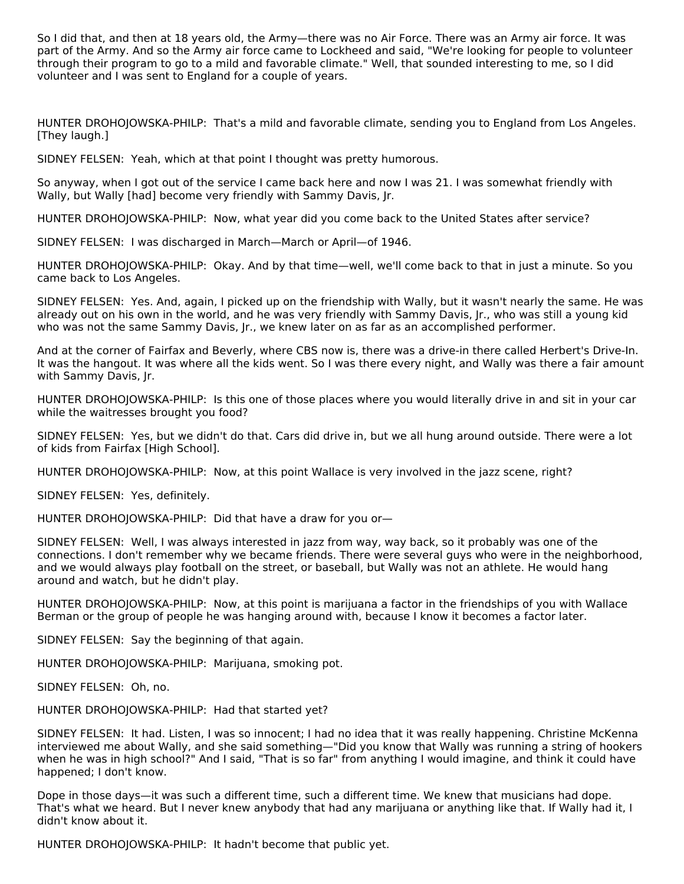So I did that, and then at 18 years old, the Army—there was no Air Force. There was an Army air force. It was part of the Army. And so the Army air force came to Lockheed and said, "We're looking for people to volunteer through their program to go to a mild and favorable climate." Well, that sounded interesting to me, so I did volunteer and I was sent to England for a couple of years.

HUNTER DROHOJOWSKA-PHILP: That's a mild and favorable climate, sending you to England from Los Angeles. [They laugh.]

SIDNEY FELSEN: Yeah, which at that point I thought was pretty humorous.

So anyway, when I got out of the service I came back here and now I was 21. I was somewhat friendly with Wally, but Wally [had] become very friendly with Sammy Davis, Jr.

HUNTER DROHOJOWSKA-PHILP: Now, what year did you come back to the United States after service?

SIDNEY FELSEN: I was discharged in March—March or April—of 1946.

HUNTER DROHOJOWSKA-PHILP: Okay. And by that time—well, we'll come back to that in just a minute. So you came back to Los Angeles.

SIDNEY FELSEN: Yes. And, again, I picked up on the friendship with Wally, but it wasn't nearly the same. He was already out on his own in the world, and he was very friendly with Sammy Davis, Jr., who was still a young kid who was not the same Sammy Davis, Jr., we knew later on as far as an accomplished performer.

And at the corner of Fairfax and Beverly, where CBS now is, there was a drive-in there called Herbert's Drive-In. It was the hangout. It was where all the kids went. So I was there every night, and Wally was there a fair amount with Sammy Davis, Jr.

HUNTER DROHOJOWSKA-PHILP: Is this one of those places where you would literally drive in and sit in your car while the waitresses brought you food?

SIDNEY FELSEN: Yes, but we didn't do that. Cars did drive in, but we all hung around outside. There were a lot of kids from Fairfax [High School].

HUNTER DROHOJOWSKA-PHILP: Now, at this point Wallace is very involved in the jazz scene, right?

SIDNEY FELSEN: Yes, definitely.

HUNTER DROHOJOWSKA-PHILP: Did that have a draw for you or—

SIDNEY FELSEN: Well, I was always interested in jazz from way, way back, so it probably was one of the connections. I don't remember why we became friends. There were several guys who were in the neighborhood, and we would always play football on the street, or baseball, but Wally was not an athlete. He would hang around and watch, but he didn't play.

HUNTER DROHOJOWSKA-PHILP: Now, at this point is marijuana a factor in the friendships of you with Wallace Berman or the group of people he was hanging around with, because I know it becomes a factor later.

SIDNEY FELSEN: Say the beginning of that again.

HUNTER DROHOJOWSKA-PHILP: Marijuana, smoking pot.

SIDNEY FELSEN: Oh, no.

HUNTER DROHOJOWSKA-PHILP: Had that started yet?

SIDNEY FELSEN: It had. Listen, I was so innocent; I had no idea that it was really happening. Christine McKenna interviewed me about Wally, and she said something—"Did you know that Wally was running a string of hookers when he was in high school?" And I said, "That is so far" from anything I would imagine, and think it could have happened; I don't know.

Dope in those days—it was such a different time, such a different time. We knew that musicians had dope. That's what we heard. But I never knew anybody that had any marijuana or anything like that. If Wally had it, I didn't know about it.

HUNTER DROHOJOWSKA-PHILP: It hadn't become that public yet.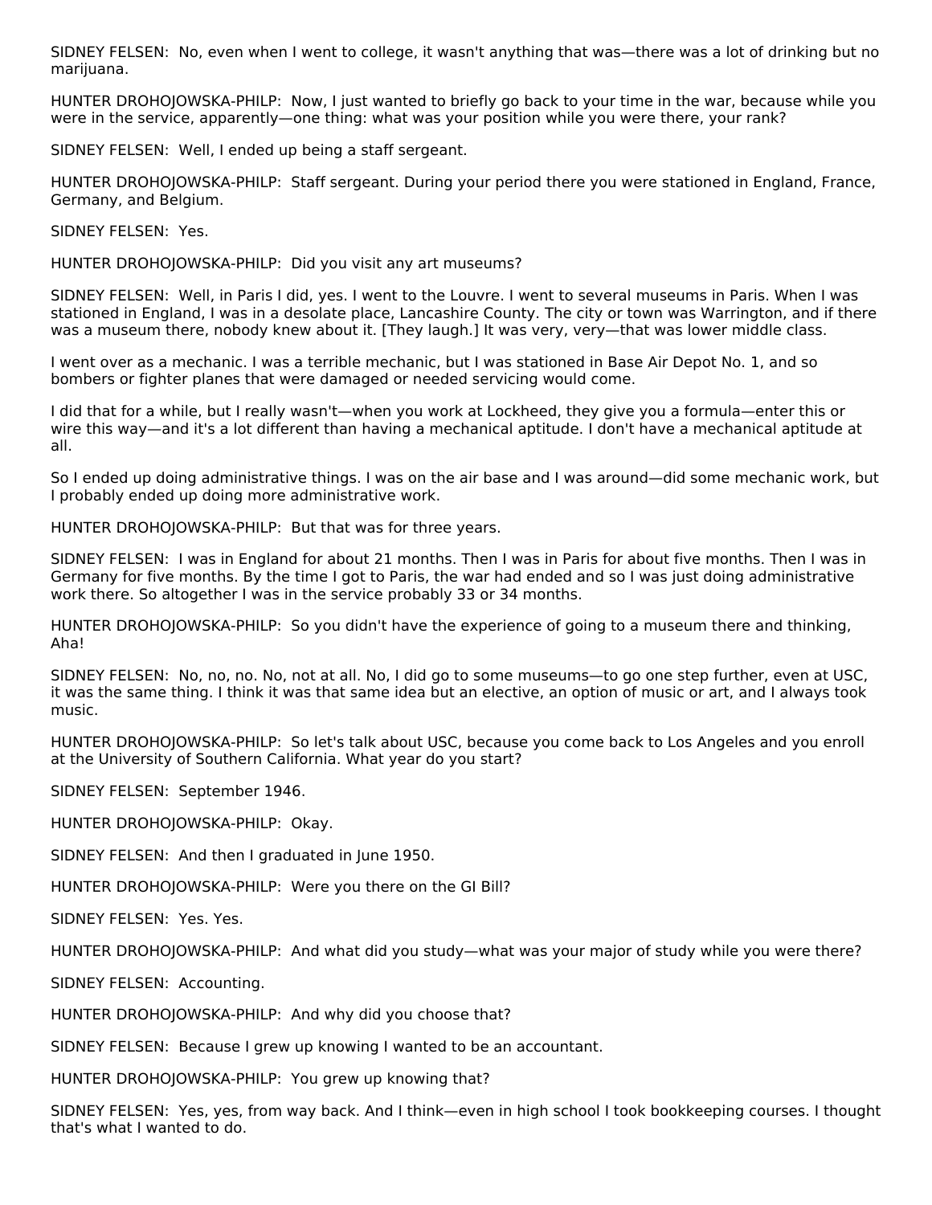SIDNEY FELSEN: No, even when I went to college, it wasn't anything that was—there was a lot of drinking but no marijuana.

HUNTER DROHOJOWSKA-PHILP: Now, I just wanted to briefly go back to your time in the war, because while you were in the service, apparently—one thing: what was your position while you were there, your rank?

SIDNEY FELSEN: Well, I ended up being a staff sergeant.

HUNTER DROHOJOWSKA-PHILP: Staff sergeant. During your period there you were stationed in England, France, Germany, and Belgium.

SIDNEY FELSEN: Yes.

HUNTER DROHOJOWSKA-PHILP: Did you visit any art museums?

SIDNEY FELSEN: Well, in Paris I did, yes. I went to the Louvre. I went to several museums in Paris. When I was stationed in England, I was in a desolate place, Lancashire County. The city or town was Warrington, and if there was a museum there, nobody knew about it. [They laugh.] It was very, very—that was lower middle class.

I went over as a mechanic. I was a terrible mechanic, but I was stationed in Base Air Depot No. 1, and so bombers or fighter planes that were damaged or needed servicing would come.

I did that for a while, but I really wasn't—when you work at Lockheed, they give you a formula—enter this or wire this way—and it's a lot different than having a mechanical aptitude. I don't have a mechanical aptitude at all.

So I ended up doing administrative things. I was on the air base and I was around—did some mechanic work, but I probably ended up doing more administrative work.

HUNTER DROHOJOWSKA-PHILP: But that was for three years.

SIDNEY FELSEN: I was in England for about 21 months. Then I was in Paris for about five months. Then I was in Germany for five months. By the time I got to Paris, the war had ended and so I was just doing administrative work there. So altogether I was in the service probably 33 or 34 months.

HUNTER DROHOJOWSKA-PHILP: So you didn't have the experience of going to a museum there and thinking, Aha!

SIDNEY FELSEN: No, no, no. No, not at all. No, I did go to some museums—to go one step further, even at USC, it was the same thing. I think it was that same idea but an elective, an option of music or art, and I always took music.

HUNTER DROHOJOWSKA-PHILP: So let's talk about USC, because you come back to Los Angeles and you enroll at the University of Southern California. What year do you start?

SIDNEY FELSEN: September 1946.

HUNTER DROHOJOWSKA-PHILP: Okay.

SIDNEY FELSEN: And then I graduated in June 1950.

HUNTER DROHOJOWSKA-PHILP: Were you there on the GI Bill?

SIDNEY FELSEN: Yes. Yes.

HUNTER DROHOJOWSKA-PHILP: And what did you study—what was your major of study while you were there?

SIDNEY FELSEN: Accounting.

HUNTER DROHOJOWSKA-PHILP: And why did you choose that?

SIDNEY FELSEN: Because I grew up knowing I wanted to be an accountant.

HUNTER DROHOJOWSKA-PHILP: You grew up knowing that?

SIDNEY FELSEN: Yes, yes, from way back. And I think—even in high school I took bookkeeping courses. I thought that's what I wanted to do.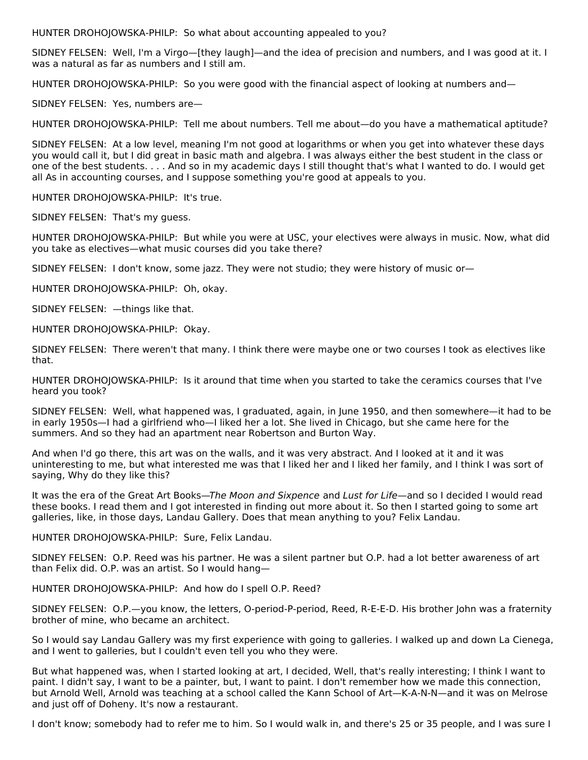HUNTER DROHOJOWSKA-PHILP: So what about accounting appealed to you?

SIDNEY FELSEN: Well, I'm a Virgo—[they laugh]—and the idea of precision and numbers, and I was good at it. I was a natural as far as numbers and I still am.

HUNTER DROHOJOWSKA-PHILP: So you were good with the financial aspect of looking at numbers and—

SIDNEY FELSEN: Yes, numbers are—

HUNTER DROHOJOWSKA-PHILP: Tell me about numbers. Tell me about—do you have a mathematical aptitude?

SIDNEY FELSEN: At a low level, meaning I'm not good at logarithms or when you get into whatever these days you would call it, but I did great in basic math and algebra. I was always either the best student in the class or one of the best students. . . . And so in my academic days I still thought that's what I wanted to do. I would get all As in accounting courses, and I suppose something you're good at appeals to you.

HUNTER DROHOJOWSKA-PHILP: It's true.

SIDNEY FELSEN: That's my guess.

HUNTER DROHOJOWSKA-PHILP: But while you were at USC, your electives were always in music. Now, what did you take as electives—what music courses did you take there?

SIDNEY FELSEN: I don't know, some jazz. They were not studio; they were history of music or—

HUNTER DROHOJOWSKA-PHILP: Oh, okay.

SIDNEY FELSEN: —things like that.

HUNTER DROHOJOWSKA-PHILP: Okay.

SIDNEY FELSEN: There weren't that many. I think there were maybe one or two courses I took as electives like that.

HUNTER DROHOJOWSKA-PHILP: Is it around that time when you started to take the ceramics courses that I've heard you took?

SIDNEY FELSEN: Well, what happened was, I graduated, again, in June 1950, and then somewhere—it had to be in early 1950s—I had a girlfriend who—I liked her a lot. She lived in Chicago, but she came here for the summers. And so they had an apartment near Robertson and Burton Way.

And when I'd go there, this art was on the walls, and it was very abstract. And I looked at it and it was uninteresting to me, but what interested me was that I liked her and I liked her family, and I think I was sort of saying, Why do they like this?

It was the era of the Great Art Books—*The Moon and Sixpence* and *Lust for Life*—and so I decided I would read these books. I read them and I got interested in finding out more about it. So then I started going to some art galleries, like, in those days, Landau Gallery. Does that mean anything to you? Felix Landau.

HUNTER DROHOJOWSKA-PHILP: Sure, Felix Landau.

SIDNEY FELSEN: O.P. Reed was his partner. He was a silent partner but O.P. had a lot better awareness of art than Felix did. O.P. was an artist. So I would hang—

HUNTER DROHOJOWSKA-PHILP: And how do I spell O.P. Reed?

SIDNEY FELSEN: O.P.—you know, the letters, O-period-P-period, Reed, R-E-E-D. His brother John was a fraternity brother of mine, who became an architect.

So I would say Landau Gallery was my first experience with going to galleries. I walked up and down La Cienega, and I went to galleries, but I couldn't even tell you who they were.

But what happened was, when I started looking at art, I decided, Well, that's really interesting; I think I want to paint. I didn't say, I want to be a painter, but, I want to paint. I don't remember how we made this connection, but Arnold Well, Arnold was teaching at a school called the Kann School of Art—K-A-N-N—and it was on Melrose and just off of Doheny. It's now a restaurant.

I don't know; somebody had to refer me to him. So I would walk in, and there's 25 or 35 people, and I was sure I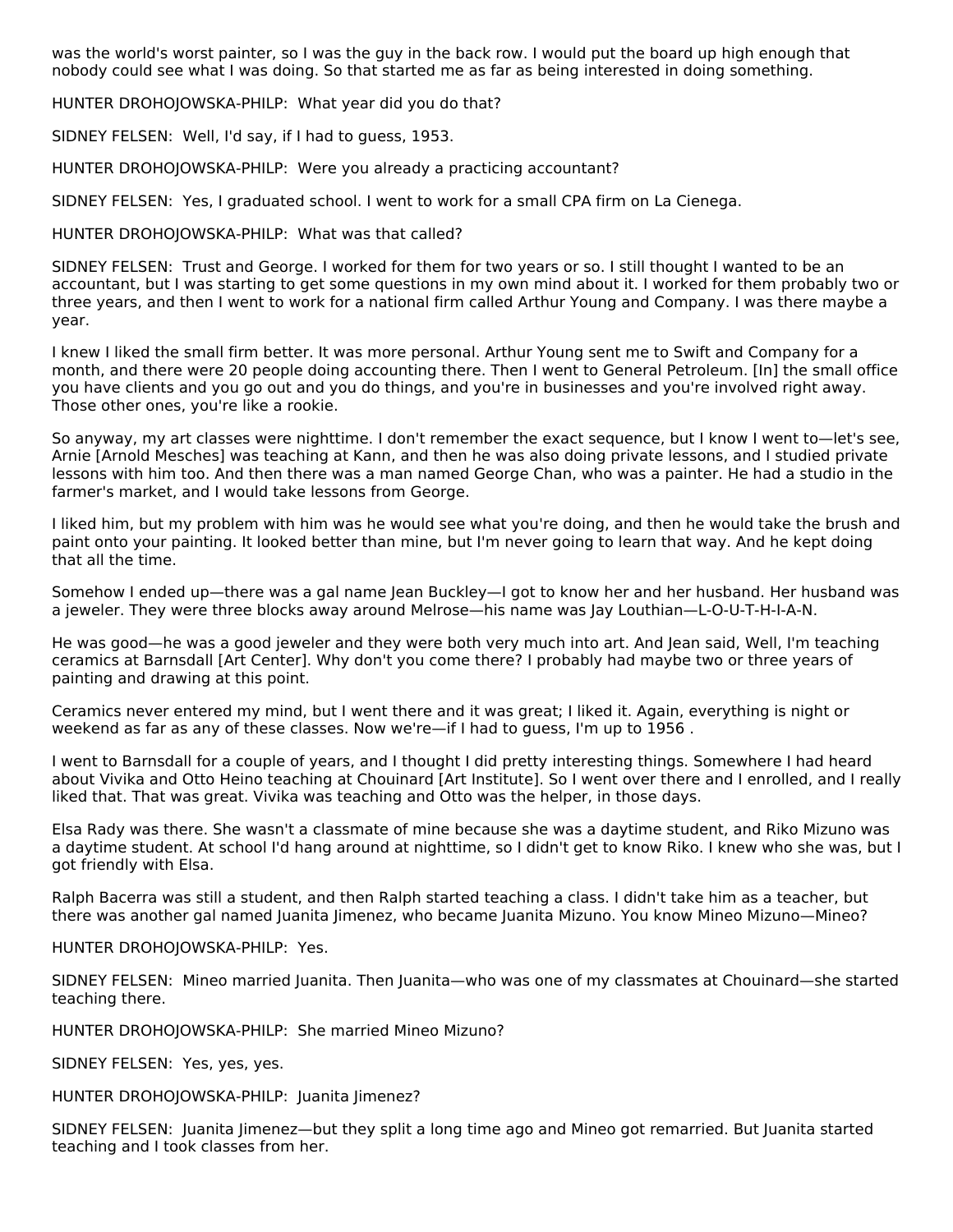was the world's worst painter, so I was the guy in the back row. I would put the board up high enough that nobody could see what I was doing. So that started me as far as being interested in doing something.

HUNTER DROHOJOWSKA-PHILP: What year did you do that?

SIDNEY FELSEN: Well, I'd say, if I had to guess, 1953.

HUNTER DROHOJOWSKA-PHILP: Were you already a practicing accountant?

SIDNEY FELSEN: Yes, I graduated school. I went to work for a small CPA firm on La Cienega.

HUNTER DROHOJOWSKA-PHILP: What was that called?

SIDNEY FELSEN: Trust and George. I worked for them for two years or so. I still thought I wanted to be an accountant, but I was starting to get some questions in my own mind about it. I worked for them probably two or three years, and then I went to work for a national firm called Arthur Young and Company. I was there maybe a year.

I knew I liked the small firm better. It was more personal. Arthur Young sent me to Swift and Company for a month, and there were 20 people doing accounting there. Then I went to General Petroleum. [In] the small office you have clients and you go out and you do things, and you're in businesses and you're involved right away. Those other ones, you're like a rookie.

So anyway, my art classes were nighttime. I don't remember the exact sequence, but I know I went to—let's see, Arnie [Arnold Mesches] was teaching at Kann, and then he was also doing private lessons, and I studied private lessons with him too. And then there was a man named George Chan, who was a painter. He had a studio in the farmer's market, and I would take lessons from George.

I liked him, but my problem with him was he would see what you're doing, and then he would take the brush and paint onto your painting. It looked better than mine, but I'm never going to learn that way. And he kept doing that all the time.

Somehow I ended up—there was a gal name Jean Buckley—I got to know her and her husband. Her husband was a jeweler. They were three blocks away around Melrose—his name was Jay Louthian—L-O-U-T-H-I-A-N.

He was good—he was a good jeweler and they were both very much into art. And Jean said, Well, I'm teaching ceramics at Barnsdall [Art Center]. Why don't you come there? I probably had maybe two or three years of painting and drawing at this point.

Ceramics never entered my mind, but I went there and it was great; I liked it. Again, everything is night or weekend as far as any of these classes. Now we're—if I had to guess, I'm up to 1956 .

I went to Barnsdall for a couple of years, and I thought I did pretty interesting things. Somewhere I had heard about Vivika and Otto Heino teaching at Chouinard [Art Institute]. So I went over there and I enrolled, and I really liked that. That was great. Vivika was teaching and Otto was the helper, in those days.

Elsa Rady was there. She wasn't a classmate of mine because she was a daytime student, and Riko Mizuno was a daytime student. At school I'd hang around at nighttime, so I didn't get to know Riko. I knew who she was, but I got friendly with Elsa.

Ralph Bacerra was still a student, and then Ralph started teaching a class. I didn't take him as a teacher, but there was another gal named Juanita Jimenez, who became Juanita Mizuno. You know Mineo Mizuno—Mineo?

HUNTER DROHOJOWSKA-PHILP: Yes.

SIDNEY FELSEN: Mineo married Juanita. Then Juanita—who was one of my classmates at Chouinard—she started teaching there.

HUNTER DROHOJOWSKA-PHILP: She married Mineo Mizuno?

SIDNEY FELSEN: Yes, yes, yes.

HUNTER DROHOJOWSKA-PHILP: Juanita Jimenez?

SIDNEY FELSEN: Juanita Jimenez—but they split a long time ago and Mineo got remarried. But Juanita started teaching and I took classes from her.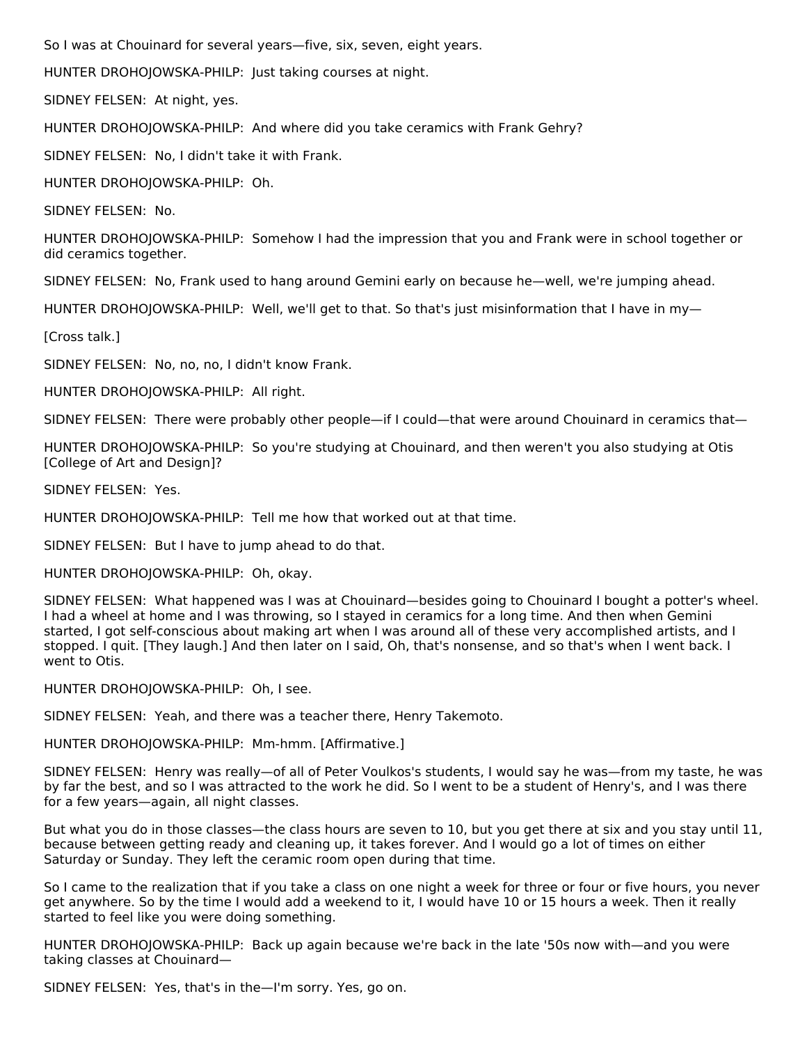So I was at Chouinard for several years—five, six, seven, eight years.

HUNTER DROHOJOWSKA-PHILP: Just taking courses at night.

SIDNEY FELSEN: At night, yes.

HUNTER DROHOJOWSKA-PHILP: And where did you take ceramics with Frank Gehry?

SIDNEY FELSEN: No, I didn't take it with Frank.

HUNTER DROHOJOWSKA-PHILP: Oh.

SIDNEY FELSEN: No.

HUNTER DROHOJOWSKA-PHILP: Somehow I had the impression that you and Frank were in school together or did ceramics together.

SIDNEY FELSEN: No, Frank used to hang around Gemini early on because he—well, we're jumping ahead.

HUNTER DROHOJOWSKA-PHILP: Well, we'll get to that. So that's just misinformation that I have in my—

[Cross talk.]

SIDNEY FELSEN: No, no, no, I didn't know Frank.

HUNTER DROHOJOWSKA-PHILP: All right.

SIDNEY FELSEN: There were probably other people—if I could—that were around Chouinard in ceramics that—

HUNTER DROHOJOWSKA-PHILP: So you're studying at Chouinard, and then weren't you also studying at Otis [College of Art and Design]?

SIDNEY FELSEN: Yes.

HUNTER DROHOJOWSKA-PHILP: Tell me how that worked out at that time.

SIDNEY FELSEN: But I have to jump ahead to do that.

HUNTER DROHOJOWSKA-PHILP: Oh, okay.

SIDNEY FELSEN: What happened was I was at Chouinard—besides going to Chouinard I bought a potter's wheel. I had a wheel at home and I was throwing, so I stayed in ceramics for a long time. And then when Gemini started, I got self-conscious about making art when I was around all of these very accomplished artists, and I stopped. I quit. [They laugh.] And then later on I said, Oh, that's nonsense, and so that's when I went back. I went to Otis.

HUNTER DROHOJOWSKA-PHILP: Oh, I see.

SIDNEY FELSEN: Yeah, and there was a teacher there, Henry Takemoto.

HUNTER DROHOJOWSKA-PHILP: Mm-hmm. [Affirmative.]

SIDNEY FELSEN: Henry was really—of all of Peter Voulkos's students, I would say he was—from my taste, he was by far the best, and so I was attracted to the work he did. So I went to be a student of Henry's, and I was there for a few years—again, all night classes.

But what you do in those classes—the class hours are seven to 10, but you get there at six and you stay until 11, because between getting ready and cleaning up, it takes forever. And I would go a lot of times on either Saturday or Sunday. They left the ceramic room open during that time.

So I came to the realization that if you take a class on one night a week for three or four or five hours, you never get anywhere. So by the time I would add a weekend to it, I would have 10 or 15 hours a week. Then it really started to feel like you were doing something.

HUNTER DROHOJOWSKA-PHILP: Back up again because we're back in the late '50s now with—and you were taking classes at Chouinard—

SIDNEY FELSEN: Yes, that's in the—I'm sorry. Yes, go on.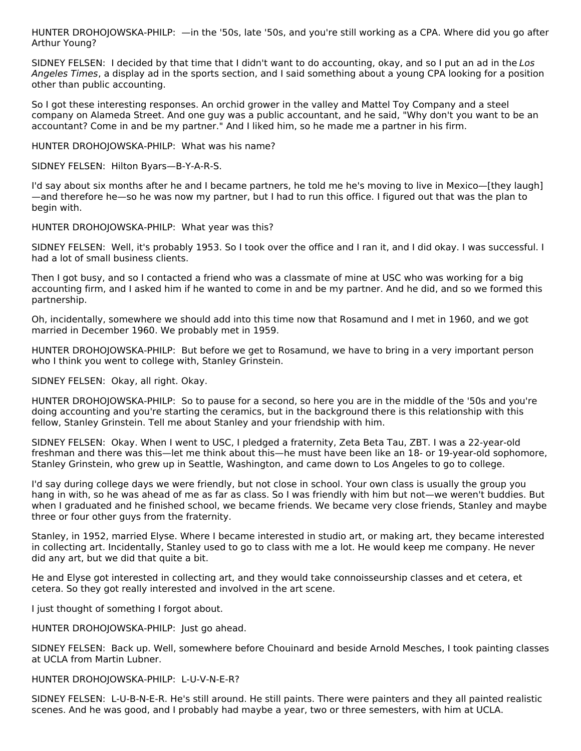HUNTER DROHOJOWSKA-PHILP: —in the '50s, late '50s, and you're still working as a CPA. Where did you go after Arthur Young?

SIDNEY FELSEN: I decided by that time that I didn't want to do accounting, okay, and so I put an ad in the *Los Angeles Times*, a display ad in the sports section, and I said something about a young CPA looking for a position other than public accounting.

So I got these interesting responses. An orchid grower in the valley and Mattel Toy Company and a steel company on Alameda Street. And one guy was a public accountant, and he said, "Why don't you want to be an accountant? Come in and be my partner." And I liked him, so he made me a partner in his firm.

HUNTER DROHOJOWSKA-PHILP: What was his name?

SIDNEY FELSEN: Hilton Byars—B-Y-A-R-S.

I'd say about six months after he and I became partners, he told me he's moving to live in Mexico—[they laugh]—and therefore he—so he was now my partner, but I had to run this office. I figured out that was the plan to begin with.

HUNTER DROHOJOWSKA-PHILP: What year was this?

SIDNEY FELSEN: Well, it's probably 1953. So I took over the office and I ran it, and I did okay. I was successful. I had a lot of small business clients.

Then I got busy, and so I contacted a friend who was a classmate of mine at USC who was working for a big accounting firm, and I asked him if he wanted to come in and be my partner. And he did, and so we formed this partnership.

Oh, incidentally, somewhere we should add into this time now that Rosamund and I met in 1960, and we got married in December 1960. We probably met in 1959.

HUNTER DROHOJOWSKA-PHILP: But before we get to Rosamund, we have to bring in a very important person who I think you went to college with, Stanley Grinstein.

SIDNEY FELSEN: Okay, all right. Okay.

HUNTER DROHOJOWSKA-PHILP: So to pause for a second, so here you are in the middle of the '50s and you're doing accounting and you're starting the ceramics, but in the background there is this relationship with this fellow, Stanley Grinstein. Tell me about Stanley and your friendship with him.

SIDNEY FELSEN: Okay. When I went to USC, I pledged a fraternity, Zeta Beta Tau, ZBT. I was a 22-year-old freshman and there was this—let me think about this—he must have been like an 18- or 19-year-old sophomore, Stanley Grinstein, who grew up in Seattle, Washington, and came down to Los Angeles to go to college.

I'd say during college days we were friendly, but not close in school. Your own class is usually the group you hang in with, so he was ahead of me as far as class. So I was friendly with him but not—we weren't buddies. But when I graduated and he finished school, we became friends. We became very close friends, Stanley and maybe three or four other guys from the fraternity.

Stanley, in 1952, married Elyse. Where I became interested in studio art, or making art, they became interested in collecting art. Incidentally, Stanley used to go to class with me a lot. He would keep me company. He never did any art, but we did that quite a bit.

He and Elyse got interested in collecting art, and they would take connoisseurship classes and et cetera, et cetera. So they got really interested and involved in the art scene.

I just thought of something I forgot about.

HUNTER DROHOJOWSKA-PHILP: Just go ahead.

SIDNEY FELSEN: Back up. Well, somewhere before Chouinard and beside Arnold Mesches, I took painting classes at UCLA from Martin Lubner.

HUNTER DROHOJOWSKA-PHILP: L-U-V-N-E-R?

SIDNEY FELSEN: L-U-B-N-E-R. He's still around. He still paints. There were painters and they all painted realistic scenes. And he was good, and I probably had maybe a year, two or three semesters, with him at UCLA.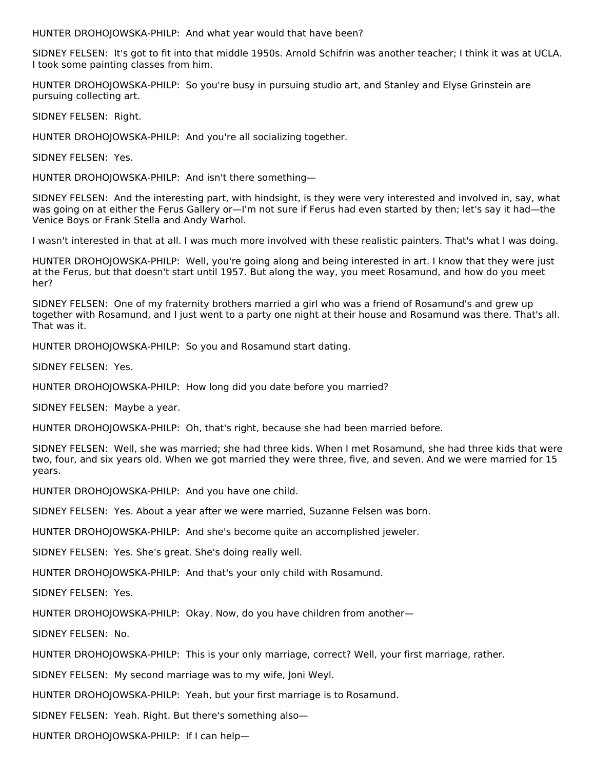HUNTER DROHOJOWSKA-PHILP: And what year would that have been?

SIDNEY FELSEN: It's got to fit into that middle 1950s. Arnold Schifrin was another teacher; I think it was at UCLA. I took some painting classes from him.

HUNTER DROHOJOWSKA-PHILP: So you're busy in pursuing studio art, and Stanley and Elyse Grinstein are pursuing collecting art.

SIDNEY FELSEN: Right.

HUNTER DROHOJOWSKA-PHILP: And you're all socializing together.

SIDNEY FELSEN: Yes.

HUNTER DROHOJOWSKA-PHILP: And isn't there something—

SIDNEY FELSEN: And the interesting part, with hindsight, is they were very interested and involved in, say, what was going on at either the Ferus Gallery or—I'm not sure if Ferus had even started by then; let's say it had—the Venice Boys or Frank Stella and Andy Warhol.

I wasn't interested in that at all. I was much more involved with these realistic painters. That's what I was doing.

HUNTER DROHOJOWSKA-PHILP: Well, you're going along and being interested in art. I know that they were just at the Ferus, but that doesn't start until 1957. But along the way, you meet Rosamund, and how do you meet her?

SIDNEY FELSEN: One of my fraternity brothers married a girl who was a friend of Rosamund's and grew up together with Rosamund, and I just went to a party one night at their house and Rosamund was there. That's all. That was it.

HUNTER DROHOJOWSKA-PHILP: So you and Rosamund start dating.

SIDNEY FELSEN: Yes.

HUNTER DROHOJOWSKA-PHILP: How long did you date before you married?

SIDNEY FELSEN: Maybe a year.

HUNTER DROHOJOWSKA-PHILP: Oh, that's right, because she had been married before.

SIDNEY FELSEN: Well, she was married; she had three kids. When I met Rosamund, she had three kids that were two, four, and six years old. When we got married they were three, five, and seven. And we were married for 15 years.

HUNTER DROHOJOWSKA-PHILP: And you have one child.

SIDNEY FELSEN: Yes. About a year after we were married, Suzanne Felsen was born.

HUNTER DROHOJOWSKA-PHILP: And she's become quite an accomplished jeweler.

SIDNEY FELSEN: Yes. She's great. She's doing really well.

HUNTER DROHOJOWSKA-PHILP: And that's your only child with Rosamund.

SIDNEY FELSEN: Yes.

HUNTER DROHOJOWSKA-PHILP: Okay. Now, do you have children from another—

SIDNEY FELSEN: No.

HUNTER DROHOJOWSKA-PHILP: This is your only marriage, correct? Well, your first marriage, rather.

SIDNEY FELSEN: My second marriage was to my wife, Joni Weyl.

HUNTER DROHOJOWSKA-PHILP: Yeah, but your first marriage is to Rosamund.

SIDNEY FELSEN: Yeah. Right. But there's something also—

HUNTER DROHOJOWSKA-PHILP: If I can help—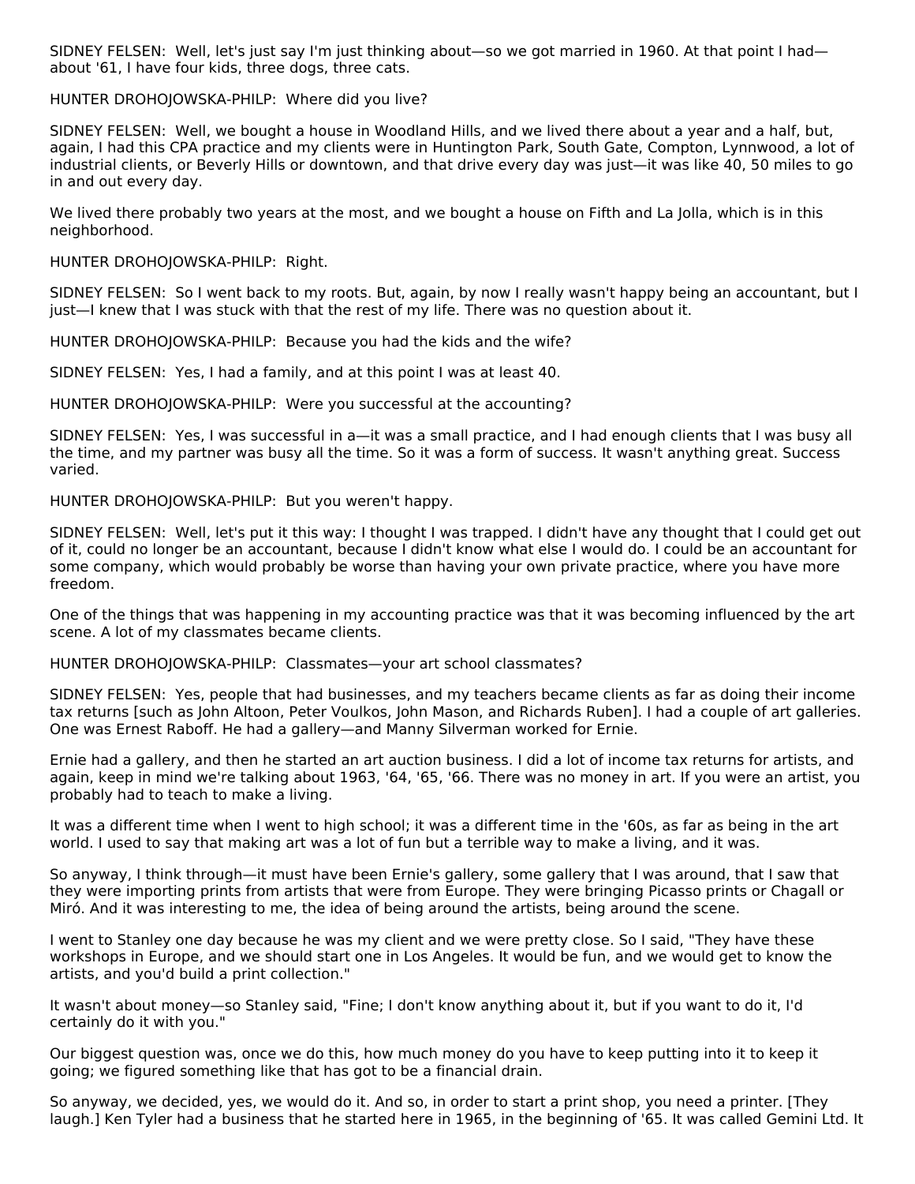SIDNEY FELSEN: Well, let's just say I'm just thinking about—so we got married in 1960. At that point I had—about '61, I have four kids, three dogs, three cats.

HUNTER DROHOJOWSKA-PHILP: Where did you live?

SIDNEY FELSEN: Well, we bought a house in Woodland Hills, and we lived there about a year and a half, but, again, I had this CPA practice and my clients were in Huntington Park, South Gate, Compton, Lynnwood, a lot of industrial clients, or Beverly Hills or downtown, and that drive every day was just—it was like 40, 50 miles to go in and out every day.

We lived there probably two years at the most, and we bought a house on Fifth and La Jolla, which is in this neighborhood.

HUNTER DROHOJOWSKA-PHILP: Right.

SIDNEY FELSEN: So I went back to my roots. But, again, by now I really wasn't happy being an accountant, but I just—I knew that I was stuck with that the rest of my life. There was no question about it.

HUNTER DROHOJOWSKA-PHILP: Because you had the kids and the wife?

SIDNEY FELSEN: Yes, I had a family, and at this point I was at least 40.

HUNTER DROHOJOWSKA-PHILP: Were you successful at the accounting?

SIDNEY FELSEN: Yes, I was successful in a—it was a small practice, and I had enough clients that I was busy all the time, and my partner was busy all the time. So it was a form of success. It wasn't anything great. Success varied.

HUNTER DROHOJOWSKA-PHILP: But you weren't happy.

SIDNEY FELSEN: Well, let's put it this way: I thought I was trapped. I didn't have any thought that I could get out of it, could no longer be an accountant, because I didn't know what else I would do. I could be an accountant for some company, which would probably be worse than having your own private practice, where you have more freedom.

One of the things that was happening in my accounting practice was that it was becoming influenced by the art scene. A lot of my classmates became clients.

HUNTER DROHOJOWSKA-PHILP: Classmates—your art school classmates?

SIDNEY FELSEN: Yes, people that had businesses, and my teachers became clients as far as doing their income tax returns [such as John Altoon, Peter Voulkos, John Mason, and Richards Ruben]. I had a couple of art galleries. One was Ernest Raboff. He had a gallery—and Manny Silverman worked for Ernie.

Ernie had a gallery, and then he started an art auction business. I did a lot of income tax returns for artists, and again, keep in mind we're talking about 1963, '64, '65, '66. There was no money in art. If you were an artist, you probably had to teach to make a living.

It was a different time when I went to high school; it was a different time in the '60s, as far as being in the art world. I used to say that making art was a lot of fun but a terrible way to make a living, and it was.

So anyway, I think through—it must have been Ernie's gallery, some gallery that I was around, that I saw that they were importing prints from artists that were from Europe. They were bringing Picasso prints or Chagall or Miró. And it was interesting to me, the idea of being around the artists, being around the scene.

I went to Stanley one day because he was my client and we were pretty close. So I said, "They have these workshops in Europe, and we should start one in Los Angeles. It would be fun, and we would get to know the artists, and you'd build a print collection."

It wasn't about money—so Stanley said, "Fine; I don't know anything about it, but if you want to do it, I'd certainly do it with you."

Our biggest question was, once we do this, how much money do you have to keep putting into it to keep it going; we figured something like that has got to be a financial drain.

So anyway, we decided, yes, we would do it. And so, in order to start a print shop, you need a printer. [They laugh.] Ken Tyler had a business that he started here in 1965, in the beginning of '65. It was called Gemini Ltd. It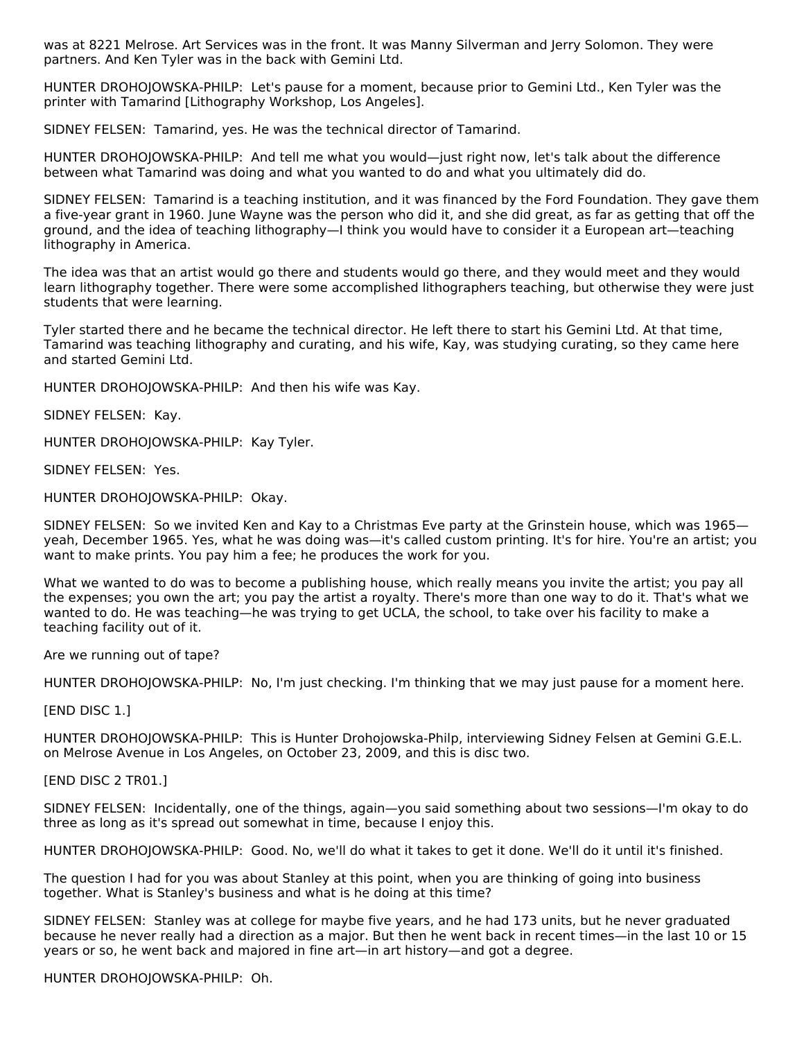was at 8221 Melrose. Art Services was in the front. It was Manny Silverman and Jerry Solomon. They were partners. And Ken Tyler was in the back with Gemini Ltd.

HUNTER DROHOJOWSKA-PHILP: Let's pause for a moment, because prior to Gemini Ltd., Ken Tyler was the printer with Tamarind [Lithography Workshop, Los Angeles].

SIDNEY FELSEN: Tamarind, yes. He was the technical director of Tamarind.

HUNTER DROHOJOWSKA-PHILP: And tell me what you would—just right now, let's talk about the difference between what Tamarind was doing and what you wanted to do and what you ultimately did do.

SIDNEY FELSEN: Tamarind is a teaching institution, and it was financed by the Ford Foundation. They gave them a five-year grant in 1960. June Wayne was the person who did it, and she did great, as far as getting that off the ground, and the idea of teaching lithography—I think you would have to consider it a European art—teaching lithography in America.

The idea was that an artist would go there and students would go there, and they would meet and they would learn lithography together. There were some accomplished lithographers teaching, but otherwise they were just students that were learning.

Tyler started there and he became the technical director. He left there to start his Gemini Ltd. At that time, Tamarind was teaching lithography and curating, and his wife, Kay, was studying curating, so they came here and started Gemini Ltd.

HUNTER DROHOJOWSKA-PHILP: And then his wife was Kay.

SIDNEY FELSEN: Kay.

HUNTER DROHOJOWSKA-PHILP: Kay Tyler.

SIDNEY FELSEN: Yes.

HUNTER DROHOJOWSKA-PHILP: Okay.

SIDNEY FELSEN: So we invited Ken and Kay to a Christmas Eve party at the Grinstein house, which was 1965—yeah, December 1965. Yes, what he was doing was—it's called custom printing. It's for hire. You're an artist; you want to make prints. You pay him a fee; he produces the work for you.

What we wanted to do was to become a publishing house, which really means you invite the artist; you pay all the expenses; you own the art; you pay the artist a royalty. There's more than one way to do it. That's what we wanted to do. He was teaching—he was trying to get UCLA, the school, to take over his facility to make a teaching facility out of it.

Are we running out of tape?

HUNTER DROHOJOWSKA-PHILP: No, I'm just checking. I'm thinking that we may just pause for a moment here.

[END DISC 1.]

HUNTER DROHOJOWSKA-PHILP: This is Hunter Drohojowska-Philp, interviewing Sidney Felsen at Gemini G.E.L. on Melrose Avenue in Los Angeles, on October 23, 2009, and this is disc two.

[END DISC 2 TR01.]

SIDNEY FELSEN: Incidentally, one of the things, again—you said something about two sessions—I'm okay to do three as long as it's spread out somewhat in time, because I enjoy this.

HUNTER DROHOJOWSKA-PHILP: Good. No, we'll do what it takes to get it done. We'll do it until it's finished.

The question I had for you was about Stanley at this point, when you are thinking of going into business together. What is Stanley's business and what is he doing at this time?

SIDNEY FELSEN: Stanley was at college for maybe five years, and he had 173 units, but he never graduated because he never really had a direction as a major. But then he went back in recent times—in the last 10 or 15 years or so, he went back and majored in fine art—in art history—and got a degree.

HUNTER DROHOJOWSKA-PHILP: Oh.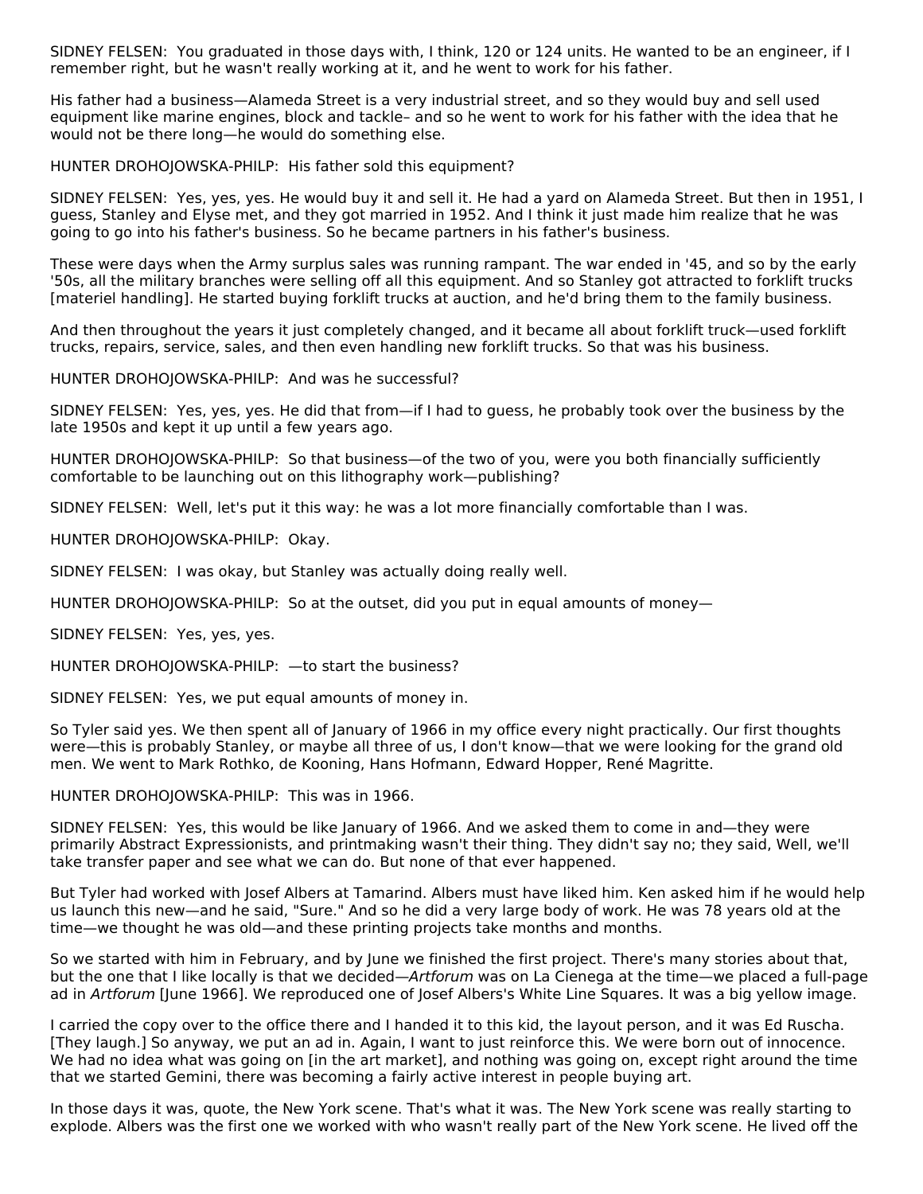SIDNEY FELSEN: You graduated in those days with, I think, 120 or 124 units. He wanted to be an engineer, if I remember right, but he wasn't really working at it, and he went to work for his father.

His father had a business—Alameda Street is a very industrial street, and so they would buy and sell used equipment like marine engines, block and tackle– and so he went to work for his father with the idea that he would not be there long—he would do something else.

HUNTER DROHOJOWSKA-PHILP: His father sold this equipment?

SIDNEY FELSEN: Yes, yes, yes. He would buy it and sell it. He had a yard on Alameda Street. But then in 1951, I guess, Stanley and Elyse met, and they got married in 1952. And I think it just made him realize that he was going to go into his father's business. So he became partners in his father's business.

These were days when the Army surplus sales was running rampant. The war ended in '45, and so by the early '50s, all the military branches were selling off all this equipment. And so Stanley got attracted to forklift trucks [materiel handling]. He started buying forklift trucks at auction, and he'd bring them to the family business.

And then throughout the years it just completely changed, and it became all about forklift truck—used forklift trucks, repairs, service, sales, and then even handling new forklift trucks. So that was his business.

HUNTER DROHOJOWSKA-PHILP: And was he successful?

SIDNEY FELSEN: Yes, yes, yes. He did that from—if I had to guess, he probably took over the business by the late 1950s and kept it up until a few years ago.

HUNTER DROHOJOWSKA-PHILP: So that business—of the two of you, were you both financially sufficiently comfortable to be launching out on this lithography work—publishing?

SIDNEY FELSEN: Well, let's put it this way: he was a lot more financially comfortable than I was.

HUNTER DROHOJOWSKA-PHILP: Okay.

SIDNEY FELSEN: I was okay, but Stanley was actually doing really well.

HUNTER DROHOJOWSKA-PHILP: So at the outset, did you put in equal amounts of money—

SIDNEY FELSEN: Yes, yes, yes.

HUNTER DROHOJOWSKA-PHILP: —to start the business?

SIDNEY FELSEN: Yes, we put equal amounts of money in.

So Tyler said yes. We then spent all of January of 1966 in my office every night practically. Our first thoughts were—this is probably Stanley, or maybe all three of us, I don't know—that we were looking for the grand old men. We went to Mark Rothko, de Kooning, Hans Hofmann, Edward Hopper, René Magritte.

HUNTER DROHOJOWSKA-PHILP: This was in 1966.

SIDNEY FELSEN: Yes, this would be like January of 1966. And we asked them to come in and—they were primarily Abstract Expressionists, and printmaking wasn't their thing. They didn't say no; they said, Well, we'll take transfer paper and see what we can do. But none of that ever happened.

But Tyler had worked with Josef Albers at Tamarind. Albers must have liked him. Ken asked him if he would help us launch this new—and he said, "Sure." And so he did a very large body of work. He was 78 years old at the time—we thought he was old—and these printing projects take months and months.

So we started with him in February, and by June we finished the first project. There's many stories about that, but the one that I like locally is that we decided—*Artforum* was on La Cienega at the time—we placed a full-page ad in *Artforum* [June 1966]. We reproduced one of Josef Albers's White Line Squares. It was a big yellow image.

I carried the copy over to the office there and I handed it to this kid, the layout person, and it was Ed Ruscha. [They laugh.] So anyway, we put an ad in. Again, I want to just reinforce this. We were born out of innocence. We had no idea what was going on [in the art market], and nothing was going on, except right around the time that we started Gemini, there was becoming a fairly active interest in people buying art.

In those days it was, quote, the New York scene. That's what it was. The New York scene was really starting to explode. Albers was the first one we worked with who wasn't really part of the New York scene. He lived off the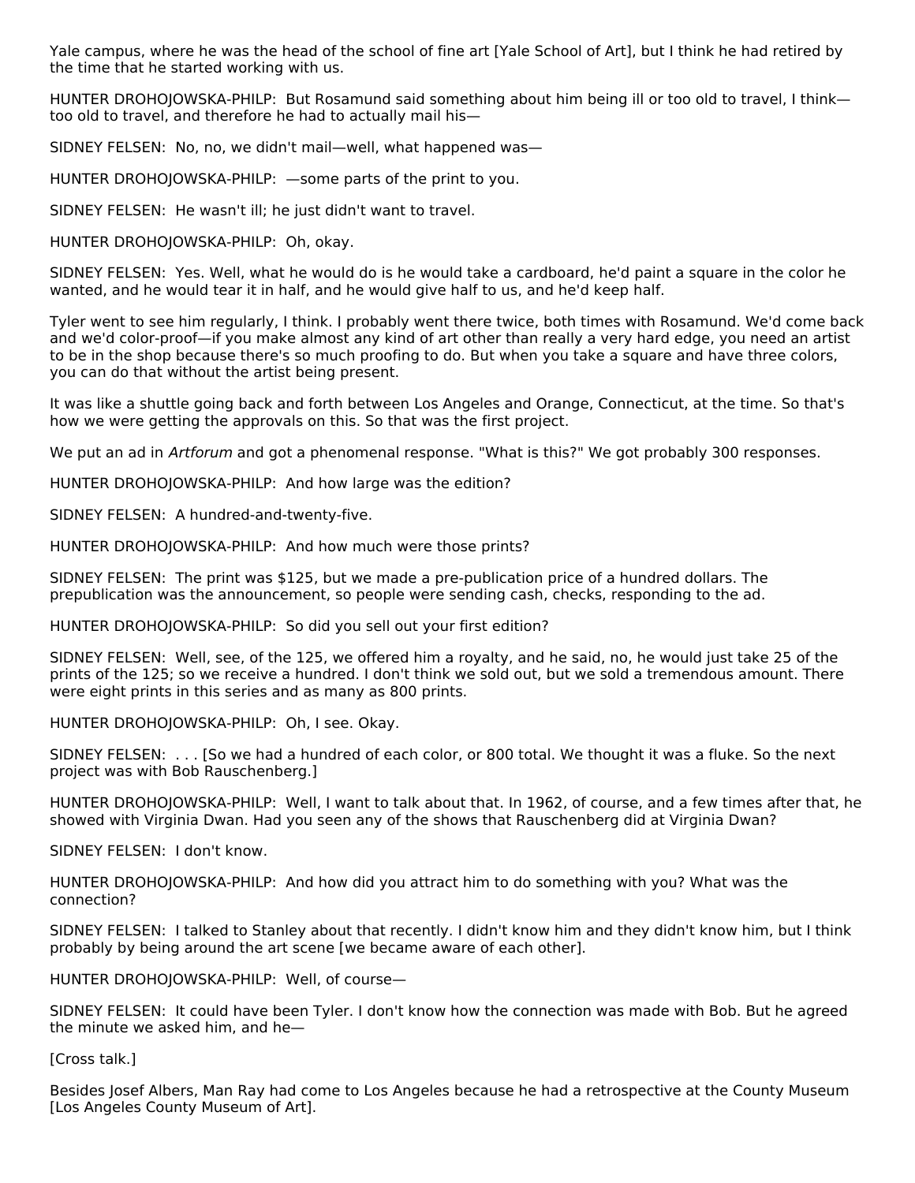Yale campus, where he was the head of the school of fine art [Yale School of Art], but I think he had retired by the time that he started working with us.

HUNTER DROHOJOWSKA-PHILP: But Rosamund said something about him being ill or too old to travel, I think—too old to travel, and therefore he had to actually mail his—

SIDNEY FELSEN: No, no, we didn't mail—well, what happened was—

HUNTER DROHOJOWSKA-PHILP: —some parts of the print to you.

SIDNEY FELSEN: He wasn't ill; he just didn't want to travel.

HUNTER DROHOJOWSKA-PHILP: Oh, okay.

SIDNEY FELSEN: Yes. Well, what he would do is he would take a cardboard, he'd paint a square in the color he wanted, and he would tear it in half, and he would give half to us, and he'd keep half.

Tyler went to see him regularly, I think. I probably went there twice, both times with Rosamund. We'd come back and we'd color-proof—if you make almost any kind of art other than really a very hard edge, you need an artist to be in the shop because there's so much proofing to do. But when you take a square and have three colors, you can do that without the artist being present.

It was like a shuttle going back and forth between Los Angeles and Orange, Connecticut, at the time. So that's how we were getting the approvals on this. So that was the first project.

We put an ad in *Artforum* and got a phenomenal response. "What is this?" We got probably 300 responses.

HUNTER DROHOJOWSKA-PHILP: And how large was the edition?

SIDNEY FELSEN: A hundred-and-twenty-five.

HUNTER DROHOJOWSKA-PHILP: And how much were those prints?

SIDNEY FELSEN: The print was $125, but we made a pre-publication price of a hundred dollars. The prepublication was the announcement, so people were sending cash, checks, responding to the ad.

HUNTER DROHOJOWSKA-PHILP: So did you sell out your first edition?

SIDNEY FELSEN: Well, see, of the 125, we offered him a royalty, and he said, no, he would just take 25 of the prints of the 125; so we receive a hundred. I don't think we sold out, but we sold a tremendous amount. There were eight prints in this series and as many as 800 prints.

HUNTER DROHOJOWSKA-PHILP: Oh, I see. Okay.

SIDNEY FELSEN: . . . [So we had a hundred of each color, or 800 total. We thought it was a fluke. So the next project was with Bob Rauschenberg.]

HUNTER DROHOJOWSKA-PHILP: Well, I want to talk about that. In 1962, of course, and a few times after that, he showed with Virginia Dwan. Had you seen any of the shows that Rauschenberg did at Virginia Dwan?

SIDNEY FELSEN: I don't know.

HUNTER DROHOJOWSKA-PHILP: And how did you attract him to do something with you? What was the connection?

SIDNEY FELSEN: I talked to Stanley about that recently. I didn't know him and they didn't know him, but I think probably by being around the art scene [we became aware of each other].

HUNTER DROHOJOWSKA-PHILP: Well, of course—

SIDNEY FELSEN: It could have been Tyler. I don't know how the connection was made with Bob. But he agreed the minute we asked him, and he—

[Cross talk.]

Besides Josef Albers, Man Ray had come to Los Angeles because he had a retrospective at the County Museum [Los Angeles County Museum of Art].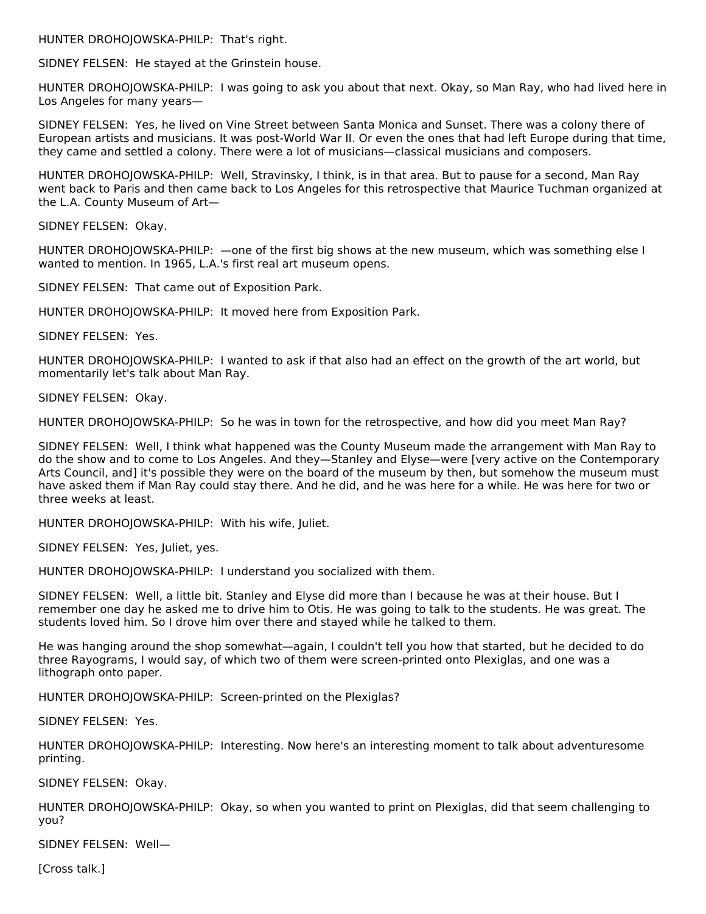HUNTER DROHOJOWSKA-PHILP: That's right.

SIDNEY FELSEN: He stayed at the Grinstein house.

HUNTER DROHOJOWSKA-PHILP: I was going to ask you about that next. Okay, so Man Ray, who had lived here in Los Angeles for many years—

SIDNEY FELSEN: Yes, he lived on Vine Street between Santa Monica and Sunset. There was a colony there of European artists and musicians. It was post-World War II. Or even the ones that had left Europe during that time, they came and settled a colony. There were a lot of musicians—classical musicians and composers.

HUNTER DROHOJOWSKA-PHILP: Well, Stravinsky, I think, is in that area. But to pause for a second, Man Ray went back to Paris and then came back to Los Angeles for this retrospective that Maurice Tuchman organized at the L.A. County Museum of Art—

SIDNEY FELSEN: Okay.

HUNTER DROHOJOWSKA-PHILP: —one of the first big shows at the new museum, which was something else I wanted to mention. In 1965, L.A.'s first real art museum opens.

SIDNEY FELSEN: That came out of Exposition Park.

HUNTER DROHOJOWSKA-PHILP: It moved here from Exposition Park.

SIDNEY FELSEN: Yes.

HUNTER DROHOJOWSKA-PHILP: I wanted to ask if that also had an effect on the growth of the art world, but momentarily let's talk about Man Ray.

SIDNEY FELSEN: Okay.

HUNTER DROHOJOWSKA-PHILP: So he was in town for the retrospective, and how did you meet Man Ray?

SIDNEY FELSEN: Well, I think what happened was the County Museum made the arrangement with Man Ray to do the show and to come to Los Angeles. And they—Stanley and Elyse—were [very active on the Contemporary Arts Council, and] it's possible they were on the board of the museum by then, but somehow the museum must have asked them if Man Ray could stay there. And he did, and he was here for a while. He was here for two or three weeks at least.

HUNTER DROHOJOWSKA-PHILP: With his wife, Juliet.

SIDNEY FELSEN: Yes, Juliet, yes.

HUNTER DROHOJOWSKA-PHILP: I understand you socialized with them.

SIDNEY FELSEN: Well, a little bit. Stanley and Elyse did more than I because he was at their house. But I remember one day he asked me to drive him to Otis. He was going to talk to the students. He was great. The students loved him. So I drove him over there and stayed while he talked to them.

He was hanging around the shop somewhat—again, I couldn't tell you how that started, but he decided to do three Rayograms, I would say, of which two of them were screen-printed onto Plexiglas, and one was a lithograph onto paper.

HUNTER DROHOJOWSKA-PHILP: Screen-printed on the Plexiglas?

SIDNEY FELSEN: Yes.

HUNTER DROHOJOWSKA-PHILP: Interesting. Now here's an interesting moment to talk about adventuresome printing.

SIDNEY FELSEN: Okay.

HUNTER DROHOJOWSKA-PHILP: Okay, so when you wanted to print on Plexiglas, did that seem challenging to you?

SIDNEY FELSEN: Well—

[Cross talk.]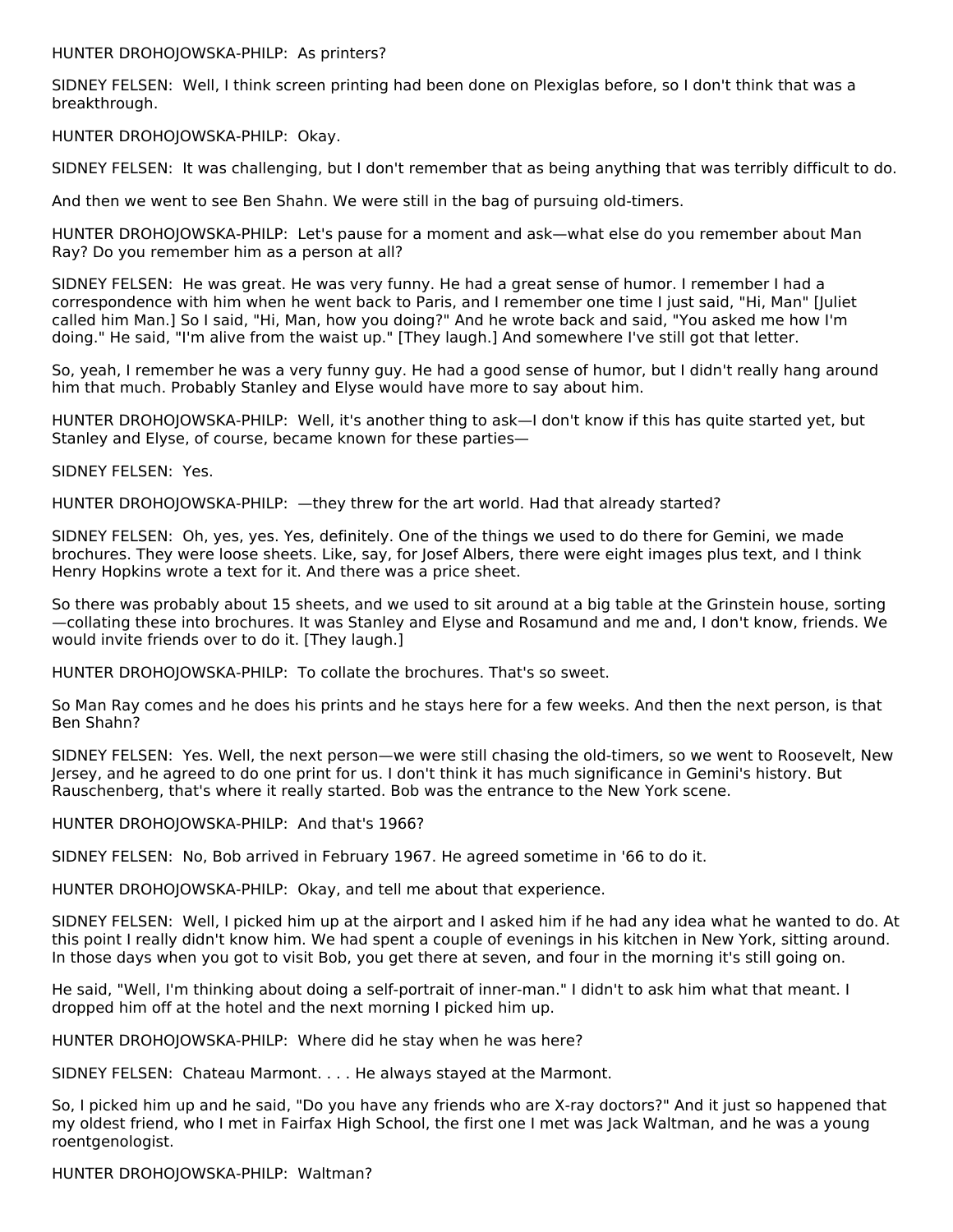HUNTER DROHOJOWSKA-PHILP: As printers?

SIDNEY FELSEN: Well, I think screen printing had been done on Plexiglas before, so I don't think that was a breakthrough.

HUNTER DROHOJOWSKA-PHILP: Okay.

SIDNEY FELSEN: It was challenging, but I don't remember that as being anything that was terribly difficult to do.

And then we went to see Ben Shahn. We were still in the bag of pursuing old-timers.

HUNTER DROHOJOWSKA-PHILP: Let's pause for a moment and ask—what else do you remember about Man Ray? Do you remember him as a person at all?

SIDNEY FELSEN: He was great. He was very funny. He had a great sense of humor. I remember I had a correspondence with him when he went back to Paris, and I remember one time I just said, "Hi, Man" [Juliet called him Man.] So I said, "Hi, Man, how you doing?" And he wrote back and said, "You asked me how I'm doing." He said, "I'm alive from the waist up." [They laugh.] And somewhere I've still got that letter.

So, yeah, I remember he was a very funny guy. He had a good sense of humor, but I didn't really hang around him that much. Probably Stanley and Elyse would have more to say about him.

HUNTER DROHOJOWSKA-PHILP: Well, it's another thing to ask—I don't know if this has quite started yet, but Stanley and Elyse, of course, became known for these parties—

SIDNEY FELSEN: Yes.

HUNTER DROHOJOWSKA-PHILP: —they threw for the art world. Had that already started?

SIDNEY FELSEN: Oh, yes, yes. Yes, definitely. One of the things we used to do there for Gemini, we made brochures. They were loose sheets. Like, say, for Josef Albers, there were eight images plus text, and I think Henry Hopkins wrote a text for it. And there was a price sheet.

So there was probably about 15 sheets, and we used to sit around at a big table at the Grinstein house, sorting—collating these into brochures. It was Stanley and Elyse and Rosamund and me and, I don't know, friends. We would invite friends over to do it. [They laugh.]

HUNTER DROHOJOWSKA-PHILP: To collate the brochures. That's so sweet.

So Man Ray comes and he does his prints and he stays here for a few weeks. And then the next person, is that Ben Shahn?

SIDNEY FELSEN: Yes. Well, the next person—we were still chasing the old-timers, so we went to Roosevelt, New Jersey, and he agreed to do one print for us. I don't think it has much significance in Gemini's history. But Rauschenberg, that's where it really started. Bob was the entrance to the New York scene.

HUNTER DROHOJOWSKA-PHILP: And that's 1966?

SIDNEY FELSEN: No, Bob arrived in February 1967. He agreed sometime in '66 to do it.

HUNTER DROHOJOWSKA-PHILP: Okay, and tell me about that experience.

SIDNEY FELSEN: Well, I picked him up at the airport and I asked him if he had any idea what he wanted to do. At this point I really didn't know him. We had spent a couple of evenings in his kitchen in New York, sitting around. In those days when you got to visit Bob, you get there at seven, and four in the morning it's still going on.

He said, "Well, I'm thinking about doing a self-portrait of inner-man." I didn't to ask him what that meant. I dropped him off at the hotel and the next morning I picked him up.

HUNTER DROHOJOWSKA-PHILP: Where did he stay when he was here?

SIDNEY FELSEN: Chateau Marmont. . . . He always stayed at the Marmont.

So, I picked him up and he said, "Do you have any friends who are X-ray doctors?" And it just so happened that my oldest friend, who I met in Fairfax High School, the first one I met was Jack Waltman, and he was a young roentgenologist.

HUNTER DROHOJOWSKA-PHILP: Waltman?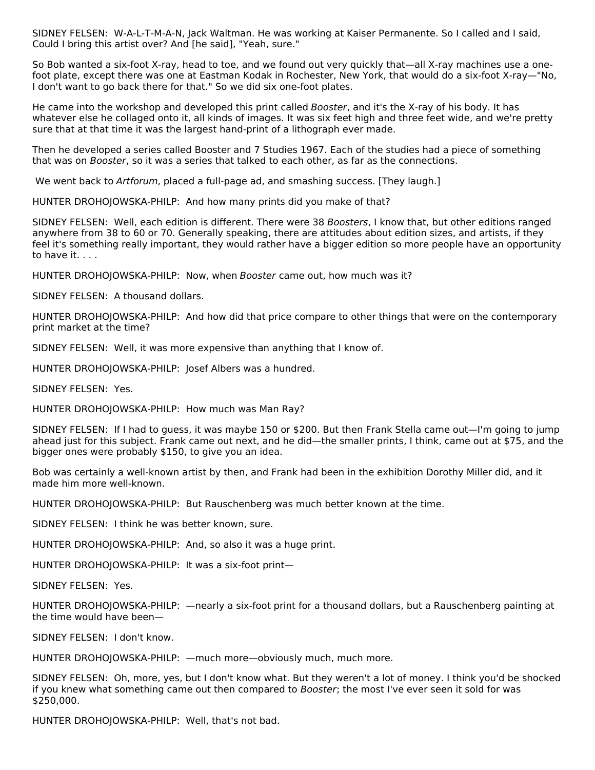SIDNEY FELSEN: W-A-L-T-M-A-N, Jack Waltman. He was working at Kaiser Permanente. So I called and I said, Could I bring this artist over? And [he said], "Yeah, sure."

So Bob wanted a six-foot X-ray, head to toe, and we found out very quickly that—all X-ray machines use a one-foot plate, except there was one at Eastman Kodak in Rochester, New York, that would do a six-foot X-ray—"No, I don't want to go back there for that." So we did six one-foot plates.

He came into the workshop and developed this print called *Booster*, and it's the X-ray of his body. It has whatever else he collaged onto it, all kinds of images. It was six feet high and three feet wide, and we're pretty sure that at that time it was the largest hand-print of a lithograph ever made.

Then he developed a series called Booster and 7 Studies 1967. Each of the studies had a piece of something that was on *Booster*, so it was a series that talked to each other, as far as the connections.

We went back to *Artforum*, placed a full-page ad, and smashing success. [They laugh.]

HUNTER DROHOJOWSKA-PHILP: And how many prints did you make of that?

SIDNEY FELSEN: Well, each edition is different. There were 38 *Boosters*, I know that, but other editions ranged anywhere from 38 to 60 or 70. Generally speaking, there are attitudes about edition sizes, and artists, if they feel it's something really important, they would rather have a bigger edition so more people have an opportunity to have it. . . .

HUNTER DROHOJOWSKA-PHILP: Now, when *Booster* came out, how much was it?

SIDNEY FELSEN: A thousand dollars.

HUNTER DROHOJOWSKA-PHILP: And how did that price compare to other things that were on the contemporary print market at the time?

SIDNEY FELSEN: Well, it was more expensive than anything that I know of.

HUNTER DROHOJOWSKA-PHILP: Josef Albers was a hundred.

SIDNEY FELSEN: Yes.

HUNTER DROHOJOWSKA-PHILP: How much was Man Ray?

SIDNEY FELSEN: If I had to guess, it was maybe 150 or $200. But then Frank Stella came out—I'm going to jump ahead just for this subject. Frank came out next, and he did—the smaller prints, I think, came out at $75, and the bigger ones were probably $150, to give you an idea.

Bob was certainly a well-known artist by then, and Frank had been in the exhibition Dorothy Miller did, and it made him more well-known.

HUNTER DROHOJOWSKA-PHILP: But Rauschenberg was much better known at the time.

SIDNEY FELSEN: I think he was better known, sure.

HUNTER DROHOJOWSKA-PHILP: And, so also it was a huge print.

HUNTER DROHOJOWSKA-PHILP: It was a six-foot print—

SIDNEY FELSEN: Yes.

HUNTER DROHOJOWSKA-PHILP: —nearly a six-foot print for a thousand dollars, but a Rauschenberg painting at the time would have been—

SIDNEY FELSEN: I don't know.

HUNTER DROHOJOWSKA-PHILP: —much more—obviously much, much more.

SIDNEY FELSEN: Oh, more, yes, but I don't know what. But they weren't a lot of money. I think you'd be shocked if you knew what something came out then compared to *Booster*; the most I've ever seen it sold for was $250,000.

HUNTER DROHOJOWSKA-PHILP: Well, that's not bad.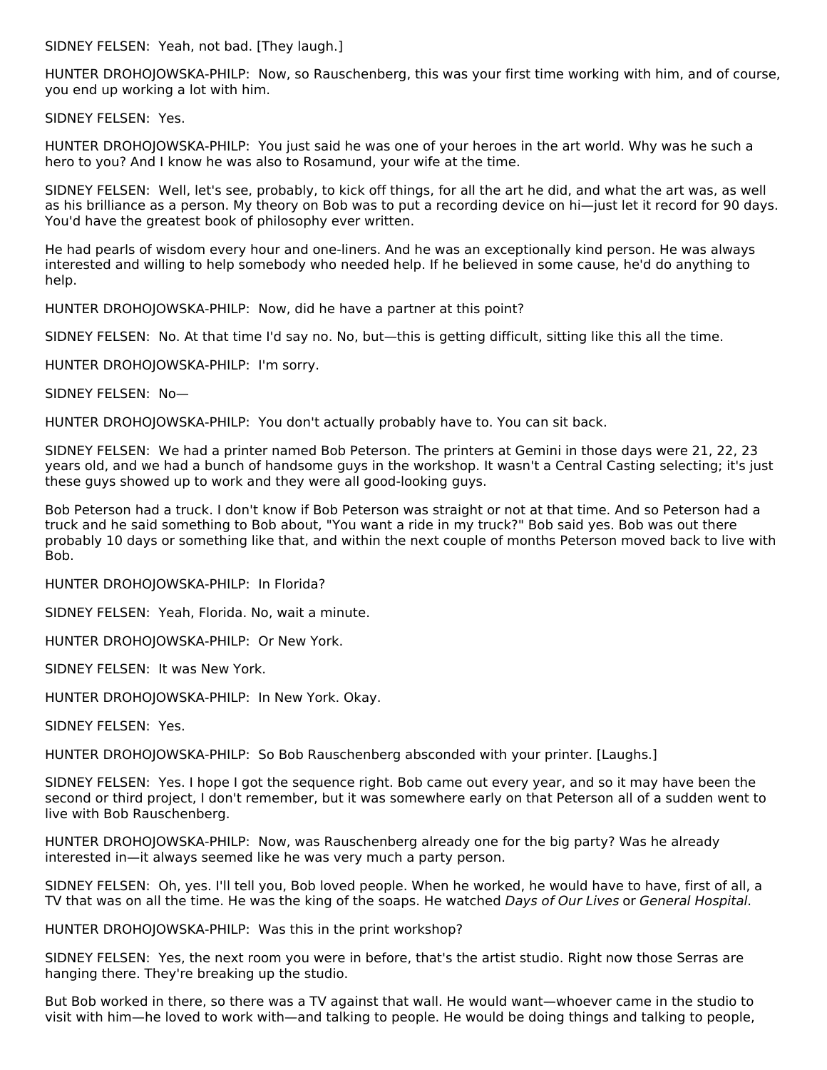SIDNEY FELSEN: Yeah, not bad. [They laugh.]

HUNTER DROHOJOWSKA-PHILP: Now, so Rauschenberg, this was your first time working with him, and of course, you end up working a lot with him.

SIDNEY FELSEN: Yes.

HUNTER DROHOJOWSKA-PHILP: You just said he was one of your heroes in the art world. Why was he such a hero to you? And I know he was also to Rosamund, your wife at the time.

SIDNEY FELSEN: Well, let's see, probably, to kick off things, for all the art he did, and what the art was, as well as his brilliance as a person. My theory on Bob was to put a recording device on hi—just let it record for 90 days. You'd have the greatest book of philosophy ever written.

He had pearls of wisdom every hour and one-liners. And he was an exceptionally kind person. He was always interested and willing to help somebody who needed help. If he believed in some cause, he'd do anything to help.

HUNTER DROHOJOWSKA-PHILP: Now, did he have a partner at this point?

SIDNEY FELSEN: No. At that time I'd say no. No, but—this is getting difficult, sitting like this all the time.

HUNTER DROHOJOWSKA-PHILP: I'm sorry.

SIDNEY FELSEN: No—

HUNTER DROHOJOWSKA-PHILP: You don't actually probably have to. You can sit back.

SIDNEY FELSEN: We had a printer named Bob Peterson. The printers at Gemini in those days were 21, 22, 23 years old, and we had a bunch of handsome guys in the workshop. It wasn't a Central Casting selecting; it's just these guys showed up to work and they were all good-looking guys.

Bob Peterson had a truck. I don't know if Bob Peterson was straight or not at that time. And so Peterson had a truck and he said something to Bob about, "You want a ride in my truck?" Bob said yes. Bob was out there probably 10 days or something like that, and within the next couple of months Peterson moved back to live with Bob.

HUNTER DROHOJOWSKA-PHILP: In Florida?

SIDNEY FELSEN: Yeah, Florida. No, wait a minute.

HUNTER DROHOJOWSKA-PHILP: Or New York.

SIDNEY FELSEN: It was New York.

HUNTER DROHOJOWSKA-PHILP: In New York. Okay.

SIDNEY FELSEN: Yes.

HUNTER DROHOJOWSKA-PHILP: So Bob Rauschenberg absconded with your printer. [Laughs.]

SIDNEY FELSEN: Yes. I hope I got the sequence right. Bob came out every year, and so it may have been the second or third project, I don't remember, but it was somewhere early on that Peterson all of a sudden went to live with Bob Rauschenberg.

HUNTER DROHOJOWSKA-PHILP: Now, was Rauschenberg already one for the big party? Was he already interested in—it always seemed like he was very much a party person.

SIDNEY FELSEN: Oh, yes. I'll tell you, Bob loved people. When he worked, he would have to have, first of all, a TV that was on all the time. He was the king of the soaps. He watched *Days of Our Lives* or *General Hospital*.

HUNTER DROHOJOWSKA-PHILP: Was this in the print workshop?

SIDNEY FELSEN: Yes, the next room you were in before, that's the artist studio. Right now those Serras are hanging there. They're breaking up the studio.

But Bob worked in there, so there was a TV against that wall. He would want—whoever came in the studio to visit with him—he loved to work with—and talking to people. He would be doing things and talking to people,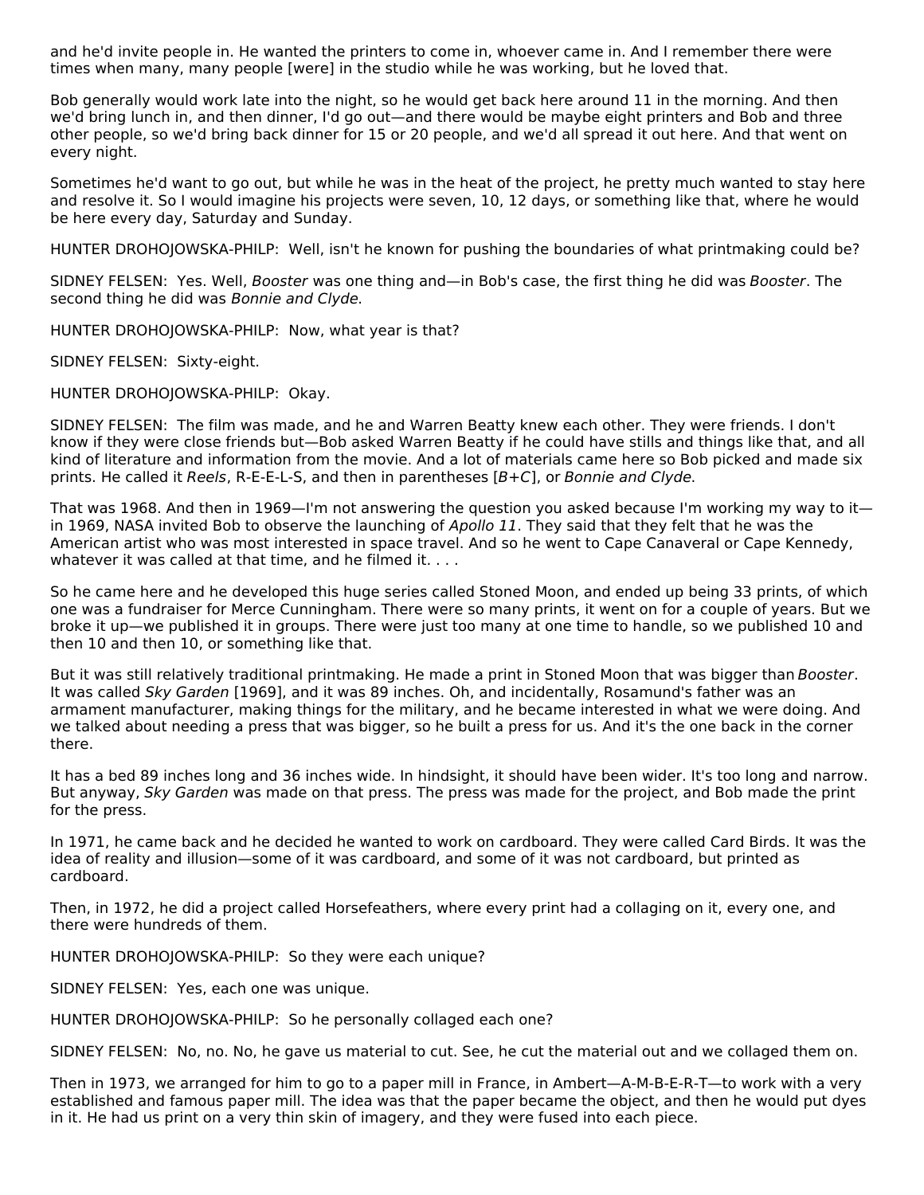and he'd invite people in. He wanted the printers to come in, whoever came in. And I remember there were times when many, many people [were] in the studio while he was working, but he loved that.

Bob generally would work late into the night, so he would get back here around 11 in the morning. And then we'd bring lunch in, and then dinner, I'd go out—and there would be maybe eight printers and Bob and three other people, so we'd bring back dinner for 15 or 20 people, and we'd all spread it out here. And that went on every night.

Sometimes he'd want to go out, but while he was in the heat of the project, he pretty much wanted to stay here and resolve it. So I would imagine his projects were seven, 10, 12 days, or something like that, where he would be here every day, Saturday and Sunday.

HUNTER DROHOJOWSKA-PHILP: Well, isn't he known for pushing the boundaries of what printmaking could be?

SIDNEY FELSEN: Yes. Well, *Booster* was one thing and—in Bob's case, the first thing he did was *Booster*. The second thing he did was *Bonnie and Clyde*.

HUNTER DROHOJOWSKA-PHILP: Now, what year is that?

SIDNEY FELSEN: Sixty-eight.

HUNTER DROHOJOWSKA-PHILP: Okay.

SIDNEY FELSEN: The film was made, and he and Warren Beatty knew each other. They were friends. I don't know if they were close friends but—Bob asked Warren Beatty if he could have stills and things like that, and all kind of literature and information from the movie. And a lot of materials came here so Bob picked and made six prints. He called it *Reels*, R-E-E-L-S, and then in parentheses [*B+C*], or *Bonnie and Clyde*.

That was 1968. And then in 1969—I'm not answering the question you asked because I'm working my way to it—in 1969, NASA invited Bob to observe the launching of *Apollo 11*. They said that they felt that he was the American artist who was most interested in space travel. And so he went to Cape Canaveral or Cape Kennedy, whatever it was called at that time, and he filmed it. . . .

So he came here and he developed this huge series called Stoned Moon, and ended up being 33 prints, of which one was a fundraiser for Merce Cunningham. There were so many prints, it went on for a couple of years. But we broke it up—we published it in groups. There were just too many at one time to handle, so we published 10 and then 10 and then 10, or something like that.

But it was still relatively traditional printmaking. He made a print in Stoned Moon that was bigger than *Booster*. It was called *Sky Garden* [1969], and it was 89 inches. Oh, and incidentally, Rosamund's father was an armament manufacturer, making things for the military, and he became interested in what we were doing. And we talked about needing a press that was bigger, so he built a press for us. And it's the one back in the corner there.

It has a bed 89 inches long and 36 inches wide. In hindsight, it should have been wider. It's too long and narrow. But anyway, *Sky Garden* was made on that press. The press was made for the project, and Bob made the print for the press.

In 1971, he came back and he decided he wanted to work on cardboard. They were called Card Birds. It was the idea of reality and illusion—some of it was cardboard, and some of it was not cardboard, but printed as cardboard.

Then, in 1972, he did a project called Horsefeathers, where every print had a collaging on it, every one, and there were hundreds of them.

HUNTER DROHOJOWSKA-PHILP: So they were each unique?

SIDNEY FELSEN: Yes, each one was unique.

HUNTER DROHOJOWSKA-PHILP: So he personally collaged each one?

SIDNEY FELSEN: No, no. No, he gave us material to cut. See, he cut the material out and we collaged them on.

Then in 1973, we arranged for him to go to a paper mill in France, in Ambert—A-M-B-E-R-T—to work with a very established and famous paper mill. The idea was that the paper became the object, and then he would put dyes in it. He had us print on a very thin skin of imagery, and they were fused into each piece.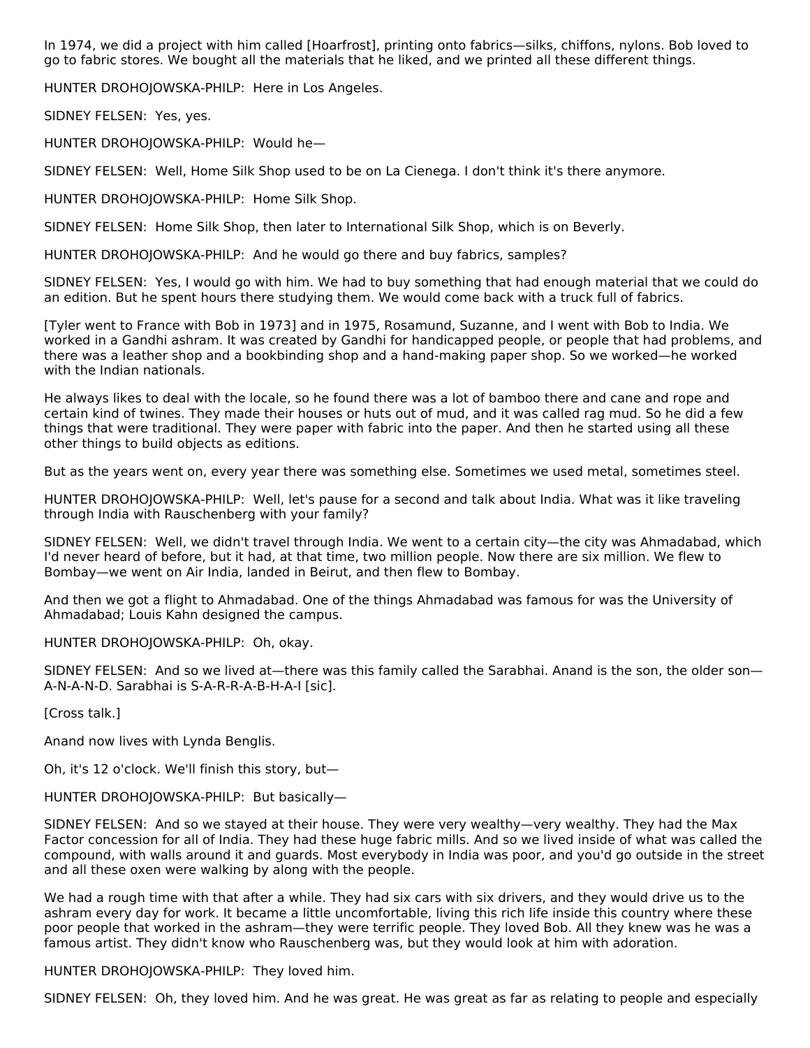In 1974, we did a project with him called [Hoarfrost], printing onto fabrics—silks, chiffons, nylons. Bob loved to go to fabric stores. We bought all the materials that he liked, and we printed all these different things.

HUNTER DROHOJOWSKA-PHILP: Here in Los Angeles.

SIDNEY FELSEN: Yes, yes.

HUNTER DROHOJOWSKA-PHILP: Would he—

SIDNEY FELSEN: Well, Home Silk Shop used to be on La Cienega. I don't think it's there anymore.

HUNTER DROHOJOWSKA-PHILP: Home Silk Shop.

SIDNEY FELSEN: Home Silk Shop, then later to International Silk Shop, which is on Beverly.

HUNTER DROHOJOWSKA-PHILP: And he would go there and buy fabrics, samples?

SIDNEY FELSEN: Yes, I would go with him. We had to buy something that had enough material that we could do an edition. But he spent hours there studying them. We would come back with a truck full of fabrics.

[Tyler went to France with Bob in 1973] and in 1975, Rosamund, Suzanne, and I went with Bob to India. We worked in a Gandhi ashram. It was created by Gandhi for handicapped people, or people that had problems, and there was a leather shop and a bookbinding shop and a hand-making paper shop. So we worked—he worked with the Indian nationals.

He always likes to deal with the locale, so he found there was a lot of bamboo there and cane and rope and certain kind of twines. They made their houses or huts out of mud, and it was called rag mud. So he did a few things that were traditional. They were paper with fabric into the paper. And then he started using all these other things to build objects as editions.

But as the years went on, every year there was something else. Sometimes we used metal, sometimes steel.

HUNTER DROHOJOWSKA-PHILP: Well, let's pause for a second and talk about India. What was it like traveling through India with Rauschenberg with your family?

SIDNEY FELSEN: Well, we didn't travel through India. We went to a certain city—the city was Ahmadabad, which I'd never heard of before, but it had, at that time, two million people. Now there are six million. We flew to Bombay—we went on Air India, landed in Beirut, and then flew to Bombay.

And then we got a flight to Ahmadabad. One of the things Ahmadabad was famous for was the University of Ahmadabad; Louis Kahn designed the campus.

HUNTER DROHOJOWSKA-PHILP: Oh, okay.

SIDNEY FELSEN: And so we lived at—there was this family called the Sarabhai. Anand is the son, the older son—A-N-A-N-D. Sarabhai is S-A-R-R-A-B-H-A-I [sic].

[Cross talk.]

Anand now lives with Lynda Benglis.

Oh, it's 12 o'clock. We'll finish this story, but—

HUNTER DROHOJOWSKA-PHILP: But basically—

SIDNEY FELSEN: And so we stayed at their house. They were very wealthy—very wealthy. They had the Max Factor concession for all of India. They had these huge fabric mills. And so we lived inside of what was called the compound, with walls around it and guards. Most everybody in India was poor, and you'd go outside in the street and all these oxen were walking by along with the people.

We had a rough time with that after a while. They had six cars with six drivers, and they would drive us to the ashram every day for work. It became a little uncomfortable, living this rich life inside this country where these poor people that worked in the ashram—they were terrific people. They loved Bob. All they knew was he was a famous artist. They didn't know who Rauschenberg was, but they would look at him with adoration.

HUNTER DROHOJOWSKA-PHILP: They loved him.

SIDNEY FELSEN: Oh, they loved him. And he was great. He was great as far as relating to people and especially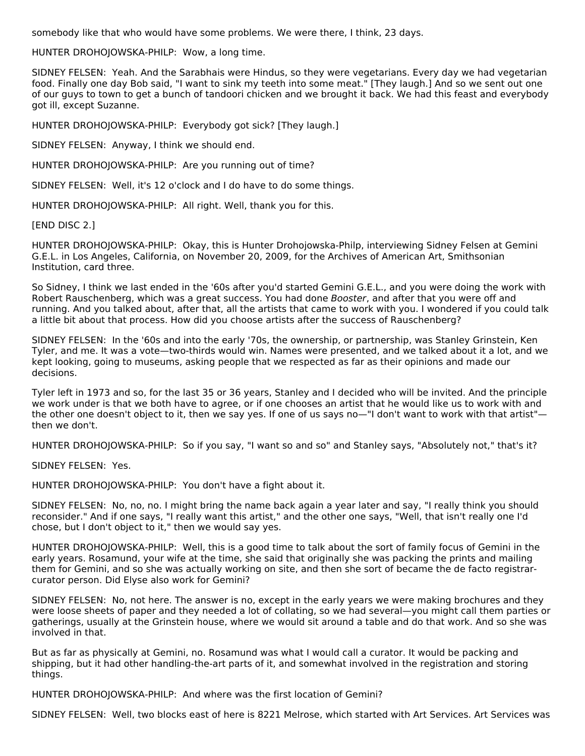somebody like that who would have some problems. We were there, I think, 23 days.

HUNTER DROHOJOWSKA-PHILP: Wow, a long time.

SIDNEY FELSEN: Yeah. And the Sarabhais were Hindus, so they were vegetarians. Every day we had vegetarian food. Finally one day Bob said, "I want to sink my teeth into some meat." [They laugh.] And so we sent out one of our guys to town to get a bunch of tandoori chicken and we brought it back. We had this feast and everybody got ill, except Suzanne.

HUNTER DROHOJOWSKA-PHILP: Everybody got sick? [They laugh.]

SIDNEY FELSEN: Anyway, I think we should end.

HUNTER DROHOJOWSKA-PHILP: Are you running out of time?

SIDNEY FELSEN: Well, it's 12 o'clock and I do have to do some things.

HUNTER DROHOJOWSKA-PHILP: All right. Well, thank you for this.

[END DISC 2.]

HUNTER DROHOJOWSKA-PHILP: Okay, this is Hunter Drohojowska-Philp, interviewing Sidney Felsen at Gemini G.E.L. in Los Angeles, California, on November 20, 2009, for the Archives of American Art, Smithsonian Institution, card three.

So Sidney, I think we last ended in the '60s after you'd started Gemini G.E.L., and you were doing the work with Robert Rauschenberg, which was a great success. You had done *Booster*, and after that you were off and running. And you talked about, after that, all the artists that came to work with you. I wondered if you could talk a little bit about that process. How did you choose artists after the success of Rauschenberg?

SIDNEY FELSEN: In the '60s and into the early '70s, the ownership, or partnership, was Stanley Grinstein, Ken Tyler, and me. It was a vote—two-thirds would win. Names were presented, and we talked about it a lot, and we kept looking, going to museums, asking people that we respected as far as their opinions and made our decisions.

Tyler left in 1973 and so, for the last 35 or 36 years, Stanley and I decided who will be invited. And the principle we work under is that we both have to agree, or if one chooses an artist that he would like us to work with and the other one doesn't object to it, then we say yes. If one of us says no—"I don't want to work with that artist"—then we don't.

HUNTER DROHOJOWSKA-PHILP: So if you say, "I want so and so" and Stanley says, "Absolutely not," that's it?

SIDNEY FELSEN: Yes.

HUNTER DROHOJOWSKA-PHILP: You don't have a fight about it.

SIDNEY FELSEN: No, no, no. I might bring the name back again a year later and say, "I really think you should reconsider." And if one says, "I really want this artist," and the other one says, "Well, that isn't really one I'd chose, but I don't object to it," then we would say yes.

HUNTER DROHOJOWSKA-PHILP: Well, this is a good time to talk about the sort of family focus of Gemini in the early years. Rosamund, your wife at the time, she said that originally she was packing the prints and mailing them for Gemini, and so she was actually working on site, and then she sort of became the de facto registrar-curator person. Did Elyse also work for Gemini?

SIDNEY FELSEN: No, not here. The answer is no, except in the early years we were making brochures and they were loose sheets of paper and they needed a lot of collating, so we had several—you might call them parties or gatherings, usually at the Grinstein house, where we would sit around a table and do that work. And so she was involved in that.

But as far as physically at Gemini, no. Rosamund was what I would call a curator. It would be packing and shipping, but it had other handling-the-art parts of it, and somewhat involved in the registration and storing things.

HUNTER DROHOJOWSKA-PHILP: And where was the first location of Gemini?

SIDNEY FELSEN: Well, two blocks east of here is 8221 Melrose, which started with Art Services. Art Services was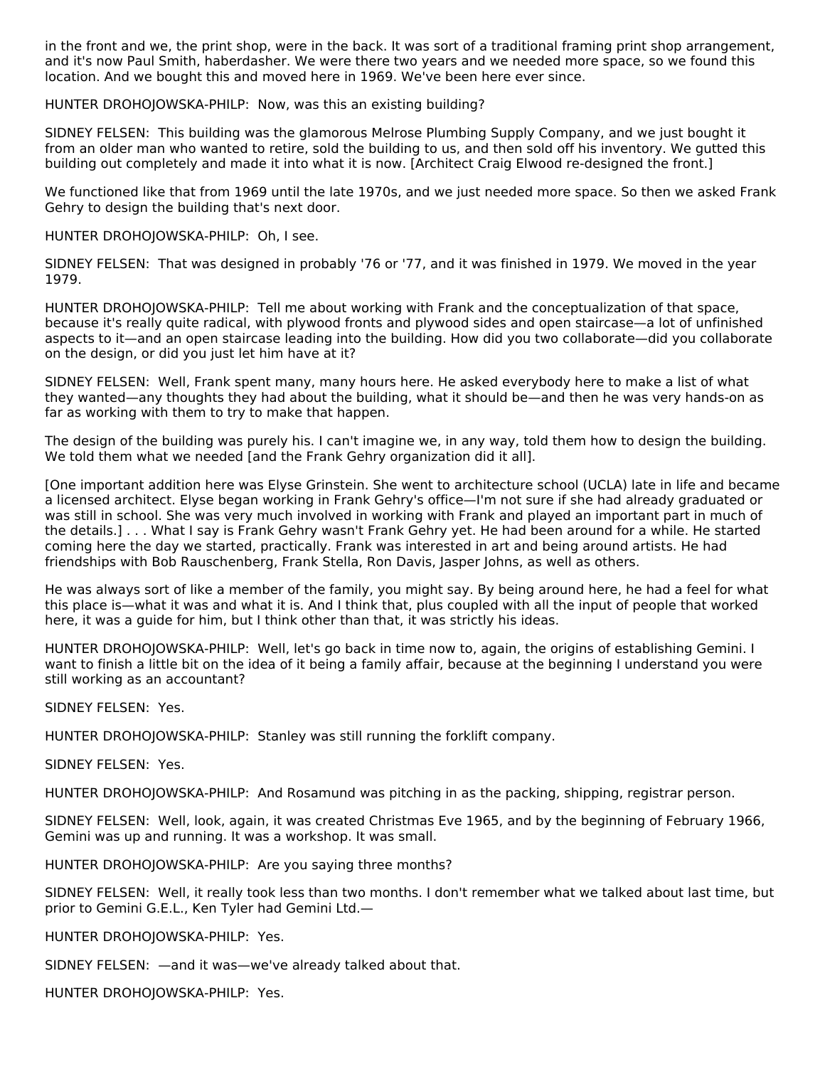in the front and we, the print shop, were in the back. It was sort of a traditional framing print shop arrangement, and it's now Paul Smith, haberdasher. We were there two years and we needed more space, so we found this location. And we bought this and moved here in 1969. We've been here ever since.

HUNTER DROHOJOWSKA-PHILP: Now, was this an existing building?

SIDNEY FELSEN: This building was the glamorous Melrose Plumbing Supply Company, and we just bought it from an older man who wanted to retire, sold the building to us, and then sold off his inventory. We gutted this building out completely and made it into what it is now. [Architect Craig Elwood re-designed the front.]

We functioned like that from 1969 until the late 1970s, and we just needed more space. So then we asked Frank Gehry to design the building that's next door.

HUNTER DROHOJOWSKA-PHILP: Oh, I see.

SIDNEY FELSEN: That was designed in probably '76 or '77, and it was finished in 1979. We moved in the year 1979.

HUNTER DROHOJOWSKA-PHILP: Tell me about working with Frank and the conceptualization of that space, because it's really quite radical, with plywood fronts and plywood sides and open staircase—a lot of unfinished aspects to it—and an open staircase leading into the building. How did you two collaborate—did you collaborate on the design, or did you just let him have at it?

SIDNEY FELSEN: Well, Frank spent many, many hours here. He asked everybody here to make a list of what they wanted—any thoughts they had about the building, what it should be—and then he was very hands-on as far as working with them to try to make that happen.

The design of the building was purely his. I can't imagine we, in any way, told them how to design the building. We told them what we needed [and the Frank Gehry organization did it all].

[One important addition here was Elyse Grinstein. She went to architecture school (UCLA) late in life and became a licensed architect. Elyse began working in Frank Gehry's office—I'm not sure if she had already graduated or was still in school. She was very much involved in working with Frank and played an important part in much of the details.] . . . What I say is Frank Gehry wasn't Frank Gehry yet. He had been around for a while. He started coming here the day we started, practically. Frank was interested in art and being around artists. He had friendships with Bob Rauschenberg, Frank Stella, Ron Davis, Jasper Johns, as well as others.

He was always sort of like a member of the family, you might say. By being around here, he had a feel for what this place is—what it was and what it is. And I think that, plus coupled with all the input of people that worked here, it was a guide for him, but I think other than that, it was strictly his ideas.

HUNTER DROHOJOWSKA-PHILP: Well, let's go back in time now to, again, the origins of establishing Gemini. I want to finish a little bit on the idea of it being a family affair, because at the beginning I understand you were still working as an accountant?

SIDNEY FELSEN: Yes.

HUNTER DROHOJOWSKA-PHILP: Stanley was still running the forklift company.

SIDNEY FELSEN: Yes.

HUNTER DROHOJOWSKA-PHILP: And Rosamund was pitching in as the packing, shipping, registrar person.

SIDNEY FELSEN: Well, look, again, it was created Christmas Eve 1965, and by the beginning of February 1966, Gemini was up and running. It was a workshop. It was small.

HUNTER DROHOJOWSKA-PHILP: Are you saying three months?

SIDNEY FELSEN: Well, it really took less than two months. I don't remember what we talked about last time, but prior to Gemini G.E.L., Ken Tyler had Gemini Ltd.—

HUNTER DROHOJOWSKA-PHILP: Yes.

SIDNEY FELSEN: —and it was—we've already talked about that.

HUNTER DROHOJOWSKA-PHILP: Yes.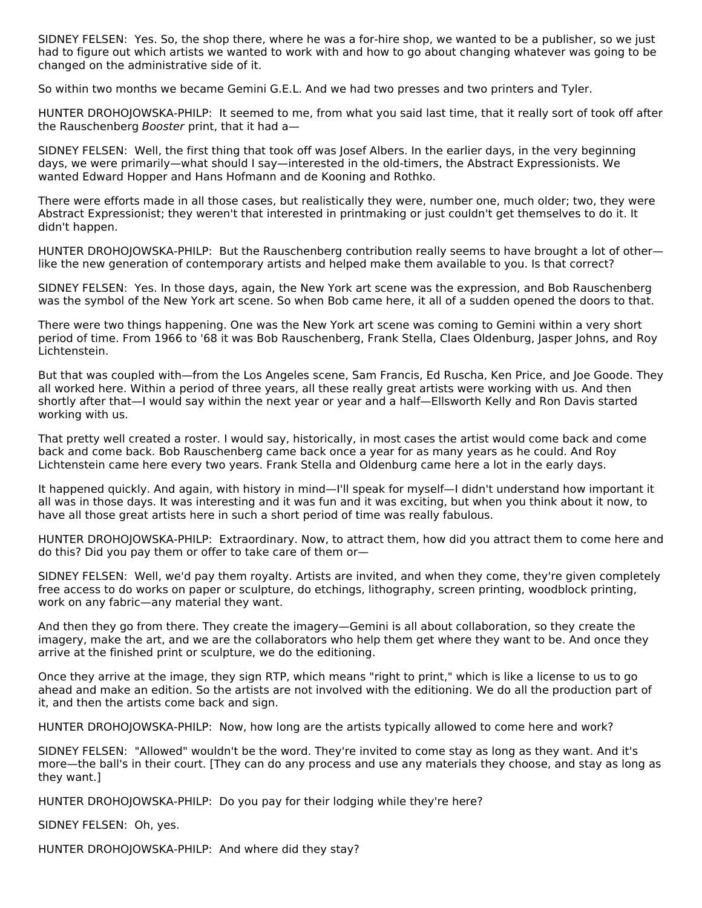SIDNEY FELSEN: Yes. So, the shop there, where he was a for-hire shop, we wanted to be a publisher, so we just had to figure out which artists we wanted to work with and how to go about changing whatever was going to be changed on the administrative side of it.

So within two months we became Gemini G.E.L. And we had two presses and two printers and Tyler.

HUNTER DROHOJOWSKA-PHILP: It seemed to me, from what you said last time, that it really sort of took off after the Rauschenberg *Booster* print, that it had a—

SIDNEY FELSEN: Well, the first thing that took off was Josef Albers. In the earlier days, in the very beginning days, we were primarily—what should I say—interested in the old-timers, the Abstract Expressionists. We wanted Edward Hopper and Hans Hofmann and de Kooning and Rothko.

There were efforts made in all those cases, but realistically they were, number one, much older; two, they were Abstract Expressionist; they weren't that interested in printmaking or just couldn't get themselves to do it. It didn't happen.

HUNTER DROHOJOWSKA-PHILP: But the Rauschenberg contribution really seems to have brought a lot of other—like the new generation of contemporary artists and helped make them available to you. Is that correct?

SIDNEY FELSEN: Yes. In those days, again, the New York art scene was the expression, and Bob Rauschenberg was the symbol of the New York art scene. So when Bob came here, it all of a sudden opened the doors to that.

There were two things happening. One was the New York art scene was coming to Gemini within a very short period of time. From 1966 to '68 it was Bob Rauschenberg, Frank Stella, Claes Oldenburg, Jasper Johns, and Roy Lichtenstein.

But that was coupled with—from the Los Angeles scene, Sam Francis, Ed Ruscha, Ken Price, and Joe Goode. They all worked here. Within a period of three years, all these really great artists were working with us. And then shortly after that—I would say within the next year or year and a half—Ellsworth Kelly and Ron Davis started working with us.

That pretty well created a roster. I would say, historically, in most cases the artist would come back and come back and come back. Bob Rauschenberg came back once a year for as many years as he could. And Roy Lichtenstein came here every two years. Frank Stella and Oldenburg came here a lot in the early days.

It happened quickly. And again, with history in mind—I'll speak for myself—I didn't understand how important it all was in those days. It was interesting and it was fun and it was exciting, but when you think about it now, to have all those great artists here in such a short period of time was really fabulous.

HUNTER DROHOJOWSKA-PHILP: Extraordinary. Now, to attract them, how did you attract them to come here and do this? Did you pay them or offer to take care of them or—

SIDNEY FELSEN: Well, we'd pay them royalty. Artists are invited, and when they come, they're given completely free access to do works on paper or sculpture, do etchings, lithography, screen printing, woodblock printing, work on any fabric—any material they want.

And then they go from there. They create the imagery—Gemini is all about collaboration, so they create the imagery, make the art, and we are the collaborators who help them get where they want to be. And once they arrive at the finished print or sculpture, we do the editioning.

Once they arrive at the image, they sign RTP, which means "right to print," which is like a license to us to go ahead and make an edition. So the artists are not involved with the editioning. We do all the production part of it, and then the artists come back and sign.

HUNTER DROHOJOWSKA-PHILP: Now, how long are the artists typically allowed to come here and work?

SIDNEY FELSEN: "Allowed" wouldn't be the word. They're invited to come stay as long as they want. And it's more—the ball's in their court. [They can do any process and use any materials they choose, and stay as long as they want.]

HUNTER DROHOJOWSKA-PHILP: Do you pay for their lodging while they're here?

SIDNEY FELSEN: Oh, yes.

HUNTER DROHOJOWSKA-PHILP: And where did they stay?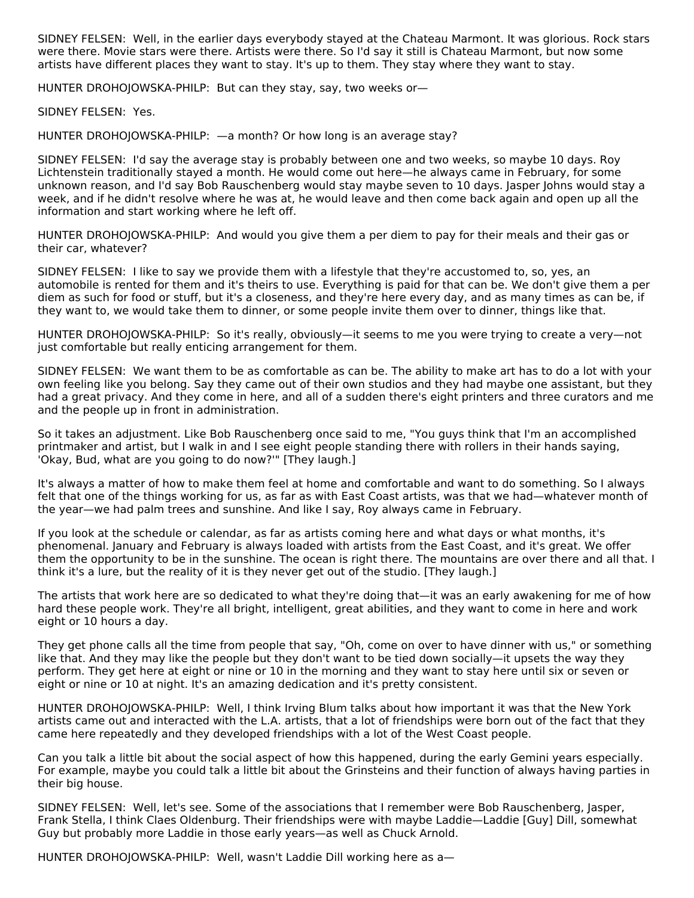SIDNEY FELSEN: Well, in the earlier days everybody stayed at the Chateau Marmont. It was glorious. Rock stars were there. Movie stars were there. Artists were there. So I'd say it still is Chateau Marmont, but now some artists have different places they want to stay. It's up to them. They stay where they want to stay.

HUNTER DROHOJOWSKA-PHILP: But can they stay, say, two weeks or—

SIDNEY FELSEN: Yes.

HUNTER DROHOJOWSKA-PHILP: —a month? Or how long is an average stay?

SIDNEY FELSEN: I'd say the average stay is probably between one and two weeks, so maybe 10 days. Roy Lichtenstein traditionally stayed a month. He would come out here—he always came in February, for some unknown reason, and I'd say Bob Rauschenberg would stay maybe seven to 10 days. Jasper Johns would stay a week, and if he didn't resolve where he was at, he would leave and then come back again and open up all the information and start working where he left off.

HUNTER DROHOJOWSKA-PHILP: And would you give them a per diem to pay for their meals and their gas or their car, whatever?

SIDNEY FELSEN: I like to say we provide them with a lifestyle that they're accustomed to, so, yes, an automobile is rented for them and it's theirs to use. Everything is paid for that can be. We don't give them a per diem as such for food or stuff, but it's a closeness, and they're here every day, and as many times as can be, if they want to, we would take them to dinner, or some people invite them over to dinner, things like that.

HUNTER DROHOJOWSKA-PHILP: So it's really, obviously—it seems to me you were trying to create a very—not just comfortable but really enticing arrangement for them.

SIDNEY FELSEN: We want them to be as comfortable as can be. The ability to make art has to do a lot with your own feeling like you belong. Say they came out of their own studios and they had maybe one assistant, but they had a great privacy. And they come in here, and all of a sudden there's eight printers and three curators and me and the people up in front in administration.

So it takes an adjustment. Like Bob Rauschenberg once said to me, "You guys think that I'm an accomplished printmaker and artist, but I walk in and I see eight people standing there with rollers in their hands saying, 'Okay, Bud, what are you going to do now?'" [They laugh.]

It's always a matter of how to make them feel at home and comfortable and want to do something. So I always felt that one of the things working for us, as far as with East Coast artists, was that we had—whatever month of the year—we had palm trees and sunshine. And like I say, Roy always came in February.

If you look at the schedule or calendar, as far as artists coming here and what days or what months, it's phenomenal. January and February is always loaded with artists from the East Coast, and it's great. We offer them the opportunity to be in the sunshine. The ocean is right there. The mountains are over there and all that. I think it's a lure, but the reality of it is they never get out of the studio. [They laugh.]

The artists that work here are so dedicated to what they're doing that—it was an early awakening for me of how hard these people work. They're all bright, intelligent, great abilities, and they want to come in here and work eight or 10 hours a day.

They get phone calls all the time from people that say, "Oh, come on over to have dinner with us," or something like that. And they may like the people but they don't want to be tied down socially—it upsets the way they perform. They get here at eight or nine or 10 in the morning and they want to stay here until six or seven or eight or nine or 10 at night. It's an amazing dedication and it's pretty consistent.

HUNTER DROHOJOWSKA-PHILP: Well, I think Irving Blum talks about how important it was that the New York artists came out and interacted with the L.A. artists, that a lot of friendships were born out of the fact that they came here repeatedly and they developed friendships with a lot of the West Coast people.

Can you talk a little bit about the social aspect of how this happened, during the early Gemini years especially. For example, maybe you could talk a little bit about the Grinsteins and their function of always having parties in their big house.

SIDNEY FELSEN: Well, let's see. Some of the associations that I remember were Bob Rauschenberg, Jasper, Frank Stella, I think Claes Oldenburg. Their friendships were with maybe Laddie—Laddie [Guy] Dill, somewhat Guy but probably more Laddie in those early years—as well as Chuck Arnold.

HUNTER DROHOJOWSKA-PHILP: Well, wasn't Laddie Dill working here as a—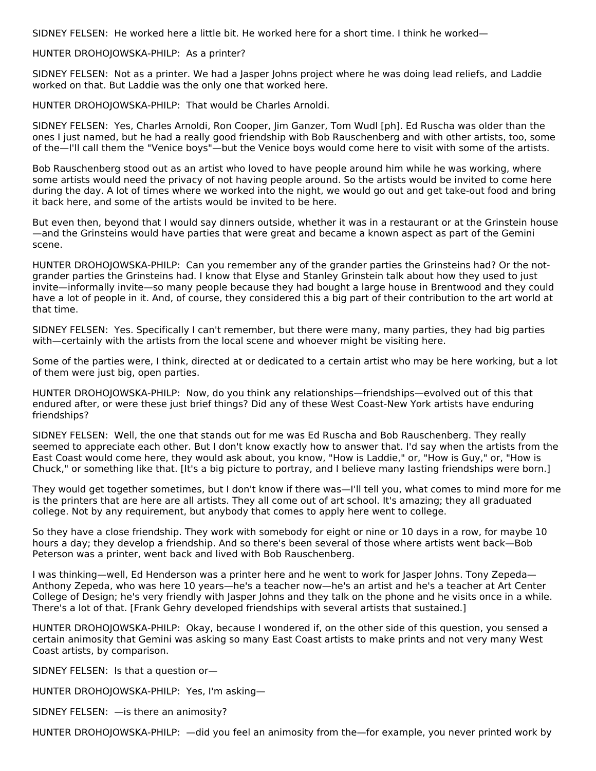SIDNEY FELSEN: He worked here a little bit. He worked here for a short time. I think he worked—

HUNTER DROHOJOWSKA-PHILP: As a printer?

SIDNEY FELSEN: Not as a printer. We had a Jasper Johns project where he was doing lead reliefs, and Laddie worked on that. But Laddie was the only one that worked here.

HUNTER DROHOJOWSKA-PHILP: That would be Charles Arnoldi.

SIDNEY FELSEN: Yes, Charles Arnoldi, Ron Cooper, Jim Ganzer, Tom Wudl [ph]. Ed Ruscha was older than the ones I just named, but he had a really good friendship with Bob Rauschenberg and with other artists, too, some of the—I'll call them the "Venice boys"—but the Venice boys would come here to visit with some of the artists.

Bob Rauschenberg stood out as an artist who loved to have people around him while he was working, where some artists would need the privacy of not having people around. So the artists would be invited to come here during the day. A lot of times where we worked into the night, we would go out and get take-out food and bring it back here, and some of the artists would be invited to be here.

But even then, beyond that I would say dinners outside, whether it was in a restaurant or at the Grinstein house—and the Grinsteins would have parties that were great and became a known aspect as part of the Gemini scene.

HUNTER DROHOJOWSKA-PHILP: Can you remember any of the grander parties the Grinsteins had? Or the not-grander parties the Grinsteins had. I know that Elyse and Stanley Grinstein talk about how they used to just invite—informally invite—so many people because they had bought a large house in Brentwood and they could have a lot of people in it. And, of course, they considered this a big part of their contribution to the art world at that time.

SIDNEY FELSEN: Yes. Specifically I can't remember, but there were many, many parties, they had big parties with—certainly with the artists from the local scene and whoever might be visiting here.

Some of the parties were, I think, directed at or dedicated to a certain artist who may be here working, but a lot of them were just big, open parties.

HUNTER DROHOJOWSKA-PHILP: Now, do you think any relationships—friendships—evolved out of this that endured after, or were these just brief things? Did any of these West Coast-New York artists have enduring friendships?

SIDNEY FELSEN: Well, the one that stands out for me was Ed Ruscha and Bob Rauschenberg. They really seemed to appreciate each other. But I don't know exactly how to answer that. I'd say when the artists from the East Coast would come here, they would ask about, you know, "How is Laddie," or, "How is Guy," or, "How is Chuck," or something like that. [It's a big picture to portray, and I believe many lasting friendships were born.]

They would get together sometimes, but I don't know if there was—I'll tell you, what comes to mind more for me is the printers that are here are all artists. They all come out of art school. It's amazing; they all graduated college. Not by any requirement, but anybody that comes to apply here went to college.

So they have a close friendship. They work with somebody for eight or nine or 10 days in a row, for maybe 10 hours a day; they develop a friendship. And so there's been several of those where artists went back—Bob Peterson was a printer, went back and lived with Bob Rauschenberg.

I was thinking—well, Ed Henderson was a printer here and he went to work for Jasper Johns. Tony Zepeda—Anthony Zepeda, who was here 10 years—he's a teacher now—he's an artist and he's a teacher at Art Center College of Design; he's very friendly with Jasper Johns and they talk on the phone and he visits once in a while. There's a lot of that. [Frank Gehry developed friendships with several artists that sustained.]

HUNTER DROHOJOWSKA-PHILP: Okay, because I wondered if, on the other side of this question, you sensed a certain animosity that Gemini was asking so many East Coast artists to make prints and not very many West Coast artists, by comparison.

SIDNEY FELSEN: Is that a question or—

HUNTER DROHOJOWSKA-PHILP: Yes, I'm asking—

SIDNEY FELSEN: —is there an animosity?

HUNTER DROHOJOWSKA-PHILP: —did you feel an animosity from the—for example, you never printed work by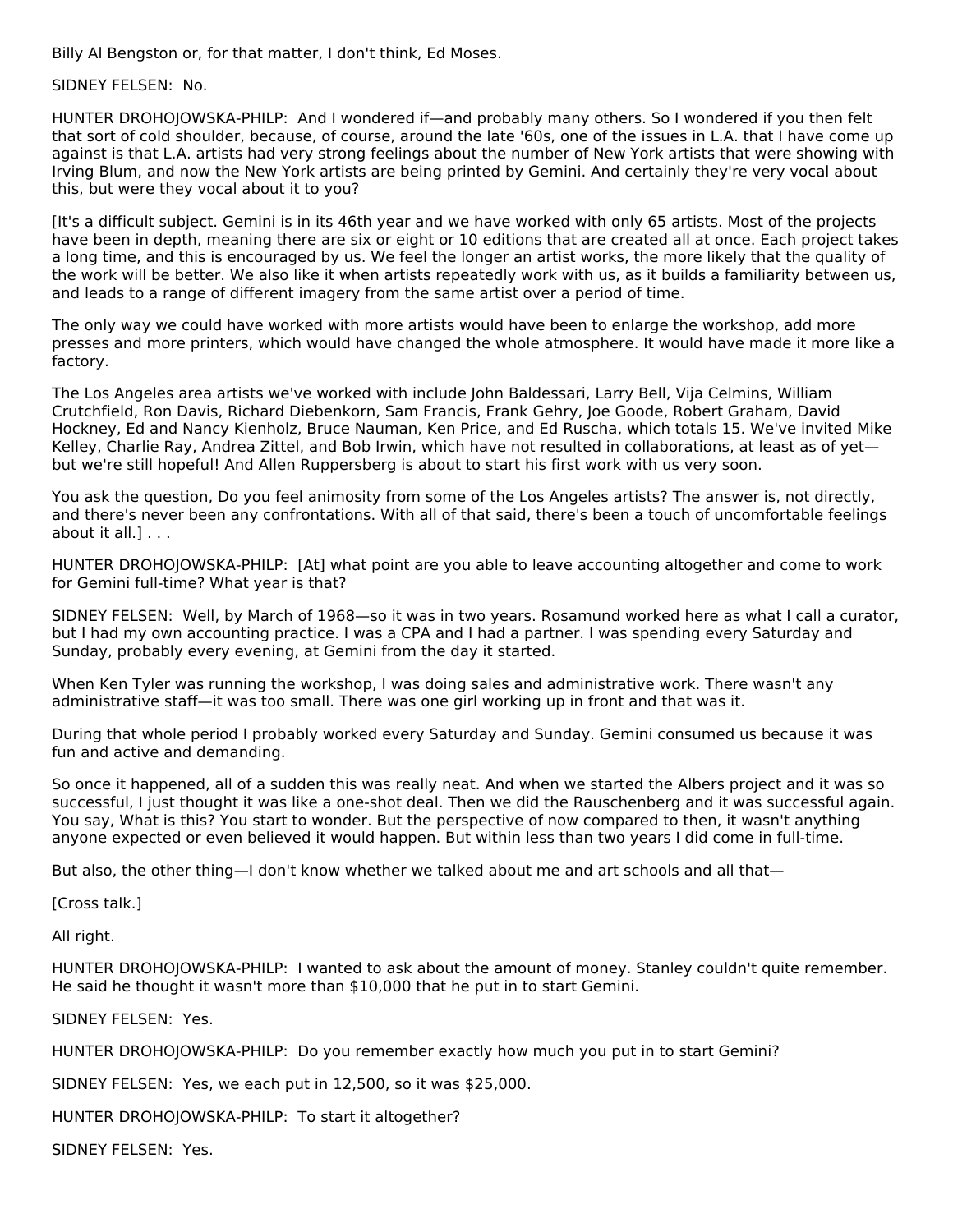Billy Al Bengston or, for that matter, I don't think, Ed Moses.

SIDNEY FELSEN: No.

HUNTER DROHOJOWSKA-PHILP: And I wondered if—and probably many others. So I wondered if you then felt that sort of cold shoulder, because, of course, around the late '60s, one of the issues in L.A. that I have come up against is that L.A. artists had very strong feelings about the number of New York artists that were showing with Irving Blum, and now the New York artists are being printed by Gemini. And certainly they're very vocal about this, but were they vocal about it to you?

[It's a difficult subject. Gemini is in its 46th year and we have worked with only 65 artists. Most of the projects have been in depth, meaning there are six or eight or 10 editions that are created all at once. Each project takes a long time, and this is encouraged by us. We feel the longer an artist works, the more likely that the quality of the work will be better. We also like it when artists repeatedly work with us, as it builds a familiarity between us, and leads to a range of different imagery from the same artist over a period of time.

The only way we could have worked with more artists would have been to enlarge the workshop, add more presses and more printers, which would have changed the whole atmosphere. It would have made it more like a factory.

The Los Angeles area artists we've worked with include John Baldessari, Larry Bell, Vija Celmins, William Crutchfield, Ron Davis, Richard Diebenkorn, Sam Francis, Frank Gehry, Joe Goode, Robert Graham, David Hockney, Ed and Nancy Kienholz, Bruce Nauman, Ken Price, and Ed Ruscha, which totals 15. We've invited Mike Kelley, Charlie Ray, Andrea Zittel, and Bob Irwin, which have not resulted in collaborations, at least as of yet—but we're still hopeful! And Allen Ruppersberg is about to start his first work with us very soon.

You ask the question, Do you feel animosity from some of the Los Angeles artists? The answer is, not directly, and there's never been any confrontations. With all of that said, there's been a touch of uncomfortable feelings about it all.] . . .

HUNTER DROHOJOWSKA-PHILP: [At] what point are you able to leave accounting altogether and come to work for Gemini full-time? What year is that?

SIDNEY FELSEN: Well, by March of 1968—so it was in two years. Rosamund worked here as what I call a curator, but I had my own accounting practice. I was a CPA and I had a partner. I was spending every Saturday and Sunday, probably every evening, at Gemini from the day it started.

When Ken Tyler was running the workshop, I was doing sales and administrative work. There wasn't any administrative staff—it was too small. There was one girl working up in front and that was it.

During that whole period I probably worked every Saturday and Sunday. Gemini consumed us because it was fun and active and demanding.

So once it happened, all of a sudden this was really neat. And when we started the Albers project and it was so successful, I just thought it was like a one-shot deal. Then we did the Rauschenberg and it was successful again. You say, What is this? You start to wonder. But the perspective of now compared to then, it wasn't anything anyone expected or even believed it would happen. But within less than two years I did come in full-time.

But also, the other thing—I don't know whether we talked about me and art schools and all that—

[Cross talk.]

All right.

HUNTER DROHOJOWSKA-PHILP: I wanted to ask about the amount of money. Stanley couldn't quite remember. He said he thought it wasn't more than $10,000 that he put in to start Gemini.

SIDNEY FELSEN: Yes.

HUNTER DROHOJOWSKA-PHILP: Do you remember exactly how much you put in to start Gemini?

SIDNEY FELSEN: Yes, we each put in 12,500, so it was $25,000.

HUNTER DROHOJOWSKA-PHILP: To start it altogether?

SIDNEY FELSEN: Yes.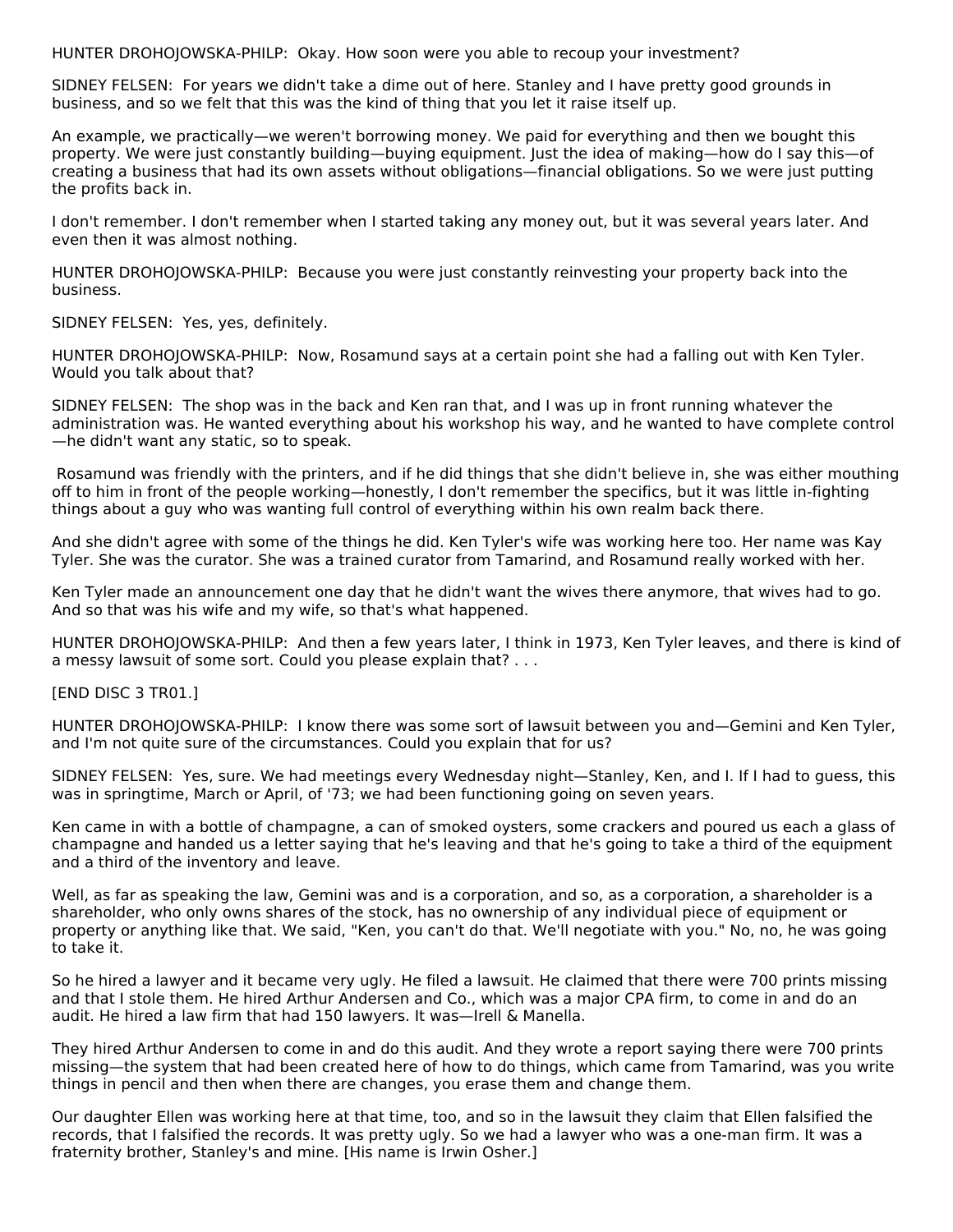HUNTER DROHOJOWSKA-PHILP: Okay. How soon were you able to recoup your investment?

SIDNEY FELSEN: For years we didn't take a dime out of here. Stanley and I have pretty good grounds in business, and so we felt that this was the kind of thing that you let it raise itself up.

An example, we practically—we weren't borrowing money. We paid for everything and then we bought this property. We were just constantly building—buying equipment. Just the idea of making—how do I say this—of creating a business that had its own assets without obligations—financial obligations. So we were just putting the profits back in.

I don't remember. I don't remember when I started taking any money out, but it was several years later. And even then it was almost nothing.

HUNTER DROHOJOWSKA-PHILP: Because you were just constantly reinvesting your property back into the business.

SIDNEY FELSEN: Yes, yes, definitely.

HUNTER DROHOJOWSKA-PHILP: Now, Rosamund says at a certain point she had a falling out with Ken Tyler. Would you talk about that?

SIDNEY FELSEN: The shop was in the back and Ken ran that, and I was up in front running whatever the administration was. He wanted everything about his workshop his way, and he wanted to have complete control—he didn't want any static, so to speak.

Rosamund was friendly with the printers, and if he did things that she didn't believe in, she was either mouthing off to him in front of the people working—honestly, I don't remember the specifics, but it was little in-fighting things about a guy who was wanting full control of everything within his own realm back there.

And she didn't agree with some of the things he did. Ken Tyler's wife was working here too. Her name was Kay Tyler. She was the curator. She was a trained curator from Tamarind, and Rosamund really worked with her.

Ken Tyler made an announcement one day that he didn't want the wives there anymore, that wives had to go. And so that was his wife and my wife, so that's what happened.

HUNTER DROHOJOWSKA-PHILP: And then a few years later, I think in 1973, Ken Tyler leaves, and there is kind of a messy lawsuit of some sort. Could you please explain that? . . .

[END DISC 3 TR01.]

HUNTER DROHOJOWSKA-PHILP: I know there was some sort of lawsuit between you and—Gemini and Ken Tyler, and I'm not quite sure of the circumstances. Could you explain that for us?

SIDNEY FELSEN: Yes, sure. We had meetings every Wednesday night—Stanley, Ken, and I. If I had to guess, this was in springtime, March or April, of '73; we had been functioning going on seven years.

Ken came in with a bottle of champagne, a can of smoked oysters, some crackers and poured us each a glass of champagne and handed us a letter saying that he's leaving and that he's going to take a third of the equipment and a third of the inventory and leave.

Well, as far as speaking the law, Gemini was and is a corporation, and so, as a corporation, a shareholder is a shareholder, who only owns shares of the stock, has no ownership of any individual piece of equipment or property or anything like that. We said, "Ken, you can't do that. We'll negotiate with you." No, no, he was going to take it.

So he hired a lawyer and it became very ugly. He filed a lawsuit. He claimed that there were 700 prints missing and that I stole them. He hired Arthur Andersen and Co., which was a major CPA firm, to come in and do an audit. He hired a law firm that had 150 lawyers. It was—Irell & Manella.

They hired Arthur Andersen to come in and do this audit. And they wrote a report saying there were 700 prints missing—the system that had been created here of how to do things, which came from Tamarind, was you write things in pencil and then when there are changes, you erase them and change them.

Our daughter Ellen was working here at that time, too, and so in the lawsuit they claim that Ellen falsified the records, that I falsified the records. It was pretty ugly. So we had a lawyer who was a one-man firm. It was a fraternity brother, Stanley's and mine. [His name is Irwin Osher.]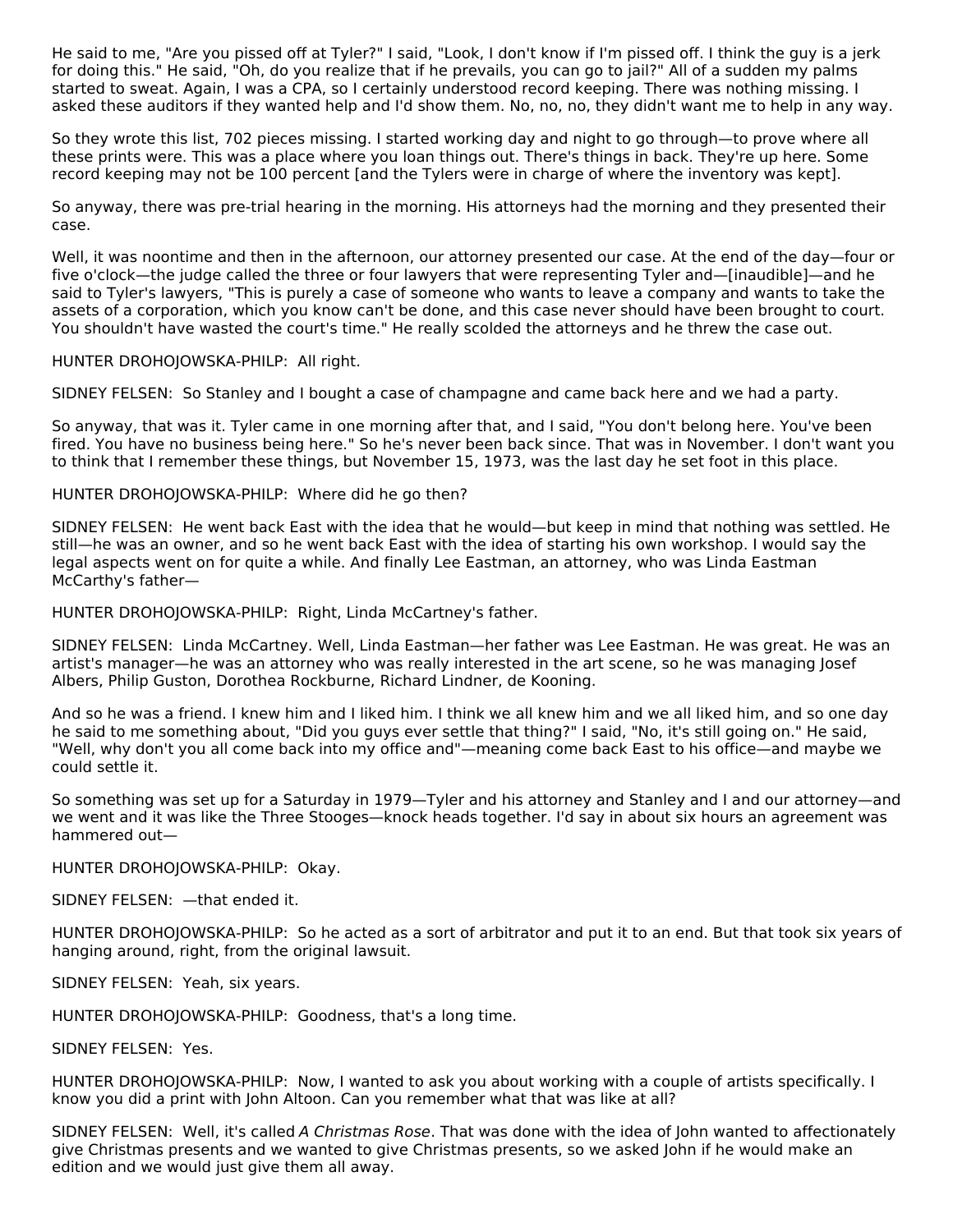He said to me, "Are you pissed off at Tyler?" I said, "Look, I don't know if I'm pissed off. I think the guy is a jerk for doing this." He said, "Oh, do you realize that if he prevails, you can go to jail?" All of a sudden my palms started to sweat. Again, I was a CPA, so I certainly understood record keeping. There was nothing missing. I asked these auditors if they wanted help and I'd show them. No, no, no, they didn't want me to help in any way.

So they wrote this list, 702 pieces missing. I started working day and night to go through—to prove where all these prints were. This was a place where you loan things out. There's things in back. They're up here. Some record keeping may not be 100 percent [and the Tylers were in charge of where the inventory was kept].

So anyway, there was pre-trial hearing in the morning. His attorneys had the morning and they presented their case.

Well, it was noontime and then in the afternoon, our attorney presented our case. At the end of the day—four or five o'clock—the judge called the three or four lawyers that were representing Tyler and—[inaudible]—and he said to Tyler's lawyers, "This is purely a case of someone who wants to leave a company and wants to take the assets of a corporation, which you know can't be done, and this case never should have been brought to court. You shouldn't have wasted the court's time." He really scolded the attorneys and he threw the case out.

HUNTER DROHOJOWSKA-PHILP: All right.

SIDNEY FELSEN: So Stanley and I bought a case of champagne and came back here and we had a party.

So anyway, that was it. Tyler came in one morning after that, and I said, "You don't belong here. You've been fired. You have no business being here." So he's never been back since. That was in November. I don't want you to think that I remember these things, but November 15, 1973, was the last day he set foot in this place.

HUNTER DROHOJOWSKA-PHILP: Where did he go then?

SIDNEY FELSEN: He went back East with the idea that he would—but keep in mind that nothing was settled. He still—he was an owner, and so he went back East with the idea of starting his own workshop. I would say the legal aspects went on for quite a while. And finally Lee Eastman, an attorney, who was Linda Eastman McCarthy's father—

HUNTER DROHOJOWSKA-PHILP: Right, Linda McCartney's father.

SIDNEY FELSEN: Linda McCartney. Well, Linda Eastman—her father was Lee Eastman. He was great. He was an artist's manager—he was an attorney who was really interested in the art scene, so he was managing Josef Albers, Philip Guston, Dorothea Rockburne, Richard Lindner, de Kooning.

And so he was a friend. I knew him and I liked him. I think we all knew him and we all liked him, and so one day he said to me something about, "Did you guys ever settle that thing?" I said, "No, it's still going on." He said, "Well, why don't you all come back into my office and"—meaning come back East to his office—and maybe we could settle it.

So something was set up for a Saturday in 1979—Tyler and his attorney and Stanley and I and our attorney—and we went and it was like the Three Stooges—knock heads together. I'd say in about six hours an agreement was hammered out—

HUNTER DROHOJOWSKA-PHILP: Okay.

SIDNEY FELSEN: —that ended it.

HUNTER DROHOJOWSKA-PHILP: So he acted as a sort of arbitrator and put it to an end. But that took six years of hanging around, right, from the original lawsuit.

SIDNEY FELSEN: Yeah, six years.

HUNTER DROHOJOWSKA-PHILP: Goodness, that's a long time.

SIDNEY FELSEN: Yes.

HUNTER DROHOJOWSKA-PHILP: Now, I wanted to ask you about working with a couple of artists specifically. I know you did a print with John Altoon. Can you remember what that was like at all?

SIDNEY FELSEN: Well, it's called *A Christmas Rose*. That was done with the idea of John wanted to affectionately give Christmas presents and we wanted to give Christmas presents, so we asked John if he would make an edition and we would just give them all away.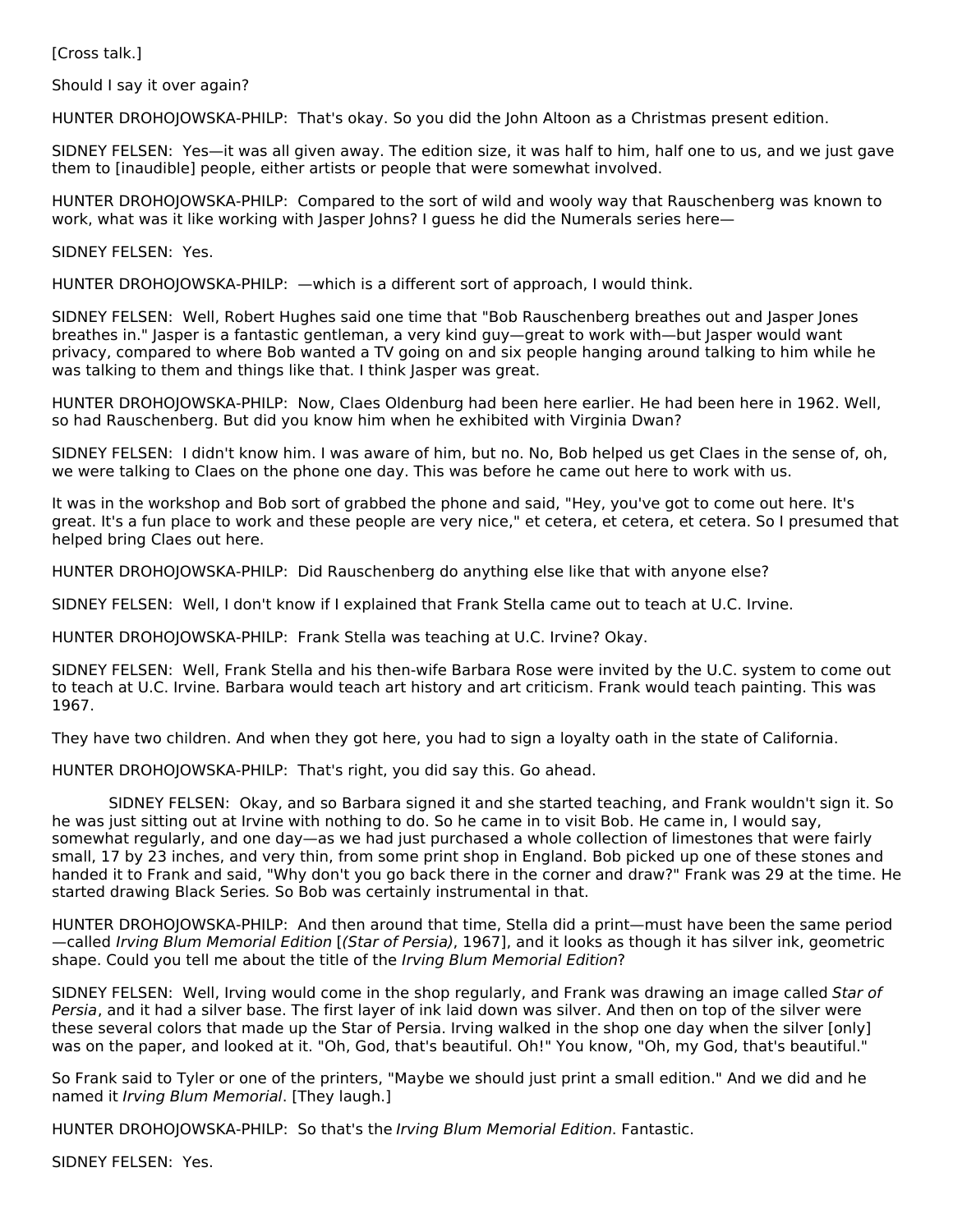[Cross talk.]

Should I say it over again?

HUNTER DROHOJOWSKA-PHILP: That's okay. So you did the John Altoon as a Christmas present edition.

SIDNEY FELSEN: Yes—it was all given away. The edition size, it was half to him, half one to us, and we just gave them to [inaudible] people, either artists or people that were somewhat involved.

HUNTER DROHOJOWSKA-PHILP: Compared to the sort of wild and wooly way that Rauschenberg was known to work, what was it like working with Jasper Johns? I guess he did the Numerals series here—

SIDNEY FELSEN: Yes.

HUNTER DROHOJOWSKA-PHILP: —which is a different sort of approach, I would think.

SIDNEY FELSEN: Well, Robert Hughes said one time that "Bob Rauschenberg breathes out and Jasper Jones breathes in." Jasper is a fantastic gentleman, a very kind guy—great to work with—but Jasper would want privacy, compared to where Bob wanted a TV going on and six people hanging around talking to him while he was talking to them and things like that. I think Jasper was great.

HUNTER DROHOJOWSKA-PHILP: Now, Claes Oldenburg had been here earlier. He had been here in 1962. Well, so had Rauschenberg. But did you know him when he exhibited with Virginia Dwan?

SIDNEY FELSEN: I didn't know him. I was aware of him, but no. No, Bob helped us get Claes in the sense of, oh, we were talking to Claes on the phone one day. This was before he came out here to work with us.

It was in the workshop and Bob sort of grabbed the phone and said, "Hey, you've got to come out here. It's great. It's a fun place to work and these people are very nice," et cetera, et cetera, et cetera. So I presumed that helped bring Claes out here.

HUNTER DROHOJOWSKA-PHILP: Did Rauschenberg do anything else like that with anyone else?

SIDNEY FELSEN: Well, I don't know if I explained that Frank Stella came out to teach at U.C. Irvine.

HUNTER DROHOJOWSKA-PHILP: Frank Stella was teaching at U.C. Irvine? Okay.

SIDNEY FELSEN: Well, Frank Stella and his then-wife Barbara Rose were invited by the U.C. system to come out to teach at U.C. Irvine. Barbara would teach art history and art criticism. Frank would teach painting. This was 1967.

They have two children. And when they got here, you had to sign a loyalty oath in the state of California.

HUNTER DROHOJOWSKA-PHILP: That's right, you did say this. Go ahead.

SIDNEY FELSEN: Okay, and so Barbara signed it and she started teaching, and Frank wouldn't sign it. So he was just sitting out at Irvine with nothing to do. So he came in to visit Bob. He came in, I would say, somewhat regularly, and one day—as we had just purchased a whole collection of limestones that were fairly small, 17 by 23 inches, and very thin, from some print shop in England. Bob picked up one of these stones and handed it to Frank and said, "Why don't you go back there in the corner and draw?" Frank was 29 at the time. He started drawing Black Series. So Bob was certainly instrumental in that.

HUNTER DROHOJOWSKA-PHILP: And then around that time, Stella did a print—must have been the same period —called *Irving Blum Memorial Edition* [*(Star of Persia)*, 1967], and it looks as though it has silver ink, geometric shape. Could you tell me about the title of the *Irving Blum Memorial Edition*?

SIDNEY FELSEN: Well, Irving would come in the shop regularly, and Frank was drawing an image called *Star of Persia*, and it had a silver base. The first layer of ink laid down was silver. And then on top of the silver were these several colors that made up the Star of Persia. Irving walked in the shop one day when the silver [only] was on the paper, and looked at it. "Oh, God, that's beautiful. Oh!" You know, "Oh, my God, that's beautiful."

So Frank said to Tyler or one of the printers, "Maybe we should just print a small edition." And we did and he named it *Irving Blum Memorial*. [They laugh.]

HUNTER DROHOJOWSKA-PHILP: So that's the *Irving Blum Memorial Edition*. Fantastic.

SIDNEY FELSEN: Yes.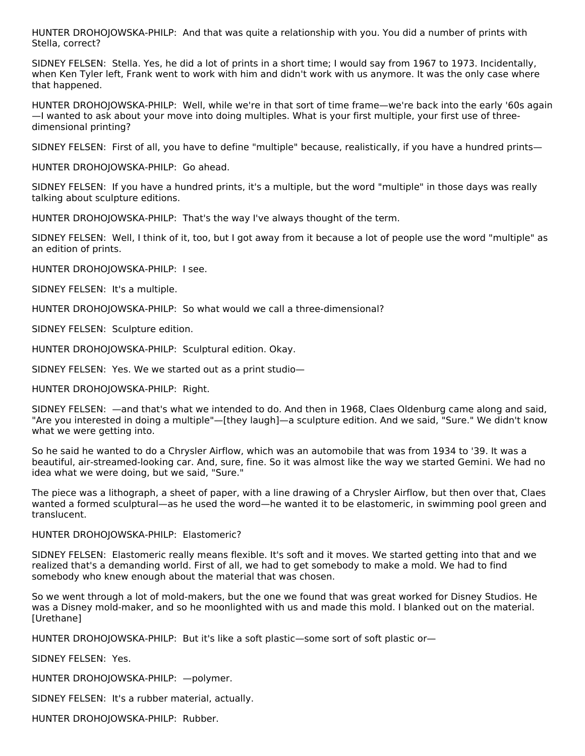HUNTER DROHOJOWSKA-PHILP: And that was quite a relationship with you. You did a number of prints with Stella, correct?

SIDNEY FELSEN: Stella. Yes, he did a lot of prints in a short time; I would say from 1967 to 1973. Incidentally, when Ken Tyler left, Frank went to work with him and didn't work with us anymore. It was the only case where that happened.

HUNTER DROHOJOWSKA-PHILP: Well, while we're in that sort of time frame—we're back into the early '60s again—I wanted to ask about your move into doing multiples. What is your first multiple, your first use of three-dimensional printing?

SIDNEY FELSEN: First of all, you have to define "multiple" because, realistically, if you have a hundred prints—

HUNTER DROHOJOWSKA-PHILP: Go ahead.

SIDNEY FELSEN: If you have a hundred prints, it's a multiple, but the word "multiple" in those days was really talking about sculpture editions.

HUNTER DROHOJOWSKA-PHILP: That's the way I've always thought of the term.

SIDNEY FELSEN: Well, I think of it, too, but I got away from it because a lot of people use the word "multiple" as an edition of prints.

HUNTER DROHOJOWSKA-PHILP: I see.

SIDNEY FELSEN: It's a multiple.

HUNTER DROHOJOWSKA-PHILP: So what would we call a three-dimensional?

SIDNEY FELSEN: Sculpture edition.

HUNTER DROHOJOWSKA-PHILP: Sculptural edition. Okay.

SIDNEY FELSEN: Yes. We we started out as a print studio—

HUNTER DROHOJOWSKA-PHILP: Right.

SIDNEY FELSEN: —and that's what we intended to do. And then in 1968, Claes Oldenburg came along and said, "Are you interested in doing a multiple"—[they laugh]—a sculpture edition. And we said, "Sure." We didn't know what we were getting into.

So he said he wanted to do a Chrysler Airflow, which was an automobile that was from 1934 to '39. It was a beautiful, air-streamed-looking car. And, sure, fine. So it was almost like the way we started Gemini. We had no idea what we were doing, but we said, "Sure."

The piece was a lithograph, a sheet of paper, with a line drawing of a Chrysler Airflow, but then over that, Claes wanted a formed sculptural—as he used the word—he wanted it to be elastomeric, in swimming pool green and translucent.

HUNTER DROHOJOWSKA-PHILP: Elastomeric?

SIDNEY FELSEN: Elastomeric really means flexible. It's soft and it moves. We started getting into that and we realized that's a demanding world. First of all, we had to get somebody to make a mold. We had to find somebody who knew enough about the material that was chosen.

So we went through a lot of mold-makers, but the one we found that was great worked for Disney Studios. He was a Disney mold-maker, and so he moonlighted with us and made this mold. I blanked out on the material. [Urethane]

HUNTER DROHOJOWSKA-PHILP: But it's like a soft plastic—some sort of soft plastic or—

SIDNEY FELSEN: Yes.

HUNTER DROHOJOWSKA-PHILP: —polymer.

SIDNEY FELSEN: It's a rubber material, actually.

HUNTER DROHOJOWSKA-PHILP: Rubber.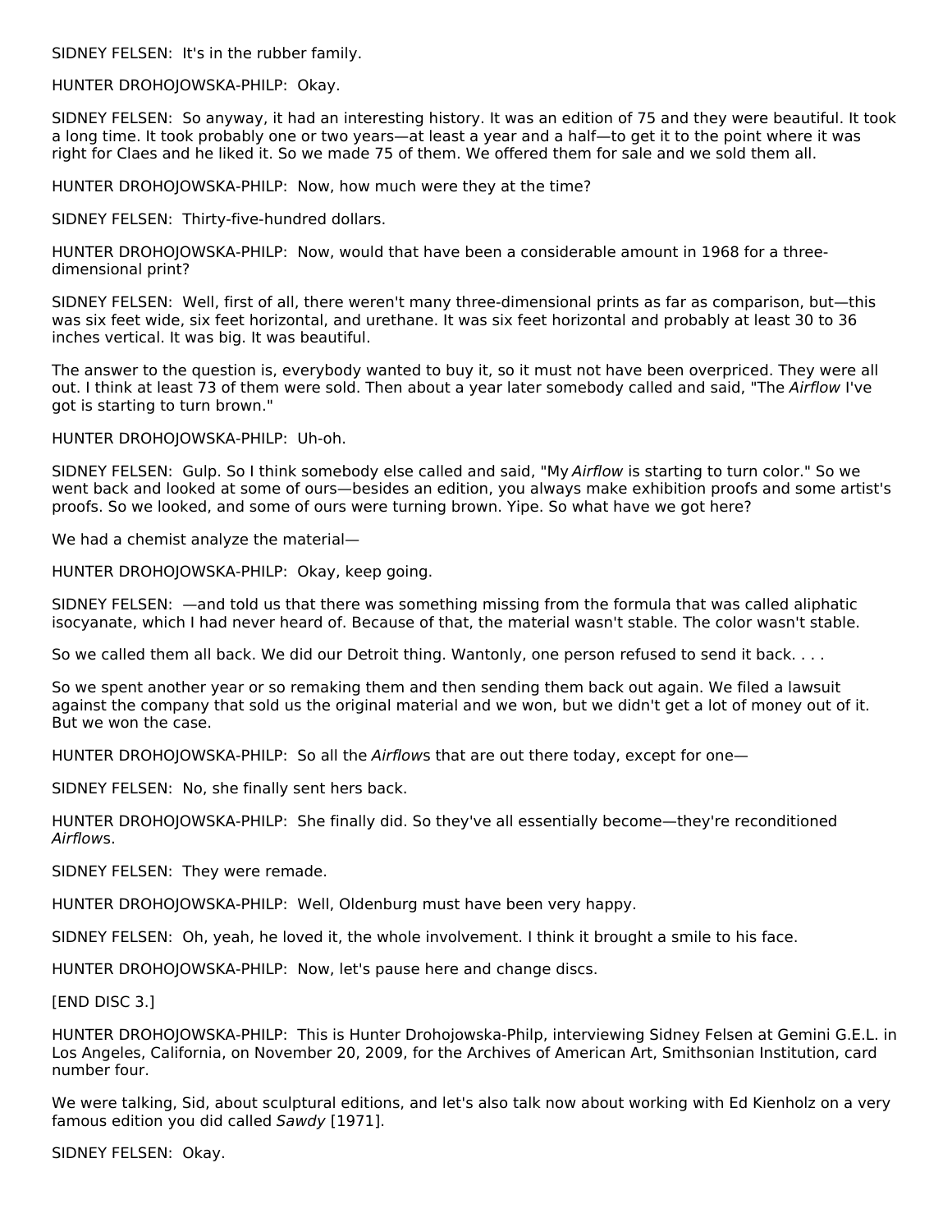SIDNEY FELSEN: It's in the rubber family.

HUNTER DROHOJOWSKA-PHILP: Okay.

SIDNEY FELSEN: So anyway, it had an interesting history. It was an edition of 75 and they were beautiful. It took a long time. It took probably one or two years—at least a year and a half—to get it to the point where it was right for Claes and he liked it. So we made 75 of them. We offered them for sale and we sold them all.

HUNTER DROHOJOWSKA-PHILP: Now, how much were they at the time?

SIDNEY FELSEN: Thirty-five-hundred dollars.

HUNTER DROHOJOWSKA-PHILP: Now, would that have been a considerable amount in 1968 for a three-dimensional print?

SIDNEY FELSEN: Well, first of all, there weren't many three-dimensional prints as far as comparison, but—this was six feet wide, six feet horizontal, and urethane. It was six feet horizontal and probably at least 30 to 36 inches vertical. It was big. It was beautiful.

The answer to the question is, everybody wanted to buy it, so it must not have been overpriced. They were all out. I think at least 73 of them were sold. Then about a year later somebody called and said, "The *Airflow* I've got is starting to turn brown."

HUNTER DROHOJOWSKA-PHILP: Uh-oh.

SIDNEY FELSEN: Gulp. So I think somebody else called and said, "My *Airflow* is starting to turn color." So we went back and looked at some of ours—besides an edition, you always make exhibition proofs and some artist's proofs. So we looked, and some of ours were turning brown. Yipe. So what have we got here?

We had a chemist analyze the material—

HUNTER DROHOJOWSKA-PHILP: Okay, keep going.

SIDNEY FELSEN: —and told us that there was something missing from the formula that was called aliphatic isocyanate, which I had never heard of. Because of that, the material wasn't stable. The color wasn't stable.

So we called them all back. We did our Detroit thing. Wantonly, one person refused to send it back. . . .

So we spent another year or so remaking them and then sending them back out again. We filed a lawsuit against the company that sold us the original material and we won, but we didn't get a lot of money out of it. But we won the case.

HUNTER DROHOJOWSKA-PHILP: So all the *Airflow*s that are out there today, except for one—

SIDNEY FELSEN: No, she finally sent hers back.

HUNTER DROHOJOWSKA-PHILP: She finally did. So they've all essentially become—they're reconditioned *Airflow*s.

SIDNEY FELSEN: They were remade.

HUNTER DROHOJOWSKA-PHILP: Well, Oldenburg must have been very happy.

SIDNEY FELSEN: Oh, yeah, he loved it, the whole involvement. I think it brought a smile to his face.

HUNTER DROHOJOWSKA-PHILP: Now, let's pause here and change discs.

[END DISC 3.]

HUNTER DROHOJOWSKA-PHILP: This is Hunter Drohojowska-Philp, interviewing Sidney Felsen at Gemini G.E.L. in Los Angeles, California, on November 20, 2009, for the Archives of American Art, Smithsonian Institution, card number four.

We were talking, Sid, about sculptural editions, and let's also talk now about working with Ed Kienholz on a very famous edition you did called *Sawdy* [1971].

SIDNEY FELSEN: Okay.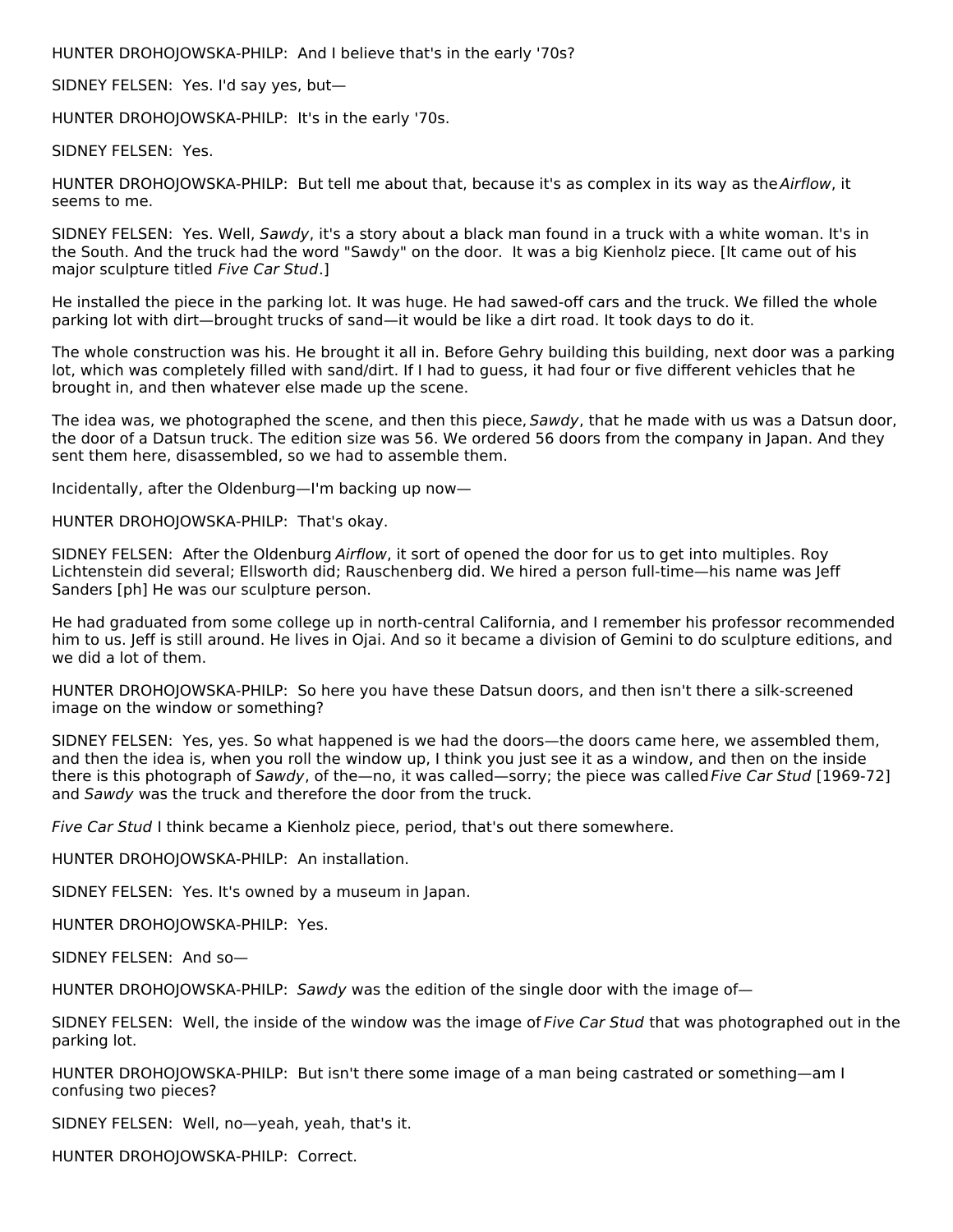HUNTER DROHOJOWSKA-PHILP: And I believe that's in the early '70s?

SIDNEY FELSEN: Yes. I'd say yes, but—

HUNTER DROHOJOWSKA-PHILP: It's in the early '70s.

SIDNEY FELSEN: Yes.

HUNTER DROHOJOWSKA-PHILP: But tell me about that, because it's as complex in its way as the *Airflow*, it seems to me.

SIDNEY FELSEN: Yes. Well, *Sawdy*, it's a story about a black man found in a truck with a white woman. It's in the South. And the truck had the word "Sawdy" on the door. It was a big Kienholz piece. [It came out of his major sculpture titled *Five Car Stud*.]

He installed the piece in the parking lot. It was huge. He had sawed-off cars and the truck. We filled the whole parking lot with dirt—brought trucks of sand—it would be like a dirt road. It took days to do it.

The whole construction was his. He brought it all in. Before Gehry building this building, next door was a parking lot, which was completely filled with sand/dirt. If I had to guess, it had four or five different vehicles that he brought in, and then whatever else made up the scene.

The idea was, we photographed the scene, and then this piece, *Sawdy*, that he made with us was a Datsun door, the door of a Datsun truck. The edition size was 56. We ordered 56 doors from the company in Japan. And they sent them here, disassembled, so we had to assemble them.

Incidentally, after the Oldenburg—I'm backing up now—

HUNTER DROHOJOWSKA-PHILP: That's okay.

SIDNEY FELSEN: After the Oldenburg *Airflow*, it sort of opened the door for us to get into multiples. Roy Lichtenstein did several; Ellsworth did; Rauschenberg did. We hired a person full-time—his name was Jeff Sanders [ph] He was our sculpture person.

He had graduated from some college up in north-central California, and I remember his professor recommended him to us. Jeff is still around. He lives in Ojai. And so it became a division of Gemini to do sculpture editions, and we did a lot of them.

HUNTER DROHOJOWSKA-PHILP: So here you have these Datsun doors, and then isn't there a silk-screened image on the window or something?

SIDNEY FELSEN: Yes, yes. So what happened is we had the doors—the doors came here, we assembled them, and then the idea is, when you roll the window up, I think you just see it as a window, and then on the inside there is this photograph of *Sawdy*, of the—no, it was called—sorry; the piece was called *Five Car Stud* [1969-72] and *Sawdy* was the truck and therefore the door from the truck.

*Five Car Stud* I think became a Kienholz piece, period, that's out there somewhere.

HUNTER DROHOJOWSKA-PHILP: An installation.

SIDNEY FELSEN: Yes. It's owned by a museum in Japan.

HUNTER DROHOJOWSKA-PHILP: Yes.

SIDNEY FELSEN: And so—

HUNTER DROHOJOWSKA-PHILP: *Sawdy* was the edition of the single door with the image of—

SIDNEY FELSEN: Well, the inside of the window was the image of *Five Car Stud* that was photographed out in the parking lot.

HUNTER DROHOJOWSKA-PHILP: But isn't there some image of a man being castrated or something—am I confusing two pieces?

SIDNEY FELSEN: Well, no—yeah, yeah, that's it.

HUNTER DROHOJOWSKA-PHILP: Correct.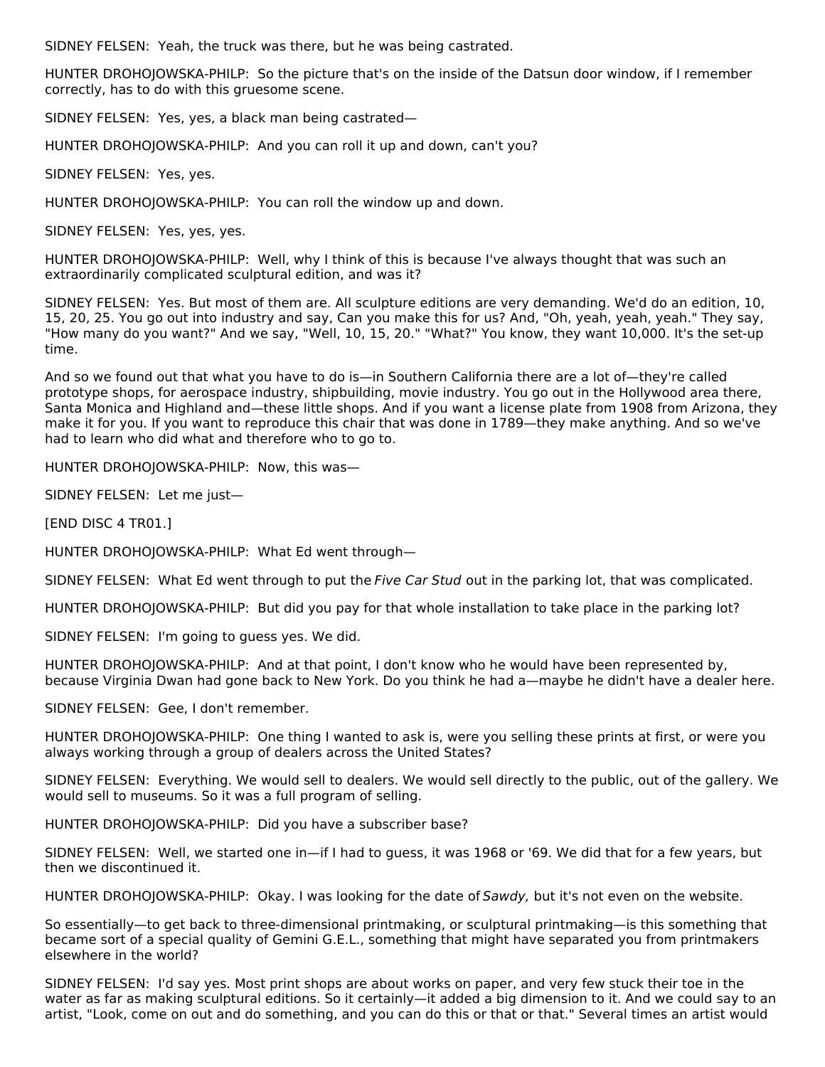SIDNEY FELSEN: Yeah, the truck was there, but he was being castrated.

HUNTER DROHOJOWSKA-PHILP: So the picture that's on the inside of the Datsun door window, if I remember correctly, has to do with this gruesome scene.

SIDNEY FELSEN: Yes, yes, a black man being castrated—

HUNTER DROHOJOWSKA-PHILP: And you can roll it up and down, can't you?

SIDNEY FELSEN: Yes, yes.

HUNTER DROHOJOWSKA-PHILP: You can roll the window up and down.

SIDNEY FELSEN: Yes, yes, yes.

HUNTER DROHOJOWSKA-PHILP: Well, why I think of this is because I've always thought that was such an extraordinarily complicated sculptural edition, and was it?

SIDNEY FELSEN: Yes. But most of them are. All sculpture editions are very demanding. We'd do an edition, 10, 15, 20, 25. You go out into industry and say, Can you make this for us? And, "Oh, yeah, yeah, yeah." They say, "How many do you want?" And we say, "Well, 10, 15, 20." "What?" You know, they want 10,000. It's the set-up time.

And so we found out that what you have to do is—in Southern California there are a lot of—they're called prototype shops, for aerospace industry, shipbuilding, movie industry. You go out in the Hollywood area there, Santa Monica and Highland and—these little shops. And if you want a license plate from 1908 from Arizona, they make it for you. If you want to reproduce this chair that was done in 1789—they make anything. And so we've had to learn who did what and therefore who to go to.

HUNTER DROHOJOWSKA-PHILP: Now, this was—

SIDNEY FELSEN: Let me just—

[END DISC 4 TR01.]

HUNTER DROHOJOWSKA-PHILP: What Ed went through—

SIDNEY FELSEN: What Ed went through to put the *Five Car Stud* out in the parking lot, that was complicated.

HUNTER DROHOJOWSKA-PHILP: But did you pay for that whole installation to take place in the parking lot?

SIDNEY FELSEN: I'm going to guess yes. We did.

HUNTER DROHOJOWSKA-PHILP: And at that point, I don't know who he would have been represented by, because Virginia Dwan had gone back to New York. Do you think he had a—maybe he didn't have a dealer here.

SIDNEY FELSEN: Gee, I don't remember.

HUNTER DROHOJOWSKA-PHILP: One thing I wanted to ask is, were you selling these prints at first, or were you always working through a group of dealers across the United States?

SIDNEY FELSEN: Everything. We would sell to dealers. We would sell directly to the public, out of the gallery. We would sell to museums. So it was a full program of selling.

HUNTER DROHOJOWSKA-PHILP: Did you have a subscriber base?

SIDNEY FELSEN: Well, we started one in—if I had to guess, it was 1968 or '69. We did that for a few years, but then we discontinued it.

HUNTER DROHOJOWSKA-PHILP: Okay. I was looking for the date of *Sawdy,* but it's not even on the website.

So essentially—to get back to three-dimensional printmaking, or sculptural printmaking—is this something that became sort of a special quality of Gemini G.E.L., something that might have separated you from printmakers elsewhere in the world?

SIDNEY FELSEN: I'd say yes. Most print shops are about works on paper, and very few stuck their toe in the water as far as making sculptural editions. So it certainly—it added a big dimension to it. And we could say to an artist, "Look, come on out and do something, and you can do this or that or that." Several times an artist would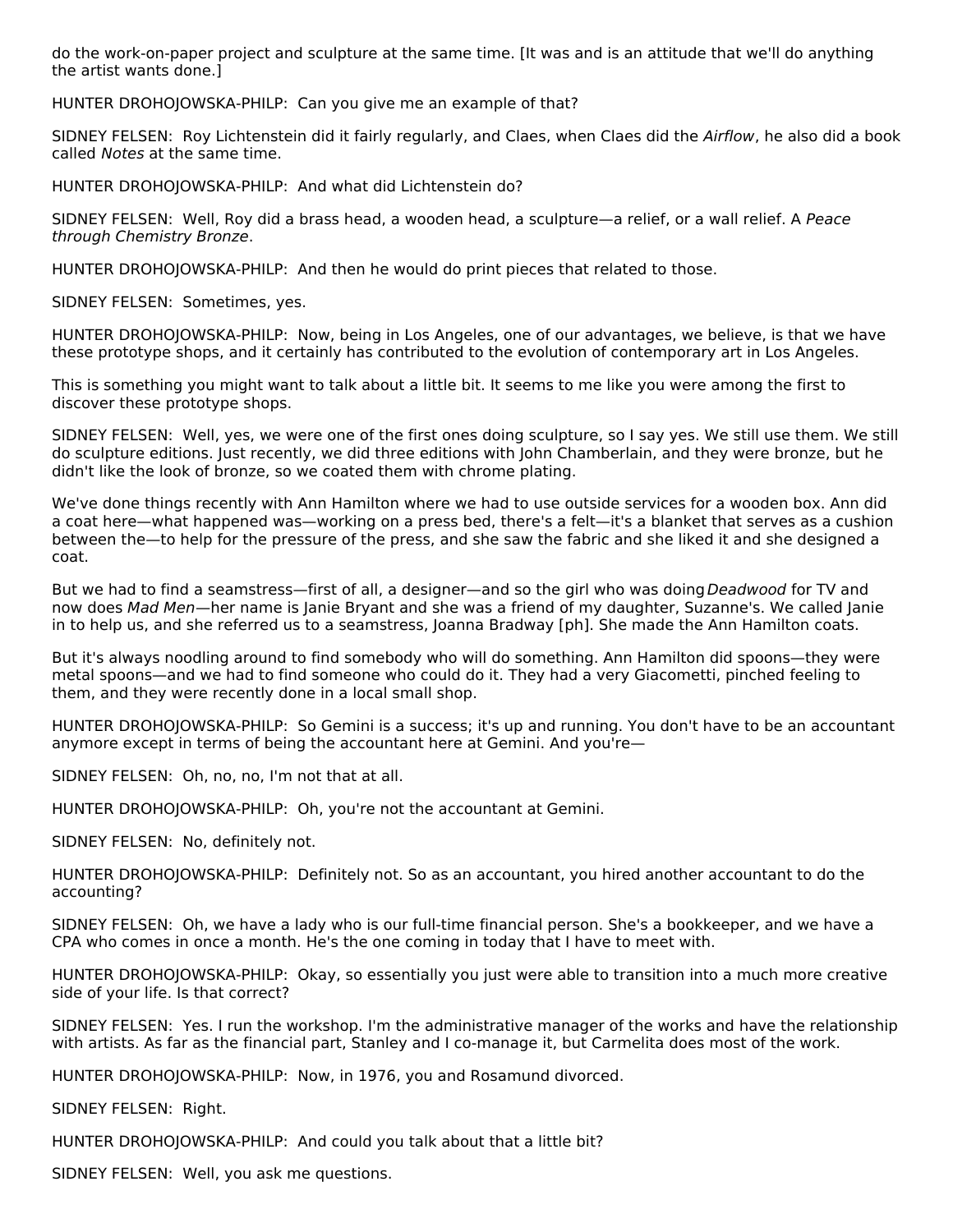do the work-on-paper project and sculpture at the same time. [It was and is an attitude that we'll do anything the artist wants done.]

HUNTER DROHOJOWSKA-PHILP: Can you give me an example of that?

SIDNEY FELSEN: Roy Lichtenstein did it fairly regularly, and Claes, when Claes did the *Airflow*, he also did a book called *Notes* at the same time.

HUNTER DROHOJOWSKA-PHILP: And what did Lichtenstein do?

SIDNEY FELSEN: Well, Roy did a brass head, a wooden head, a sculpture—a relief, or a wall relief. A *Peace through Chemistry Bronze*.

HUNTER DROHOJOWSKA-PHILP: And then he would do print pieces that related to those.

SIDNEY FELSEN: Sometimes, yes.

HUNTER DROHOJOWSKA-PHILP: Now, being in Los Angeles, one of our advantages, we believe, is that we have these prototype shops, and it certainly has contributed to the evolution of contemporary art in Los Angeles.

This is something you might want to talk about a little bit. It seems to me like you were among the first to discover these prototype shops.

SIDNEY FELSEN: Well, yes, we were one of the first ones doing sculpture, so I say yes. We still use them. We still do sculpture editions. Just recently, we did three editions with John Chamberlain, and they were bronze, but he didn't like the look of bronze, so we coated them with chrome plating.

We've done things recently with Ann Hamilton where we had to use outside services for a wooden box. Ann did a coat here—what happened was—working on a press bed, there's a felt—it's a blanket that serves as a cushion between the—to help for the pressure of the press, and she saw the fabric and she liked it and she designed a coat.

But we had to find a seamstress—first of all, a designer—and so the girl who was doing *Deadwood* for TV and now does *Mad Men*—her name is Janie Bryant and she was a friend of my daughter, Suzanne's. We called Janie in to help us, and she referred us to a seamstress, Joanna Bradway [ph]. She made the Ann Hamilton coats.

But it's always noodling around to find somebody who will do something. Ann Hamilton did spoons—they were metal spoons—and we had to find someone who could do it. They had a very Giacometti, pinched feeling to them, and they were recently done in a local small shop.

HUNTER DROHOJOWSKA-PHILP: So Gemini is a success; it's up and running. You don't have to be an accountant anymore except in terms of being the accountant here at Gemini. And you're—

SIDNEY FELSEN: Oh, no, no, I'm not that at all.

HUNTER DROHOJOWSKA-PHILP: Oh, you're not the accountant at Gemini.

SIDNEY FELSEN: No, definitely not.

HUNTER DROHOJOWSKA-PHILP: Definitely not. So as an accountant, you hired another accountant to do the accounting?

SIDNEY FELSEN: Oh, we have a lady who is our full-time financial person. She's a bookkeeper, and we have a CPA who comes in once a month. He's the one coming in today that I have to meet with.

HUNTER DROHOJOWSKA-PHILP: Okay, so essentially you just were able to transition into a much more creative side of your life. Is that correct?

SIDNEY FELSEN: Yes. I run the workshop. I'm the administrative manager of the works and have the relationship with artists. As far as the financial part, Stanley and I co-manage it, but Carmelita does most of the work.

HUNTER DROHOJOWSKA-PHILP: Now, in 1976, you and Rosamund divorced.

SIDNEY FELSEN: Right.

HUNTER DROHOJOWSKA-PHILP: And could you talk about that a little bit?

SIDNEY FELSEN: Well, you ask me questions.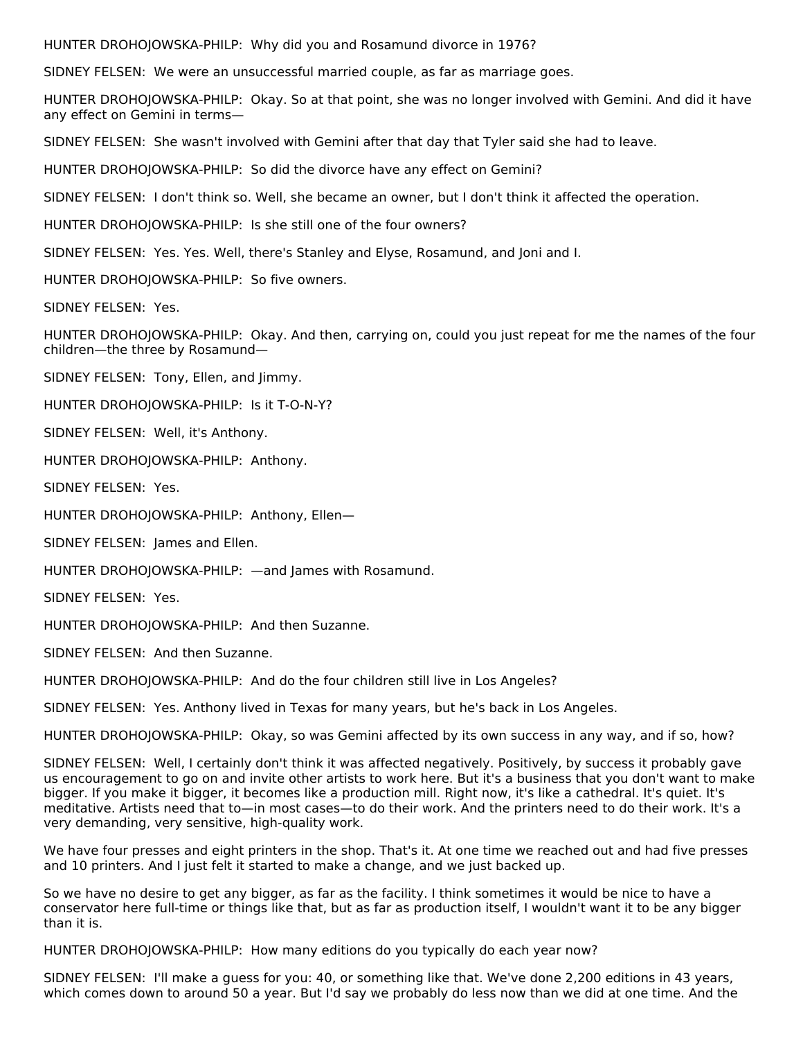HUNTER DROHOJOWSKA-PHILP: Why did you and Rosamund divorce in 1976?

SIDNEY FELSEN: We were an unsuccessful married couple, as far as marriage goes.

HUNTER DROHOJOWSKA-PHILP: Okay. So at that point, she was no longer involved with Gemini. And did it have any effect on Gemini in terms—

SIDNEY FELSEN: She wasn't involved with Gemini after that day that Tyler said she had to leave.

HUNTER DROHOJOWSKA-PHILP: So did the divorce have any effect on Gemini?

SIDNEY FELSEN: I don't think so. Well, she became an owner, but I don't think it affected the operation.

HUNTER DROHOJOWSKA-PHILP: Is she still one of the four owners?

SIDNEY FELSEN: Yes. Yes. Well, there's Stanley and Elyse, Rosamund, and Joni and I.

HUNTER DROHOJOWSKA-PHILP: So five owners.

SIDNEY FELSEN: Yes.

HUNTER DROHOJOWSKA-PHILP: Okay. And then, carrying on, could you just repeat for me the names of the four children—the three by Rosamund—

SIDNEY FELSEN: Tony, Ellen, and Jimmy.

HUNTER DROHOJOWSKA-PHILP: Is it T-O-N-Y?

SIDNEY FELSEN: Well, it's Anthony.

HUNTER DROHOJOWSKA-PHILP: Anthony.

SIDNEY FELSEN: Yes.

HUNTER DROHOJOWSKA-PHILP: Anthony, Ellen—

SIDNEY FELSEN: James and Ellen.

HUNTER DROHOJOWSKA-PHILP: —and James with Rosamund.

SIDNEY FELSEN: Yes.

HUNTER DROHOJOWSKA-PHILP: And then Suzanne.

SIDNEY FELSEN: And then Suzanne.

HUNTER DROHOJOWSKA-PHILP: And do the four children still live in Los Angeles?

SIDNEY FELSEN: Yes. Anthony lived in Texas for many years, but he's back in Los Angeles.

HUNTER DROHOJOWSKA-PHILP: Okay, so was Gemini affected by its own success in any way, and if so, how?

SIDNEY FELSEN: Well, I certainly don't think it was affected negatively. Positively, by success it probably gave us encouragement to go on and invite other artists to work here. But it's a business that you don't want to make bigger. If you make it bigger, it becomes like a production mill. Right now, it's like a cathedral. It's quiet. It's meditative. Artists need that to—in most cases—to do their work. And the printers need to do their work. It's a very demanding, very sensitive, high-quality work.

We have four presses and eight printers in the shop. That's it. At one time we reached out and had five presses and 10 printers. And I just felt it started to make a change, and we just backed up.

So we have no desire to get any bigger, as far as the facility. I think sometimes it would be nice to have a conservator here full-time or things like that, but as far as production itself, I wouldn't want it to be any bigger than it is.

HUNTER DROHOJOWSKA-PHILP: How many editions do you typically do each year now?

SIDNEY FELSEN: I'll make a guess for you: 40, or something like that. We've done 2,200 editions in 43 years, which comes down to around 50 a year. But I'd say we probably do less now than we did at one time. And the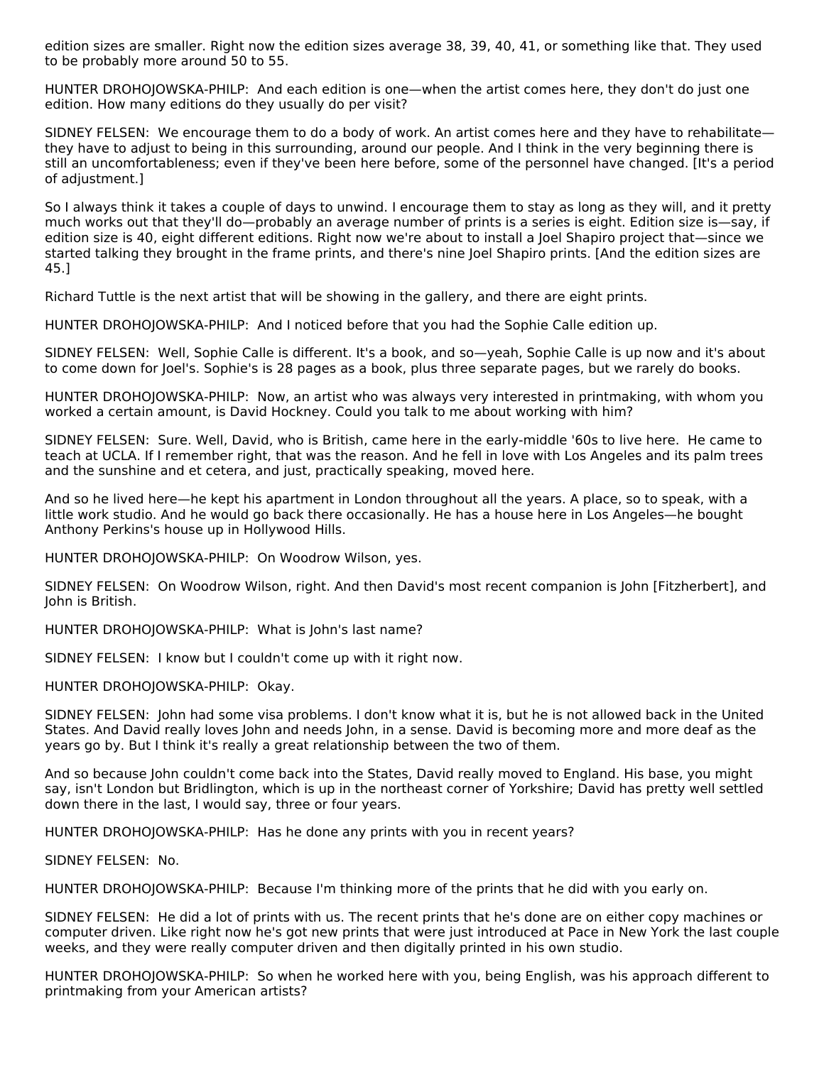edition sizes are smaller. Right now the edition sizes average 38, 39, 40, 41, or something like that. They used to be probably more around 50 to 55.

HUNTER DROHOJOWSKA-PHILP: And each edition is one—when the artist comes here, they don't do just one edition. How many editions do they usually do per visit?

SIDNEY FELSEN: We encourage them to do a body of work. An artist comes here and they have to rehabilitate—they have to adjust to being in this surrounding, around our people. And I think in the very beginning there is still an uncomfortableness; even if they've been here before, some of the personnel have changed. [It's a period of adjustment.]

So I always think it takes a couple of days to unwind. I encourage them to stay as long as they will, and it pretty much works out that they'll do—probably an average number of prints is a series is eight. Edition size is—say, if edition size is 40, eight different editions. Right now we're about to install a Joel Shapiro project that—since we started talking they brought in the frame prints, and there's nine Joel Shapiro prints. [And the edition sizes are 45.]

Richard Tuttle is the next artist that will be showing in the gallery, and there are eight prints.

HUNTER DROHOJOWSKA-PHILP: And I noticed before that you had the Sophie Calle edition up.

SIDNEY FELSEN: Well, Sophie Calle is different. It's a book, and so—yeah, Sophie Calle is up now and it's about to come down for Joel's. Sophie's is 28 pages as a book, plus three separate pages, but we rarely do books.

HUNTER DROHOJOWSKA-PHILP: Now, an artist who was always very interested in printmaking, with whom you worked a certain amount, is David Hockney. Could you talk to me about working with him?

SIDNEY FELSEN: Sure. Well, David, who is British, came here in the early-middle '60s to live here. He came to teach at UCLA. If I remember right, that was the reason. And he fell in love with Los Angeles and its palm trees and the sunshine and et cetera, and just, practically speaking, moved here.

And so he lived here—he kept his apartment in London throughout all the years. A place, so to speak, with a little work studio. And he would go back there occasionally. He has a house here in Los Angeles—he bought Anthony Perkins's house up in Hollywood Hills.

HUNTER DROHOJOWSKA-PHILP: On Woodrow Wilson, yes.

SIDNEY FELSEN: On Woodrow Wilson, right. And then David's most recent companion is John [Fitzherbert], and John is British.

HUNTER DROHOJOWSKA-PHILP: What is John's last name?

SIDNEY FELSEN: I know but I couldn't come up with it right now.

HUNTER DROHOJOWSKA-PHILP: Okay.

SIDNEY FELSEN: John had some visa problems. I don't know what it is, but he is not allowed back in the United States. And David really loves John and needs John, in a sense. David is becoming more and more deaf as the years go by. But I think it's really a great relationship between the two of them.

And so because John couldn't come back into the States, David really moved to England. His base, you might say, isn't London but Bridlington, which is up in the northeast corner of Yorkshire; David has pretty well settled down there in the last, I would say, three or four years.

HUNTER DROHOJOWSKA-PHILP: Has he done any prints with you in recent years?

SIDNEY FELSEN: No.

HUNTER DROHOJOWSKA-PHILP: Because I'm thinking more of the prints that he did with you early on.

SIDNEY FELSEN: He did a lot of prints with us. The recent prints that he's done are on either copy machines or computer driven. Like right now he's got new prints that were just introduced at Pace in New York the last couple weeks, and they were really computer driven and then digitally printed in his own studio.

HUNTER DROHOJOWSKA-PHILP: So when he worked here with you, being English, was his approach different to printmaking from your American artists?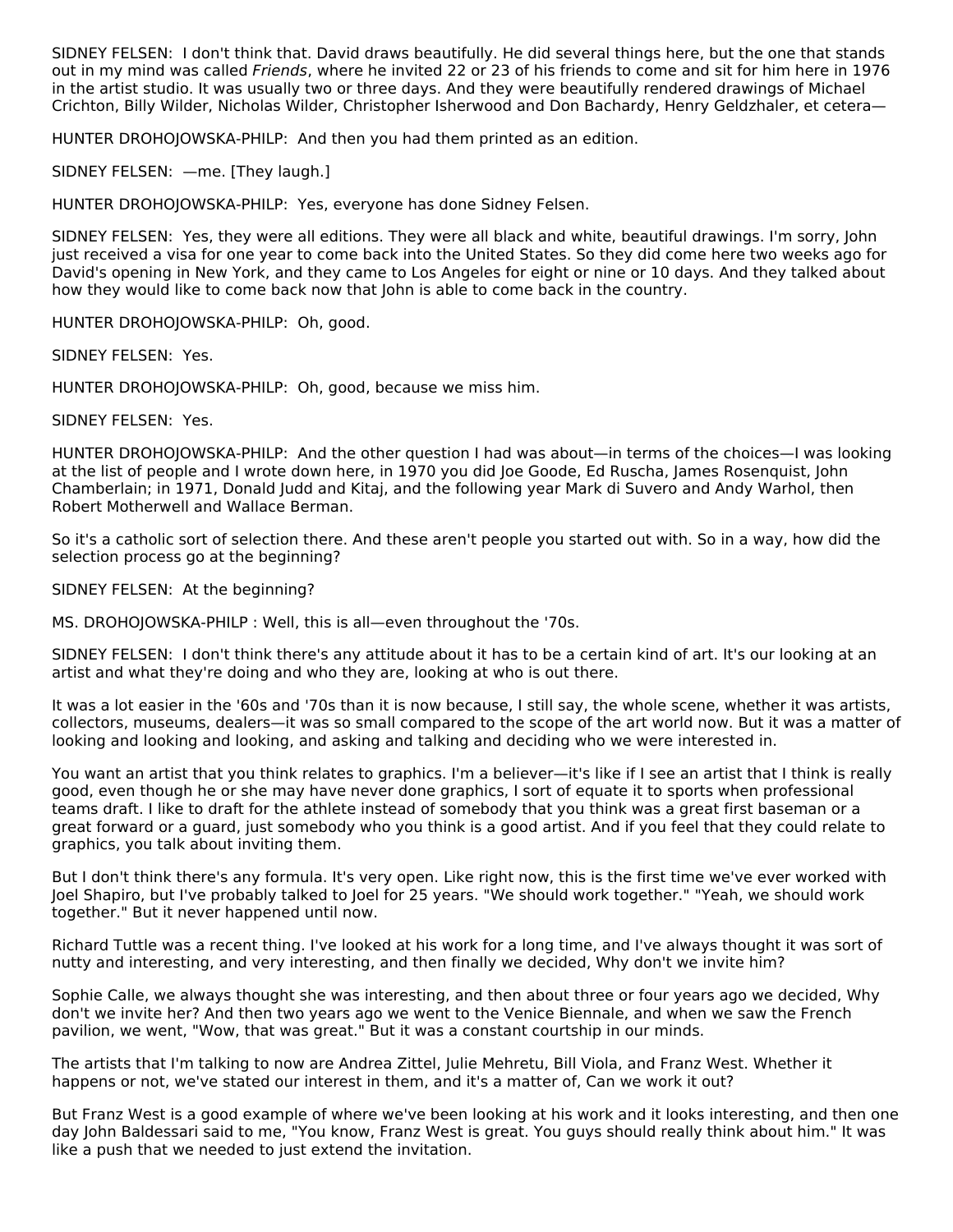SIDNEY FELSEN: I don't think that. David draws beautifully. He did several things here, but the one that stands out in my mind was called *Friends*, where he invited 22 or 23 of his friends to come and sit for him here in 1976 in the artist studio. It was usually two or three days. And they were beautifully rendered drawings of Michael Crichton, Billy Wilder, Nicholas Wilder, Christopher Isherwood and Don Bachardy, Henry Geldzhaler, et cetera—

HUNTER DROHOJOWSKA-PHILP: And then you had them printed as an edition.

SIDNEY FELSEN: —me. [They laugh.]

HUNTER DROHOJOWSKA-PHILP: Yes, everyone has done Sidney Felsen.

SIDNEY FELSEN: Yes, they were all editions. They were all black and white, beautiful drawings. I'm sorry, John just received a visa for one year to come back into the United States. So they did come here two weeks ago for David's opening in New York, and they came to Los Angeles for eight or nine or 10 days. And they talked about how they would like to come back now that John is able to come back in the country.

HUNTER DROHOJOWSKA-PHILP: Oh, good.

SIDNEY FELSEN: Yes.

HUNTER DROHOJOWSKA-PHILP: Oh, good, because we miss him.

SIDNEY FELSEN: Yes.

HUNTER DROHOJOWSKA-PHILP: And the other question I had was about—in terms of the choices—I was looking at the list of people and I wrote down here, in 1970 you did Joe Goode, Ed Ruscha, James Rosenquist, John Chamberlain; in 1971, Donald Judd and Kitaj, and the following year Mark di Suvero and Andy Warhol, then Robert Motherwell and Wallace Berman.

So it's a catholic sort of selection there. And these aren't people you started out with. So in a way, how did the selection process go at the beginning?

SIDNEY FELSEN: At the beginning?

MS. DROHOJOWSKA-PHILP : Well, this is all—even throughout the '70s.

SIDNEY FELSEN: I don't think there's any attitude about it has to be a certain kind of art. It's our looking at an artist and what they're doing and who they are, looking at who is out there.

It was a lot easier in the '60s and '70s than it is now because, I still say, the whole scene, whether it was artists, collectors, museums, dealers—it was so small compared to the scope of the art world now. But it was a matter of looking and looking and looking, and asking and talking and deciding who we were interested in.

You want an artist that you think relates to graphics. I'm a believer—it's like if I see an artist that I think is really good, even though he or she may have never done graphics, I sort of equate it to sports when professional teams draft. I like to draft for the athlete instead of somebody that you think was a great first baseman or a great forward or a guard, just somebody who you think is a good artist. And if you feel that they could relate to graphics, you talk about inviting them.

But I don't think there's any formula. It's very open. Like right now, this is the first time we've ever worked with Joel Shapiro, but I've probably talked to Joel for 25 years. "We should work together." "Yeah, we should work together." But it never happened until now.

Richard Tuttle was a recent thing. I've looked at his work for a long time, and I've always thought it was sort of nutty and interesting, and very interesting, and then finally we decided, Why don't we invite him?

Sophie Calle, we always thought she was interesting, and then about three or four years ago we decided, Why don't we invite her? And then two years ago we went to the Venice Biennale, and when we saw the French pavilion, we went, "Wow, that was great." But it was a constant courtship in our minds.

The artists that I'm talking to now are Andrea Zittel, Julie Mehretu, Bill Viola, and Franz West. Whether it happens or not, we've stated our interest in them, and it's a matter of, Can we work it out?

But Franz West is a good example of where we've been looking at his work and it looks interesting, and then one day John Baldessari said to me, "You know, Franz West is great. You guys should really think about him." It was like a push that we needed to just extend the invitation.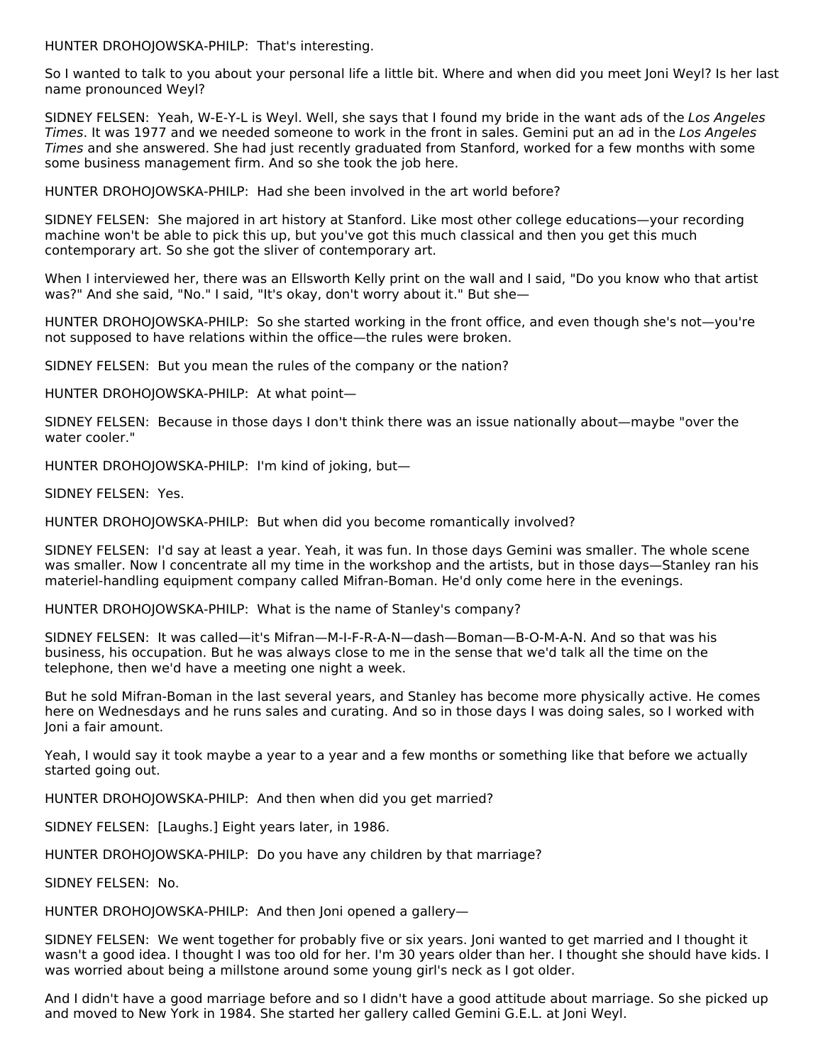HUNTER DROHOJOWSKA-PHILP: That's interesting.

So I wanted to talk to you about your personal life a little bit. Where and when did you meet Joni Weyl? Is her last name pronounced Weyl?

SIDNEY FELSEN: Yeah, W-E-Y-L is Weyl. Well, she says that I found my bride in the want ads of the *Los Angeles Times*. It was 1977 and we needed someone to work in the front in sales. Gemini put an ad in the *Los Angeles Times* and she answered. She had just recently graduated from Stanford, worked for a few months with some some business management firm. And so she took the job here.

HUNTER DROHOJOWSKA-PHILP: Had she been involved in the art world before?

SIDNEY FELSEN: She majored in art history at Stanford. Like most other college educations—your recording machine won't be able to pick this up, but you've got this much classical and then you get this much contemporary art. So she got the sliver of contemporary art.

When I interviewed her, there was an Ellsworth Kelly print on the wall and I said, "Do you know who that artist was?" And she said, "No." I said, "It's okay, don't worry about it." But she—

HUNTER DROHOJOWSKA-PHILP: So she started working in the front office, and even though she's not—you're not supposed to have relations within the office—the rules were broken.

SIDNEY FELSEN: But you mean the rules of the company or the nation?

HUNTER DROHOJOWSKA-PHILP: At what point—

SIDNEY FELSEN: Because in those days I don't think there was an issue nationally about—maybe "over the water cooler."

HUNTER DROHOJOWSKA-PHILP: I'm kind of joking, but—

SIDNEY FELSEN: Yes.

HUNTER DROHOJOWSKA-PHILP: But when did you become romantically involved?

SIDNEY FELSEN: I'd say at least a year. Yeah, it was fun. In those days Gemini was smaller. The whole scene was smaller. Now I concentrate all my time in the workshop and the artists, but in those days—Stanley ran his materiel-handling equipment company called Mifran-Boman. He'd only come here in the evenings.

HUNTER DROHOJOWSKA-PHILP: What is the name of Stanley's company?

SIDNEY FELSEN: It was called—it's Mifran—M-I-F-R-A-N—dash—Boman—B-O-M-A-N. And so that was his business, his occupation. But he was always close to me in the sense that we'd talk all the time on the telephone, then we'd have a meeting one night a week.

But he sold Mifran-Boman in the last several years, and Stanley has become more physically active. He comes here on Wednesdays and he runs sales and curating. And so in those days I was doing sales, so I worked with Joni a fair amount.

Yeah, I would say it took maybe a year to a year and a few months or something like that before we actually started going out.

HUNTER DROHOJOWSKA-PHILP: And then when did you get married?

SIDNEY FELSEN: [Laughs.] Eight years later, in 1986.

HUNTER DROHOJOWSKA-PHILP: Do you have any children by that marriage?

SIDNEY FELSEN: No.

HUNTER DROHOJOWSKA-PHILP: And then Joni opened a gallery—

SIDNEY FELSEN: We went together for probably five or six years. Joni wanted to get married and I thought it wasn't a good idea. I thought I was too old for her. I'm 30 years older than her. I thought she should have kids. I was worried about being a millstone around some young girl's neck as I got older.

And I didn't have a good marriage before and so I didn't have a good attitude about marriage. So she picked up and moved to New York in 1984. She started her gallery called Gemini G.E.L. at Joni Weyl.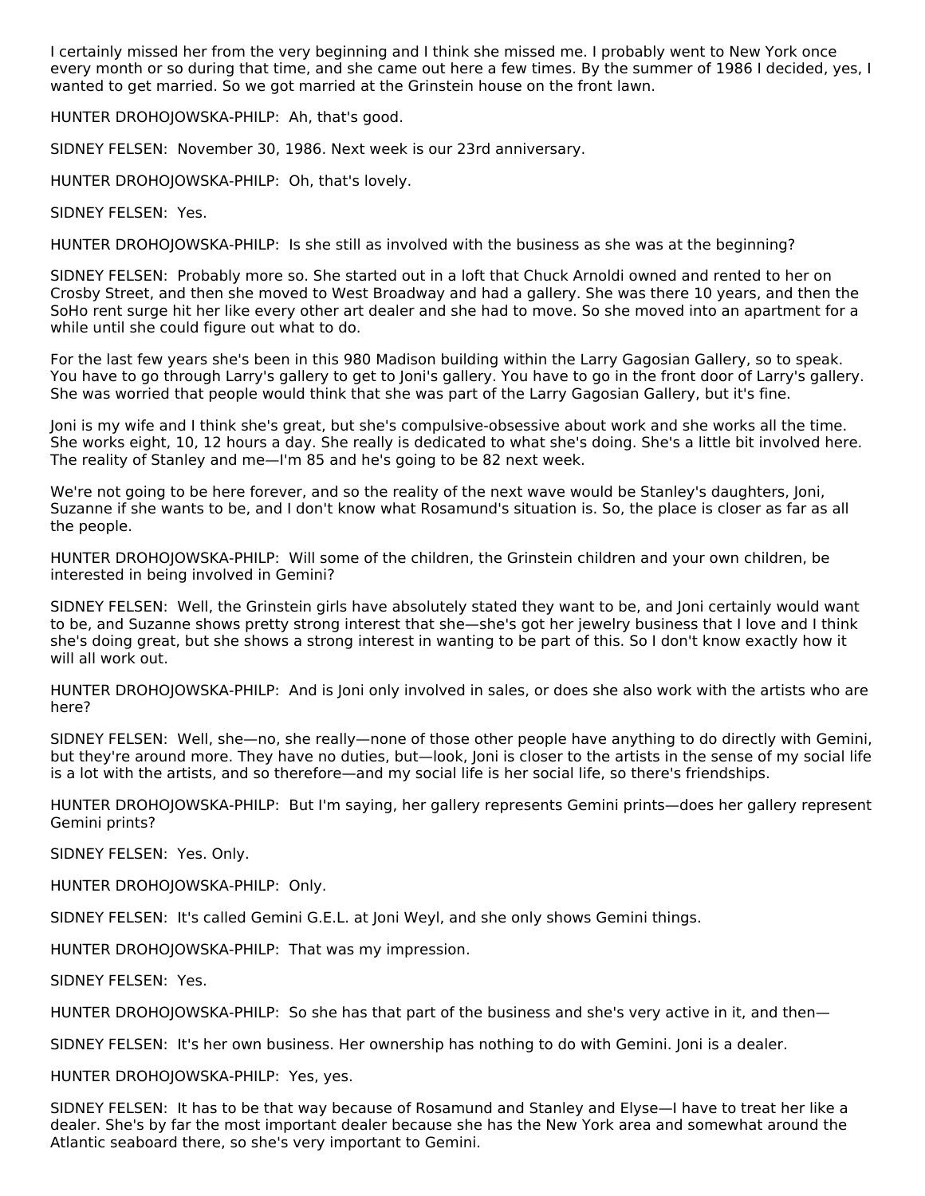I certainly missed her from the very beginning and I think she missed me. I probably went to New York once every month or so during that time, and she came out here a few times. By the summer of 1986 I decided, yes, I wanted to get married. So we got married at the Grinstein house on the front lawn.

HUNTER DROHOJOWSKA-PHILP: Ah, that's good.

SIDNEY FELSEN: November 30, 1986. Next week is our 23rd anniversary.

HUNTER DROHOJOWSKA-PHILP: Oh, that's lovely.

SIDNEY FELSEN: Yes.

HUNTER DROHOJOWSKA-PHILP: Is she still as involved with the business as she was at the beginning?

SIDNEY FELSEN: Probably more so. She started out in a loft that Chuck Arnoldi owned and rented to her on Crosby Street, and then she moved to West Broadway and had a gallery. She was there 10 years, and then the SoHo rent surge hit her like every other art dealer and she had to move. So she moved into an apartment for a while until she could figure out what to do.

For the last few years she's been in this 980 Madison building within the Larry Gagosian Gallery, so to speak. You have to go through Larry's gallery to get to Joni's gallery. You have to go in the front door of Larry's gallery. She was worried that people would think that she was part of the Larry Gagosian Gallery, but it's fine.

Joni is my wife and I think she's great, but she's compulsive-obsessive about work and she works all the time. She works eight, 10, 12 hours a day. She really is dedicated to what she's doing. She's a little bit involved here. The reality of Stanley and me—I'm 85 and he's going to be 82 next week.

We're not going to be here forever, and so the reality of the next wave would be Stanley's daughters, Joni, Suzanne if she wants to be, and I don't know what Rosamund's situation is. So, the place is closer as far as all the people.

HUNTER DROHOJOWSKA-PHILP: Will some of the children, the Grinstein children and your own children, be interested in being involved in Gemini?

SIDNEY FELSEN: Well, the Grinstein girls have absolutely stated they want to be, and Joni certainly would want to be, and Suzanne shows pretty strong interest that she—she's got her jewelry business that I love and I think she's doing great, but she shows a strong interest in wanting to be part of this. So I don't know exactly how it will all work out.

HUNTER DROHOJOWSKA-PHILP: And is Joni only involved in sales, or does she also work with the artists who are here?

SIDNEY FELSEN: Well, she—no, she really—none of those other people have anything to do directly with Gemini, but they're around more. They have no duties, but—look, Joni is closer to the artists in the sense of my social life is a lot with the artists, and so therefore—and my social life is her social life, so there's friendships.

HUNTER DROHOJOWSKA-PHILP: But I'm saying, her gallery represents Gemini prints—does her gallery represent Gemini prints?

SIDNEY FELSEN: Yes. Only.

HUNTER DROHOJOWSKA-PHILP: Only.

SIDNEY FELSEN: It's called Gemini G.E.L. at Joni Weyl, and she only shows Gemini things.

HUNTER DROHOJOWSKA-PHILP: That was my impression.

SIDNEY FELSEN: Yes.

HUNTER DROHOJOWSKA-PHILP: So she has that part of the business and she's very active in it, and then—

SIDNEY FELSEN: It's her own business. Her ownership has nothing to do with Gemini. Joni is a dealer.

HUNTER DROHOJOWSKA-PHILP: Yes, yes.

SIDNEY FELSEN: It has to be that way because of Rosamund and Stanley and Elyse—I have to treat her like a dealer. She's by far the most important dealer because she has the New York area and somewhat around the Atlantic seaboard there, so she's very important to Gemini.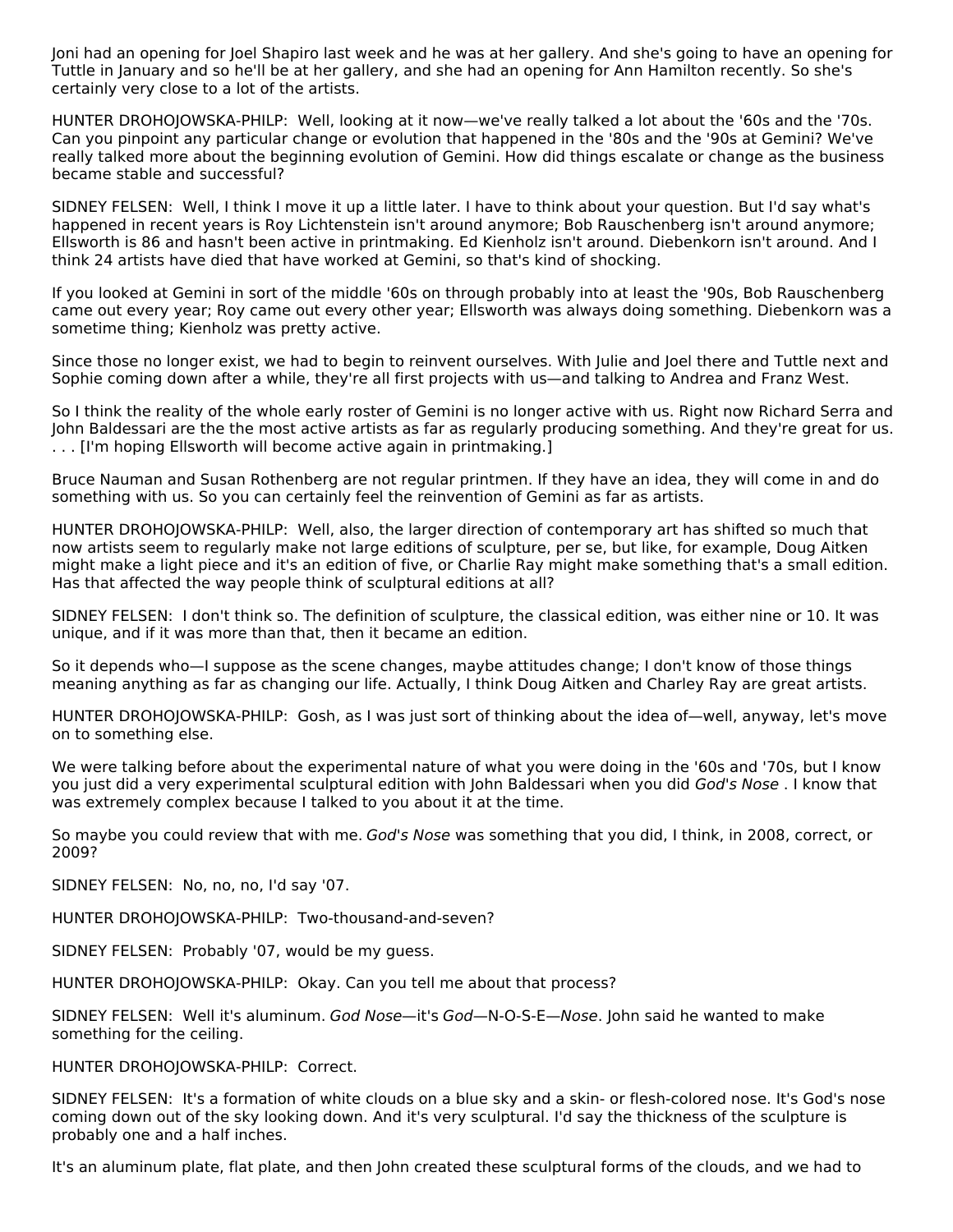Joni had an opening for Joel Shapiro last week and he was at her gallery. And she's going to have an opening for Tuttle in January and so he'll be at her gallery, and she had an opening for Ann Hamilton recently. So she's certainly very close to a lot of the artists.

HUNTER DROHOJOWSKA-PHILP: Well, looking at it now—we've really talked a lot about the '60s and the '70s. Can you pinpoint any particular change or evolution that happened in the '80s and the '90s at Gemini? We've really talked more about the beginning evolution of Gemini. How did things escalate or change as the business became stable and successful?

SIDNEY FELSEN: Well, I think I move it up a little later. I have to think about your question. But I'd say what's happened in recent years is Roy Lichtenstein isn't around anymore; Bob Rauschenberg isn't around anymore; Ellsworth is 86 and hasn't been active in printmaking. Ed Kienholz isn't around. Diebenkorn isn't around. And I think 24 artists have died that have worked at Gemini, so that's kind of shocking.

If you looked at Gemini in sort of the middle '60s on through probably into at least the '90s, Bob Rauschenberg came out every year; Roy came out every other year; Ellsworth was always doing something. Diebenkorn was a sometime thing; Kienholz was pretty active.

Since those no longer exist, we had to begin to reinvent ourselves. With Julie and Joel there and Tuttle next and Sophie coming down after a while, they're all first projects with us—and talking to Andrea and Franz West.

So I think the reality of the whole early roster of Gemini is no longer active with us. Right now Richard Serra and John Baldessari are the the most active artists as far as regularly producing something. And they're great for us. . . . [I'm hoping Ellsworth will become active again in printmaking.]

Bruce Nauman and Susan Rothenberg are not regular printmen. If they have an idea, they will come in and do something with us. So you can certainly feel the reinvention of Gemini as far as artists.

HUNTER DROHOJOWSKA-PHILP: Well, also, the larger direction of contemporary art has shifted so much that now artists seem to regularly make not large editions of sculpture, per se, but like, for example, Doug Aitken might make a light piece and it's an edition of five, or Charlie Ray might make something that's a small edition. Has that affected the way people think of sculptural editions at all?

SIDNEY FELSEN: I don't think so. The definition of sculpture, the classical edition, was either nine or 10. It was unique, and if it was more than that, then it became an edition.

So it depends who—I suppose as the scene changes, maybe attitudes change; I don't know of those things meaning anything as far as changing our life. Actually, I think Doug Aitken and Charley Ray are great artists.

HUNTER DROHOJOWSKA-PHILP: Gosh, as I was just sort of thinking about the idea of—well, anyway, let's move on to something else.

We were talking before about the experimental nature of what you were doing in the '60s and '70s, but I know you just did a very experimental sculptural edition with John Baldessari when you did *God's Nose* . I know that was extremely complex because I talked to you about it at the time.

So maybe you could review that with me. *God's Nose* was something that you did, I think, in 2008, correct, or 2009?

SIDNEY FELSEN: No, no, no, I'd say '07.

HUNTER DROHOJOWSKA-PHILP: Two-thousand-and-seven?

SIDNEY FELSEN: Probably '07, would be my guess.

HUNTER DROHOJOWSKA-PHILP: Okay. Can you tell me about that process?

SIDNEY FELSEN: Well it's aluminum. *God Nose*—it's *God*—N-O-S-E—*Nose*. John said he wanted to make something for the ceiling.

HUNTER DROHOJOWSKA-PHILP: Correct.

SIDNEY FELSEN: It's a formation of white clouds on a blue sky and a skin- or flesh-colored nose. It's God's nose coming down out of the sky looking down. And it's very sculptural. I'd say the thickness of the sculpture is probably one and a half inches.

It's an aluminum plate, flat plate, and then John created these sculptural forms of the clouds, and we had to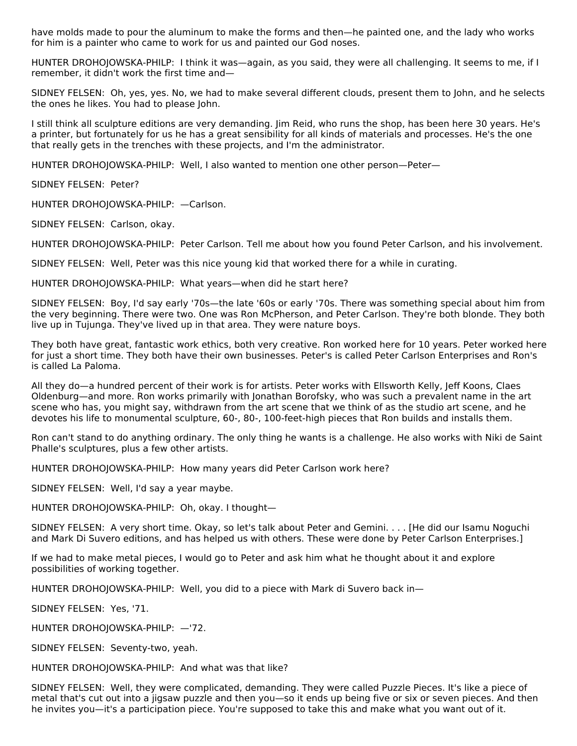have molds made to pour the aluminum to make the forms and then—he painted one, and the lady who works for him is a painter who came to work for us and painted our God noses.

HUNTER DROHOJOWSKA-PHILP: I think it was—again, as you said, they were all challenging. It seems to me, if I remember, it didn't work the first time and—

SIDNEY FELSEN: Oh, yes, yes. No, we had to make several different clouds, present them to John, and he selects the ones he likes. You had to please John.

I still think all sculpture editions are very demanding. Jim Reid, who runs the shop, has been here 30 years. He's a printer, but fortunately for us he has a great sensibility for all kinds of materials and processes. He's the one that really gets in the trenches with these projects, and I'm the administrator.

HUNTER DROHOJOWSKA-PHILP: Well, I also wanted to mention one other person—Peter—

SIDNEY FELSEN: Peter?

HUNTER DROHOJOWSKA-PHILP: —Carlson.

SIDNEY FELSEN: Carlson, okay.

HUNTER DROHOJOWSKA-PHILP: Peter Carlson. Tell me about how you found Peter Carlson, and his involvement.

SIDNEY FELSEN: Well, Peter was this nice young kid that worked there for a while in curating.

HUNTER DROHOJOWSKA-PHILP: What years—when did he start here?

SIDNEY FELSEN: Boy, I'd say early '70s—the late '60s or early '70s. There was something special about him from the very beginning. There were two. One was Ron McPherson, and Peter Carlson. They're both blonde. They both live up in Tujunga. They've lived up in that area. They were nature boys.

They both have great, fantastic work ethics, both very creative. Ron worked here for 10 years. Peter worked here for just a short time. They both have their own businesses. Peter's is called Peter Carlson Enterprises and Ron's is called La Paloma.

All they do—a hundred percent of their work is for artists. Peter works with Ellsworth Kelly, Jeff Koons, Claes Oldenburg—and more. Ron works primarily with Jonathan Borofsky, who was such a prevalent name in the art scene who has, you might say, withdrawn from the art scene that we think of as the studio art scene, and he devotes his life to monumental sculpture, 60-, 80-, 100-feet-high pieces that Ron builds and installs them.

Ron can't stand to do anything ordinary. The only thing he wants is a challenge. He also works with Niki de Saint Phalle's sculptures, plus a few other artists.

HUNTER DROHOJOWSKA-PHILP: How many years did Peter Carlson work here?

SIDNEY FELSEN: Well, I'd say a year maybe.

HUNTER DROHOJOWSKA-PHILP: Oh, okay. I thought—

SIDNEY FELSEN: A very short time. Okay, so let's talk about Peter and Gemini. . . . [He did our Isamu Noguchi and Mark Di Suvero editions, and has helped us with others. These were done by Peter Carlson Enterprises.]

If we had to make metal pieces, I would go to Peter and ask him what he thought about it and explore possibilities of working together.

HUNTER DROHOJOWSKA-PHILP: Well, you did to a piece with Mark di Suvero back in—

SIDNEY FELSEN: Yes, '71.

HUNTER DROHOJOWSKA-PHILP: —'72.

SIDNEY FELSEN: Seventy-two, yeah.

HUNTER DROHOJOWSKA-PHILP: And what was that like?

SIDNEY FELSEN: Well, they were complicated, demanding. They were called Puzzle Pieces. It's like a piece of metal that's cut out into a jigsaw puzzle and then you—so it ends up being five or six or seven pieces. And then he invites you—it's a participation piece. You're supposed to take this and make what you want out of it.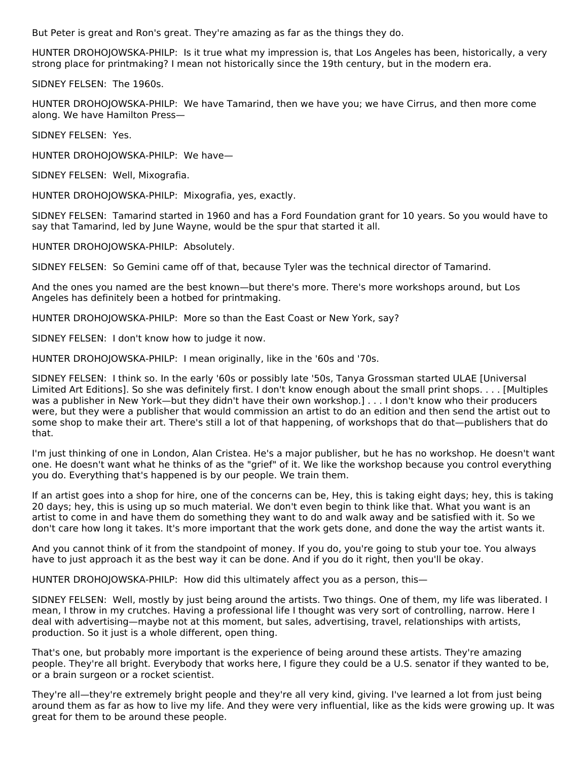But Peter is great and Ron's great. They're amazing as far as the things they do.

HUNTER DROHOJOWSKA-PHILP: Is it true what my impression is, that Los Angeles has been, historically, a very strong place for printmaking? I mean not historically since the 19th century, but in the modern era.

SIDNEY FELSEN: The 1960s.

HUNTER DROHOJOWSKA-PHILP: We have Tamarind, then we have you; we have Cirrus, and then more come along. We have Hamilton Press—

SIDNEY FELSEN: Yes.

HUNTER DROHOJOWSKA-PHILP: We have—

SIDNEY FELSEN: Well, Mixografia.

HUNTER DROHOJOWSKA-PHILP: Mixografia, yes, exactly.

SIDNEY FELSEN: Tamarind started in 1960 and has a Ford Foundation grant for 10 years. So you would have to say that Tamarind, led by June Wayne, would be the spur that started it all.

HUNTER DROHOJOWSKA-PHILP: Absolutely.

SIDNEY FELSEN: So Gemini came off of that, because Tyler was the technical director of Tamarind.

And the ones you named are the best known—but there's more. There's more workshops around, but Los Angeles has definitely been a hotbed for printmaking.

HUNTER DROHOJOWSKA-PHILP: More so than the East Coast or New York, say?

SIDNEY FELSEN: I don't know how to judge it now.

HUNTER DROHOJOWSKA-PHILP: I mean originally, like in the '60s and '70s.

SIDNEY FELSEN: I think so. In the early '60s or possibly late '50s, Tanya Grossman started ULAE [Universal Limited Art Editions]. So she was definitely first. I don't know enough about the small print shops. . . . [Multiples was a publisher in New York—but they didn't have their own workshop.] . . . I don't know who their producers were, but they were a publisher that would commission an artist to do an edition and then send the artist out to some shop to make their art. There's still a lot of that happening, of workshops that do that—publishers that do that.

I'm just thinking of one in London, Alan Cristea. He's a major publisher, but he has no workshop. He doesn't want one. He doesn't want what he thinks of as the "grief" of it. We like the workshop because you control everything you do. Everything that's happened is by our people. We train them.

If an artist goes into a shop for hire, one of the concerns can be, Hey, this is taking eight days; hey, this is taking 20 days; hey, this is using up so much material. We don't even begin to think like that. What you want is an artist to come in and have them do something they want to do and walk away and be satisfied with it. So we don't care how long it takes. It's more important that the work gets done, and done the way the artist wants it.

And you cannot think of it from the standpoint of money. If you do, you're going to stub your toe. You always have to just approach it as the best way it can be done. And if you do it right, then you'll be okay.

HUNTER DROHOJOWSKA-PHILP: How did this ultimately affect you as a person, this—

SIDNEY FELSEN: Well, mostly by just being around the artists. Two things. One of them, my life was liberated. I mean, I throw in my crutches. Having a professional life I thought was very sort of controlling, narrow. Here I deal with advertising—maybe not at this moment, but sales, advertising, travel, relationships with artists, production. So it just is a whole different, open thing.

That's one, but probably more important is the experience of being around these artists. They're amazing people. They're all bright. Everybody that works here, I figure they could be a U.S. senator if they wanted to be, or a brain surgeon or a rocket scientist.

They're all—they're extremely bright people and they're all very kind, giving. I've learned a lot from just being around them as far as how to live my life. And they were very influential, like as the kids were growing up. It was great for them to be around these people.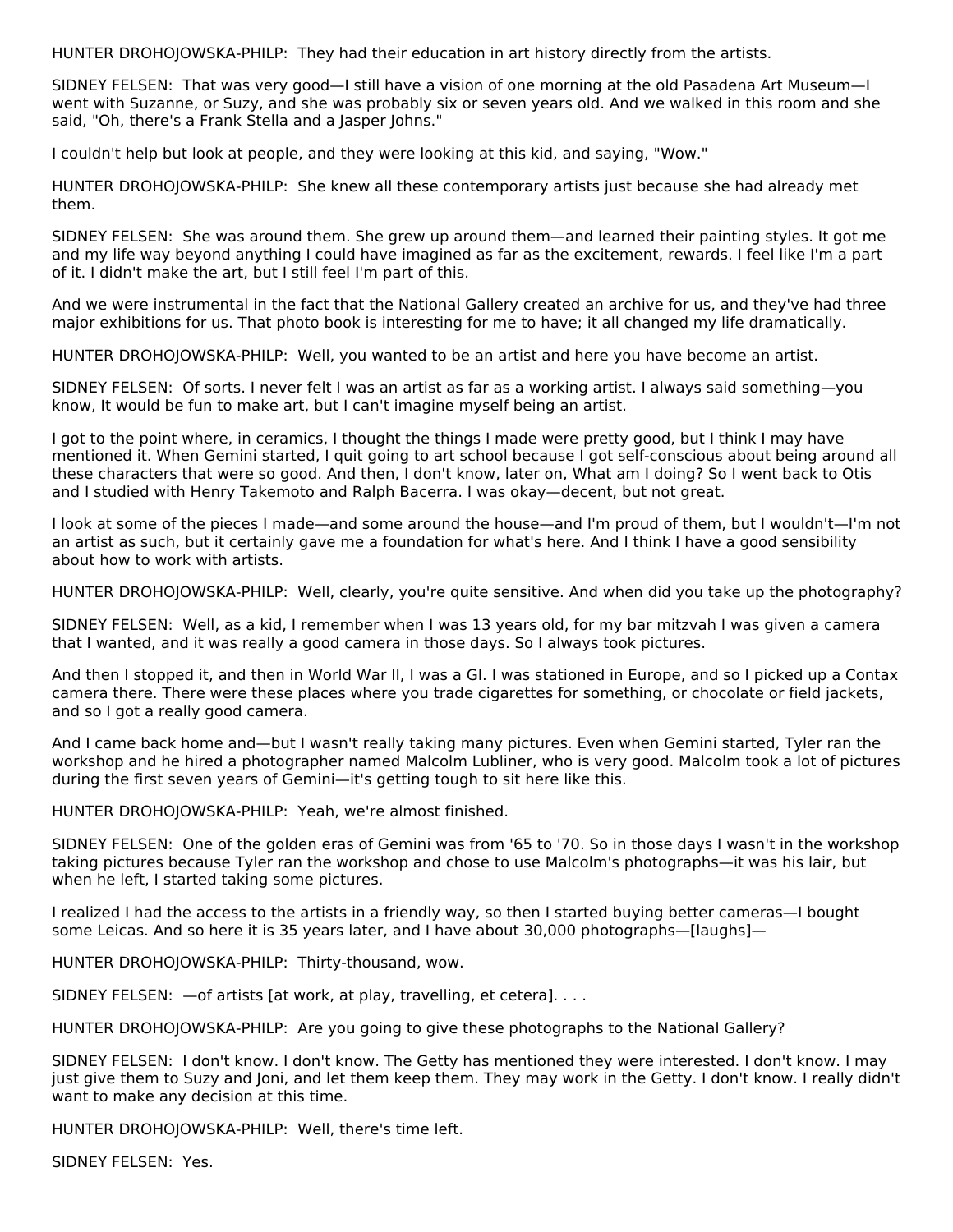HUNTER DROHOJOWSKA-PHILP: They had their education in art history directly from the artists.

SIDNEY FELSEN: That was very good—I still have a vision of one morning at the old Pasadena Art Museum—I went with Suzanne, or Suzy, and she was probably six or seven years old. And we walked in this room and she said, "Oh, there's a Frank Stella and a Jasper Johns."

I couldn't help but look at people, and they were looking at this kid, and saying, "Wow."

HUNTER DROHOJOWSKA-PHILP: She knew all these contemporary artists just because she had already met them.

SIDNEY FELSEN: She was around them. She grew up around them—and learned their painting styles. It got me and my life way beyond anything I could have imagined as far as the excitement, rewards. I feel like I'm a part of it. I didn't make the art, but I still feel I'm part of this.

And we were instrumental in the fact that the National Gallery created an archive for us, and they've had three major exhibitions for us. That photo book is interesting for me to have; it all changed my life dramatically.

HUNTER DROHOJOWSKA-PHILP: Well, you wanted to be an artist and here you have become an artist.

SIDNEY FELSEN: Of sorts. I never felt I was an artist as far as a working artist. I always said something—you know, It would be fun to make art, but I can't imagine myself being an artist.

I got to the point where, in ceramics, I thought the things I made were pretty good, but I think I may have mentioned it. When Gemini started, I quit going to art school because I got self-conscious about being around all these characters that were so good. And then, I don't know, later on, What am I doing? So I went back to Otis and I studied with Henry Takemoto and Ralph Bacerra. I was okay—decent, but not great.

I look at some of the pieces I made—and some around the house—and I'm proud of them, but I wouldn't—I'm not an artist as such, but it certainly gave me a foundation for what's here. And I think I have a good sensibility about how to work with artists.

HUNTER DROHOJOWSKA-PHILP: Well, clearly, you're quite sensitive. And when did you take up the photography?

SIDNEY FELSEN: Well, as a kid, I remember when I was 13 years old, for my bar mitzvah I was given a camera that I wanted, and it was really a good camera in those days. So I always took pictures.

And then I stopped it, and then in World War II, I was a GI. I was stationed in Europe, and so I picked up a Contax camera there. There were these places where you trade cigarettes for something, or chocolate or field jackets, and so I got a really good camera.

And I came back home and—but I wasn't really taking many pictures. Even when Gemini started, Tyler ran the workshop and he hired a photographer named Malcolm Lubliner, who is very good. Malcolm took a lot of pictures during the first seven years of Gemini—it's getting tough to sit here like this.

HUNTER DROHOJOWSKA-PHILP: Yeah, we're almost finished.

SIDNEY FELSEN: One of the golden eras of Gemini was from '65 to '70. So in those days I wasn't in the workshop taking pictures because Tyler ran the workshop and chose to use Malcolm's photographs—it was his lair, but when he left, I started taking some pictures.

I realized I had the access to the artists in a friendly way, so then I started buying better cameras—I bought some Leicas. And so here it is 35 years later, and I have about 30,000 photographs—[laughs]—

HUNTER DROHOJOWSKA-PHILP: Thirty-thousand, wow.

SIDNEY FELSEN: —of artists [at work, at play, travelling, et cetera]. . . .

HUNTER DROHOJOWSKA-PHILP: Are you going to give these photographs to the National Gallery?

SIDNEY FELSEN: I don't know. I don't know. The Getty has mentioned they were interested. I don't know. I may just give them to Suzy and Joni, and let them keep them. They may work in the Getty. I don't know. I really didn't want to make any decision at this time.

HUNTER DROHOJOWSKA-PHILP: Well, there's time left.

SIDNEY FELSEN: Yes.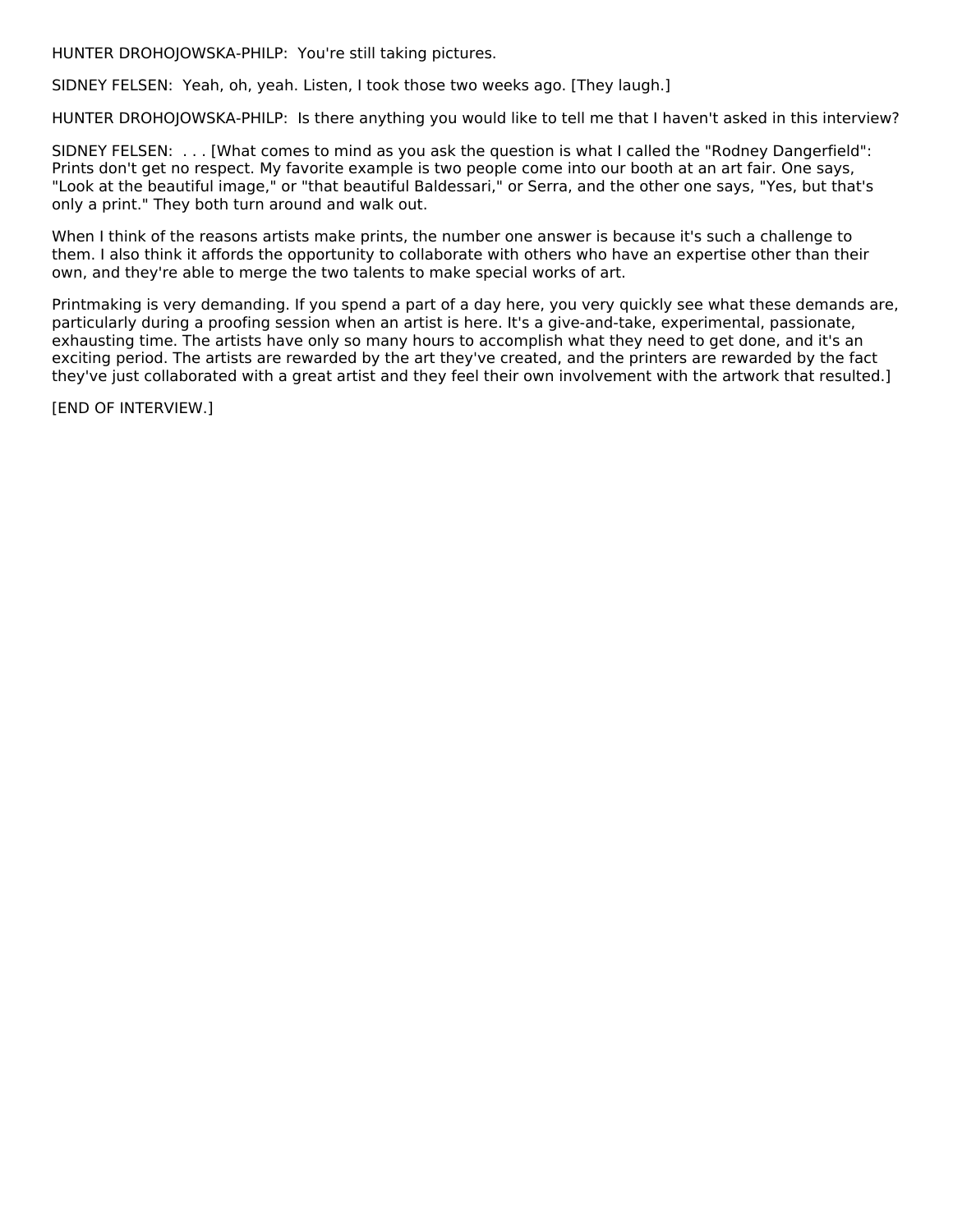HUNTER DROHOJOWSKA-PHILP:  You're still taking pictures.

SIDNEY FELSEN:  Yeah, oh, yeah. Listen, I took those two weeks ago. [They laugh.]

HUNTER DROHOJOWSKA-PHILP:  Is there anything you would like to tell me that I haven't asked in this interview?

SIDNEY FELSEN:  . . . [What comes to mind as you ask the question is what I called the "Rodney Dangerfield": Prints don't get no respect. My favorite example is two people come into our booth at an art fair. One says, "Look at the beautiful image," or "that beautiful Baldessari," or Serra, and the other one says, "Yes, but that's only a print." They both turn around and walk out.

When I think of the reasons artists make prints, the number one answer is because it's such a challenge to them. I also think it affords the opportunity to collaborate with others who have an expertise other than their own, and they're able to merge the two talents to make special works of art.

Printmaking is very demanding. If you spend a part of a day here, you very quickly see what these demands are, particularly during a proofing session when an artist is here. It's a give-and-take, experimental, passionate, exhausting time. The artists have only so many hours to accomplish what they need to get done, and it's an exciting period. The artists are rewarded by the art they've created, and the printers are rewarded by the fact they've just collaborated with a great artist and they feel their own involvement with the artwork that resulted.]

[END OF INTERVIEW.]